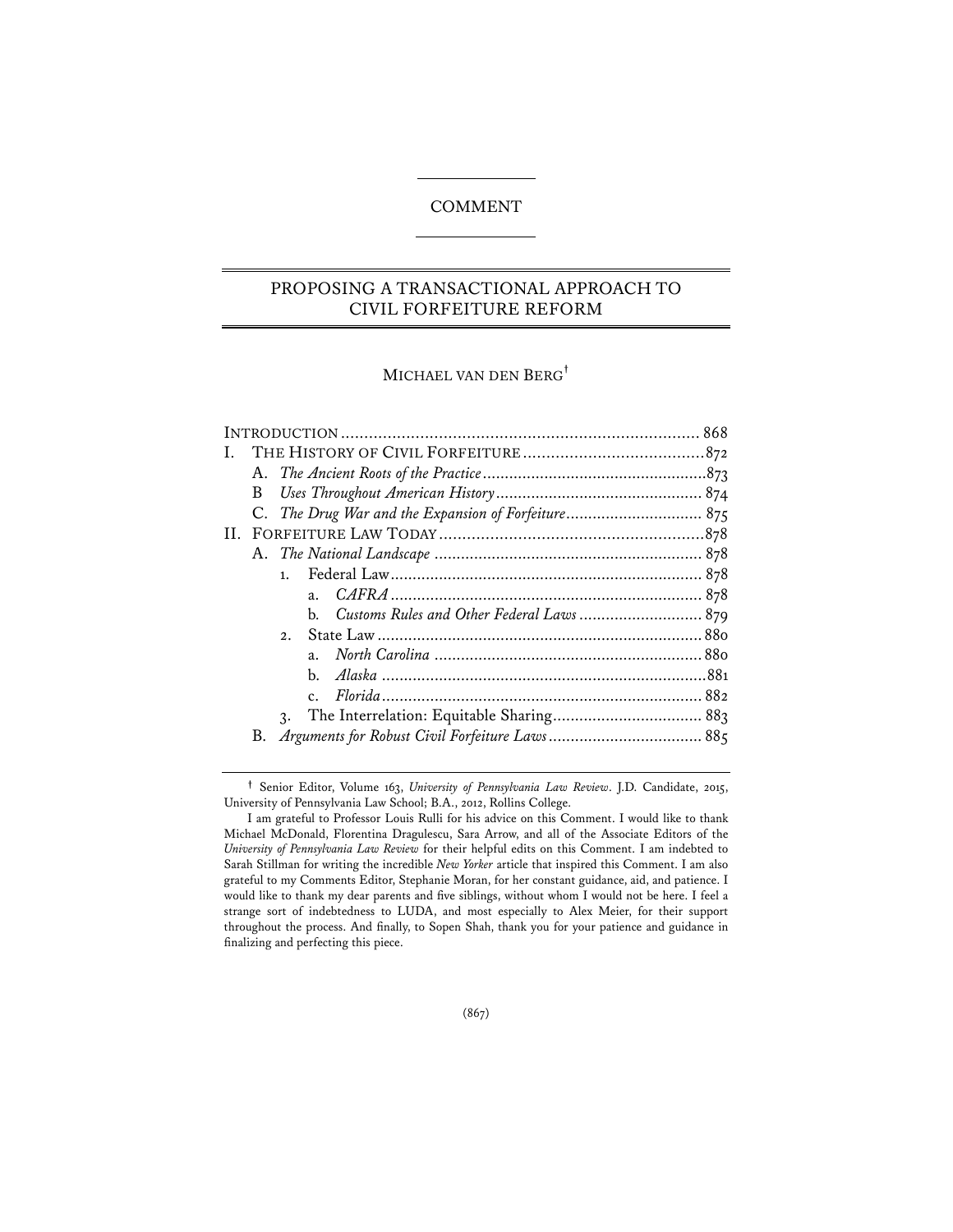COMMENT

# PROPOSING A TRANSACTIONAL APPROACH TO CIVIL FORFEITURE REFORM

MICHAEL VAN DEN BERG†

INTRODUCTION .................................................................................. 868
I. THE HISTORY OF CIVIL FORFEITURE .......................................... 872
   A. *The Ancient Roots of the Practice* ............................................ 873
   B *Uses Throughout American History* ........................................... 874
   C. *The Drug War and the Expansion of Forfeiture* ........................ 875
II. FORFEITURE LAW TODAY ............................................................. 878
   A. *The National Landscape* ......................................................... 878
      1. Federal Law ........................................................................ 878
         a. *CAFRA* ........................................................................ 878
         b. *Customs Rules and Other Federal Laws* .............................. 879
      2. State Law ............................................................................ 880
         a. *North Carolina* ............................................................. 880
         b. *Alaska* ......................................................................... 881
         c. *Florida* ......................................................................... 882
      3. The Interrelation: Equitable Sharing ........................................ 883
   B. *Arguments for Robust Civil Forfeiture Laws* ............................. 885

† Senior Editor, Volume 163, *University of Pennsylvania Law Review*. J.D. Candidate, 2015, University of Pennsylvania Law School; B.A., 2012, Rollins College.

I am grateful to Professor Louis Rulli for his advice on this Comment. I would like to thank Michael McDonald, Florentina Dragulescu, Sara Arrow, and all of the Associate Editors of the *University of Pennsylvania Law Review* for their helpful edits on this Comment. I am indebted to Sarah Stillman for writing the incredible *New Yorker* article that inspired this Comment. I am also grateful to my Comments Editor, Stephanie Moran, for her constant guidance, aid, and patience. I would like to thank my dear parents and five siblings, without whom I would not be here. I feel a strange sort of indebtedness to LUDA, and most especially to Alex Meier, for their support throughout the process. And finally, to Sopen Shah, thank you for your patience and guidance in finalizing and perfecting this piece.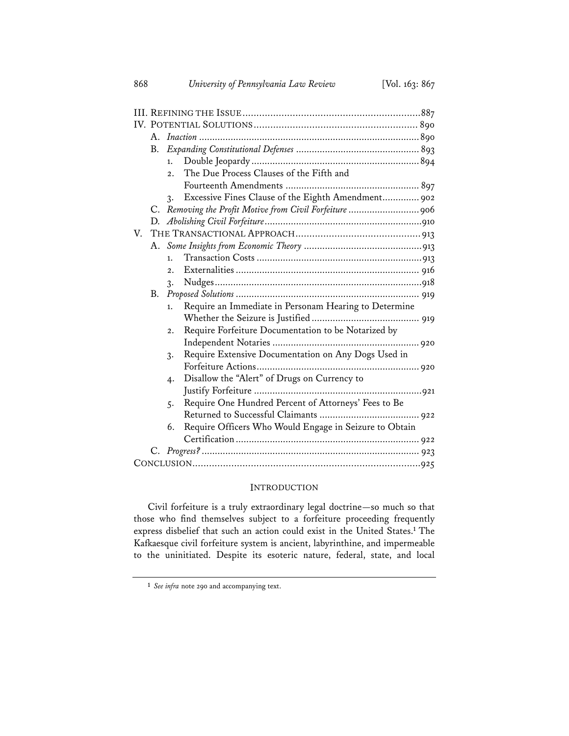III. REFINING THE ISSUE ........................................................................ 887
IV. POTENTIAL SOLUTIONS ........................................................................ 890
  A. *Inaction* ........................................................................ 890
  B. *Expanding Constitutional Defenses* ........................................................................ 893
    1. Double Jeopardy ........................................................................ 894
    2. The Due Process Clauses of the Fifth and Fourteenth Amendments ........................................................................ 897
    3. Excessive Fines Clause of the Eighth Amendment ........................................................................ 902
  C. *Removing the Profit Motive from Civil Forfeiture* ........................................................................ 906
  D. *Abolishing Civil Forfeiture* ........................................................................ 910
V. THE TRANSACTIONAL APPROACH ........................................................................ 913
  A. *Some Insights from Economic Theory* ........................................................................ 913
    1. Transaction Costs ........................................................................ 913
    2. Externalities ........................................................................ 916
    3. Nudges ........................................................................ 918
  B. *Proposed Solutions* ........................................................................ 919
    1. Require an Immediate in Personam Hearing to Determine Whether the Seizure is Justified ........................................................................ 919
    2. Require Forfeiture Documentation to be Notarized by Independent Notaries ........................................................................ 920
    3. Require Extensive Documentation on Any Dogs Used in Forfeiture Actions ........................................................................ 920
    4. Disallow the "Alert" of Drugs on Currency to Justify Forfeiture ........................................................................ 921
    5. Require One Hundred Percent of Attorneys' Fees to Be Returned to Successful Claimants ........................................................................ 922
    6. Require Officers Who Would Engage in Seizure to Obtain Certification ........................................................................ 922
  C. *Progress?* ........................................................................ 923
CONCLUSION ........................................................................ 925

## INTRODUCTION

Civil forfeiture is a truly extraordinary legal doctrine—so much so that those who find themselves subject to a forfeiture proceeding frequently express disbelief that such an action could exist in the United States.[1] The Kafkaesque civil forfeiture system is ancient, labyrinthine, and impermeable to the uninitiated. Despite its esoteric nature, federal, state, and local

[1] *See infra* note 290 and accompanying text.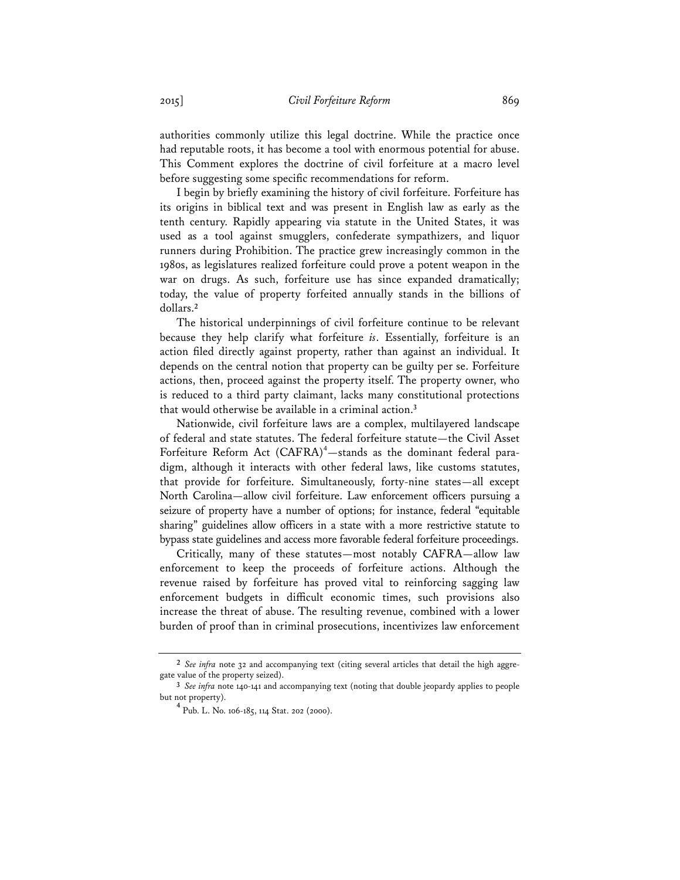authorities commonly utilize this legal doctrine. While the practice once had reputable roots, it has become a tool with enormous potential for abuse. This Comment explores the doctrine of civil forfeiture at a macro level before suggesting some specific recommendations for reform.

I begin by briefly examining the history of civil forfeiture. Forfeiture has its origins in biblical text and was present in English law as early as the tenth century. Rapidly appearing via statute in the United States, it was used as a tool against smugglers, confederate sympathizers, and liquor runners during Prohibition. The practice grew increasingly common in the 1980s, as legislatures realized forfeiture could prove a potent weapon in the war on drugs. As such, forfeiture use has since expanded dramatically; today, the value of property forfeited annually stands in the billions of dollars.[2]

The historical underpinnings of civil forfeiture continue to be relevant because they help clarify what forfeiture *is*. Essentially, forfeiture is an action filed directly against property, rather than against an individual. It depends on the central notion that property can be guilty per se. Forfeiture actions, then, proceed against the property itself. The property owner, who is reduced to a third party claimant, lacks many constitutional protections that would otherwise be available in a criminal action.[3]

Nationwide, civil forfeiture laws are a complex, multilayered landscape of federal and state statutes. The federal forfeiture statute—the Civil Asset Forfeiture Reform Act (CAFRA)[4]—stands as the dominant federal paradigm, although it interacts with other federal laws, like customs statutes, that provide for forfeiture. Simultaneously, forty-nine states—all except North Carolina—allow civil forfeiture. Law enforcement officers pursuing a seizure of property have a number of options; for instance, federal "equitable sharing" guidelines allow officers in a state with a more restrictive statute to bypass state guidelines and access more favorable federal forfeiture proceedings.

Critically, many of these statutes—most notably CAFRA—allow law enforcement to keep the proceeds of forfeiture actions. Although the revenue raised by forfeiture has proved vital to reinforcing sagging law enforcement budgets in difficult economic times, such provisions also increase the threat of abuse. The resulting revenue, combined with a lower burden of proof than in criminal prosecutions, incentivizes law enforcement

---

[2] *See infra* note 32 and accompanying text (citing several articles that detail the high aggregate value of the property seized).

[3] *See infra* note 140-141 and accompanying text (noting that double jeopardy applies to people but not property).

[4] Pub. L. No. 106-185, 114 Stat. 202 (2000).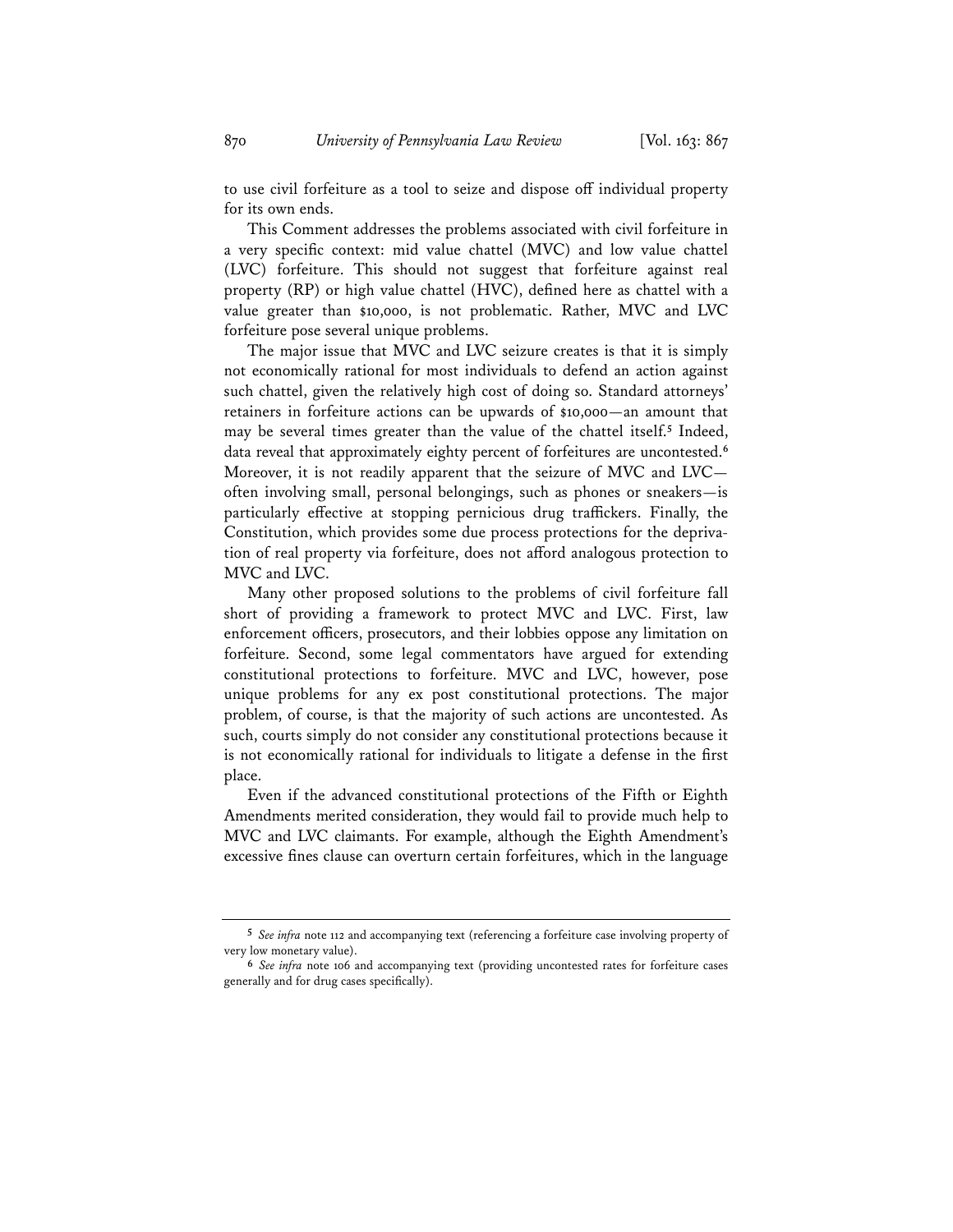to use civil forfeiture as a tool to seize and dispose off individual property for its own ends.

This Comment addresses the problems associated with civil forfeiture in a very specific context: mid value chattel (MVC) and low value chattel (LVC) forfeiture. This should not suggest that forfeiture against real property (RP) or high value chattel (HVC), defined here as chattel with a value greater than $10,000, is not problematic. Rather, MVC and LVC forfeiture pose several unique problems.

The major issue that MVC and LVC seizure creates is that it is simply not economically rational for most individuals to defend an action against such chattel, given the relatively high cost of doing so. Standard attorneys' retainers in forfeiture actions can be upwards of $10,000—an amount that may be several times greater than the value of the chattel itself.[5] Indeed, data reveal that approximately eighty percent of forfeitures are uncontested.[6] Moreover, it is not readily apparent that the seizure of MVC and LVC—often involving small, personal belongings, such as phones or sneakers—is particularly effective at stopping pernicious drug traffickers. Finally, the Constitution, which provides some due process protections for the deprivation of real property via forfeiture, does not afford analogous protection to MVC and LVC.

Many other proposed solutions to the problems of civil forfeiture fall short of providing a framework to protect MVC and LVC. First, law enforcement officers, prosecutors, and their lobbies oppose any limitation on forfeiture. Second, some legal commentators have argued for extending constitutional protections to forfeiture. MVC and LVC, however, pose unique problems for any ex post constitutional protections. The major problem, of course, is that the majority of such actions are uncontested. As such, courts simply do not consider any constitutional protections because it is not economically rational for individuals to litigate a defense in the first place.

Even if the advanced constitutional protections of the Fifth or Eighth Amendments merited consideration, they would fail to provide much help to MVC and LVC claimants. For example, although the Eighth Amendment's excessive fines clause can overturn certain forfeitures, which in the language

---

[5] *See infra* note 112 and accompanying text (referencing a forfeiture case involving property of very low monetary value).

[6] *See infra* note 106 and accompanying text (providing uncontested rates for forfeiture cases generally and for drug cases specifically).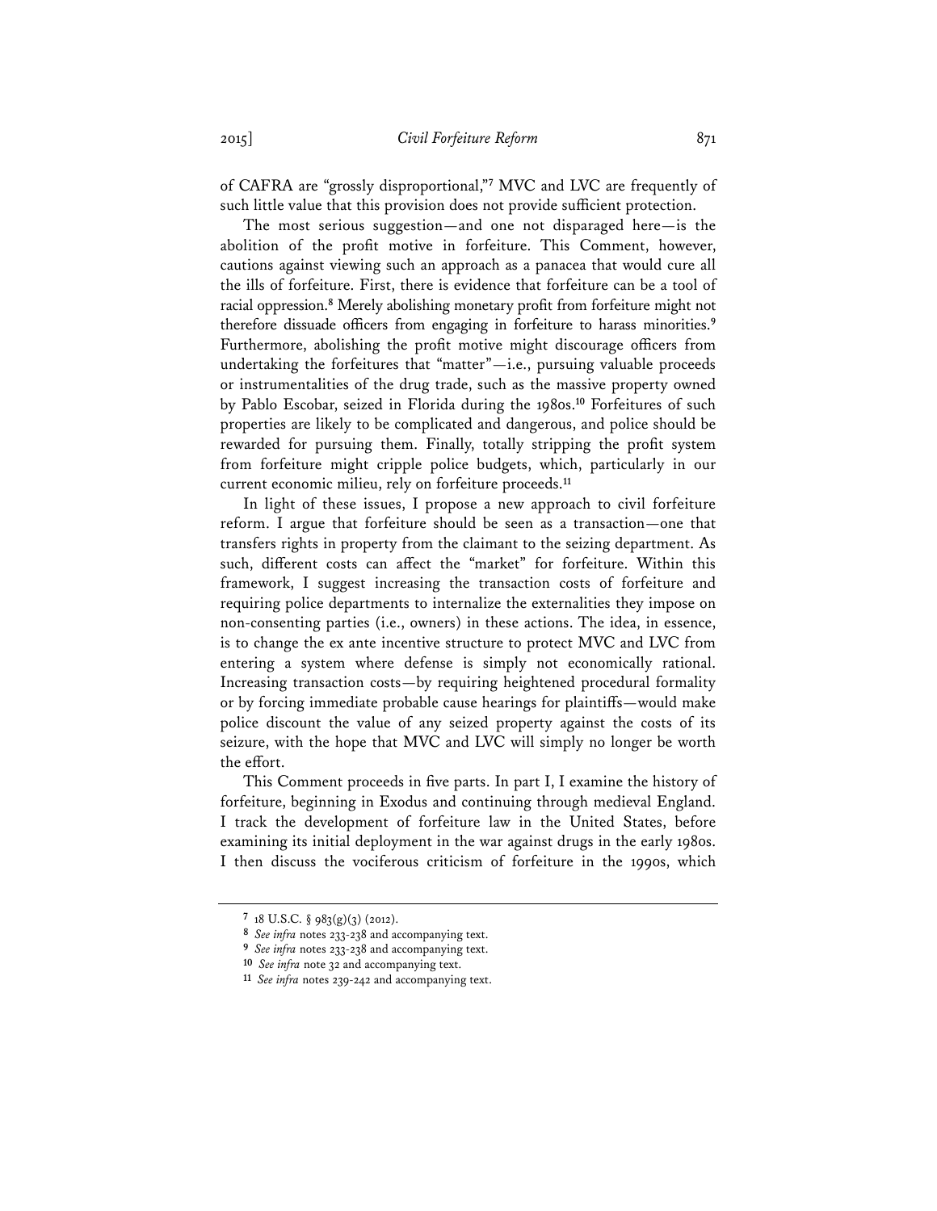of CAFRA are "grossly disproportional,"[7] MVC and LVC are frequently of such little value that this provision does not provide sufficient protection.

The most serious suggestion—and one not disparaged here—is the abolition of the profit motive in forfeiture. This Comment, however, cautions against viewing such an approach as a panacea that would cure all the ills of forfeiture. First, there is evidence that forfeiture can be a tool of racial oppression.[8] Merely abolishing monetary profit from forfeiture might not therefore dissuade officers from engaging in forfeiture to harass minorities.[9] Furthermore, abolishing the profit motive might discourage officers from undertaking the forfeitures that "matter"—i.e., pursuing valuable proceeds or instrumentalities of the drug trade, such as the massive property owned by Pablo Escobar, seized in Florida during the 1980s.[10] Forfeitures of such properties are likely to be complicated and dangerous, and police should be rewarded for pursuing them. Finally, totally stripping the profit system from forfeiture might cripple police budgets, which, particularly in our current economic milieu, rely on forfeiture proceeds.[11]

In light of these issues, I propose a new approach to civil forfeiture reform. I argue that forfeiture should be seen as a transaction—one that transfers rights in property from the claimant to the seizing department. As such, different costs can affect the "market" for forfeiture. Within this framework, I suggest increasing the transaction costs of forfeiture and requiring police departments to internalize the externalities they impose on non-consenting parties (i.e., owners) in these actions. The idea, in essence, is to change the ex ante incentive structure to protect MVC and LVC from entering a system where defense is simply not economically rational. Increasing transaction costs—by requiring heightened procedural formality or by forcing immediate probable cause hearings for plaintiffs—would make police discount the value of any seized property against the costs of its seizure, with the hope that MVC and LVC will simply no longer be worth the effort.

This Comment proceeds in five parts. In part I, I examine the history of forfeiture, beginning in Exodus and continuing through medieval England. I track the development of forfeiture law in the United States, before examining its initial deployment in the war against drugs in the early 1980s. I then discuss the vociferous criticism of forfeiture in the 1990s, which

---

7 18 U.S.C. § 983(g)(3) (2012).

8 *See infra* notes 233-238 and accompanying text.

9 *See infra* notes 233-238 and accompanying text.

10 *See infra* note 32 and accompanying text.

11 *See infra* notes 239-242 and accompanying text.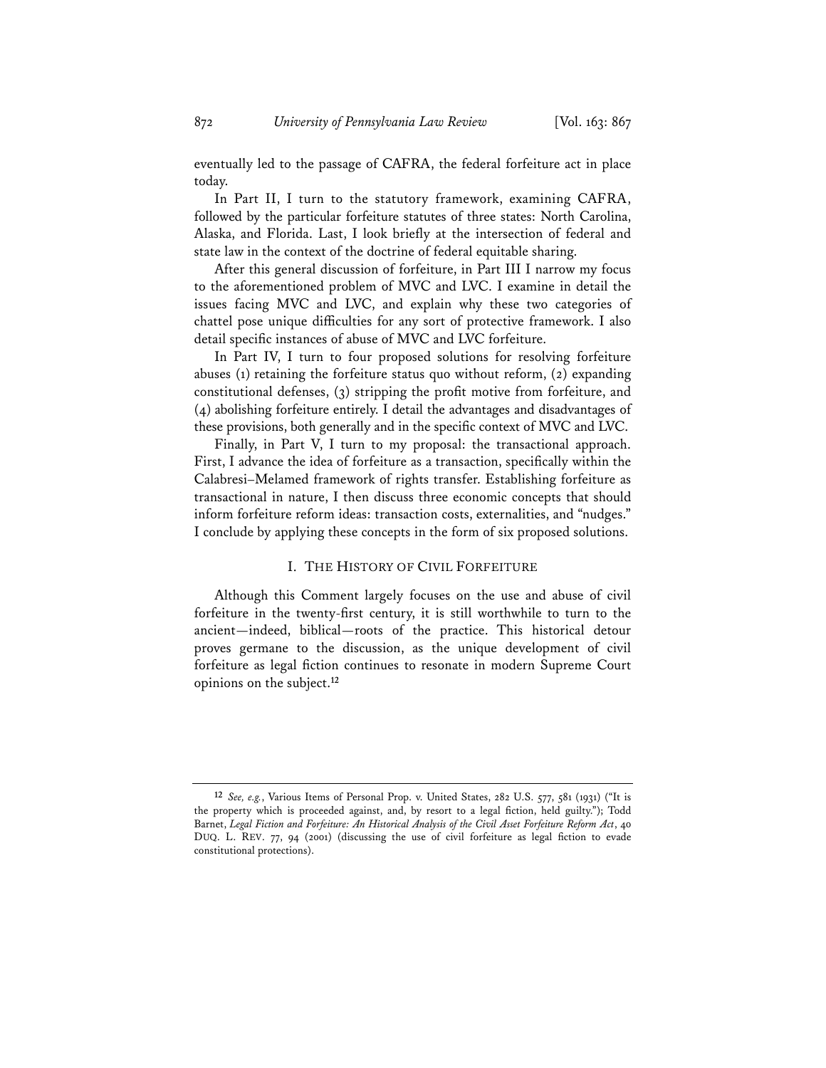eventually led to the passage of CAFRA, the federal forfeiture act in place today.

In Part II, I turn to the statutory framework, examining CAFRA, followed by the particular forfeiture statutes of three states: North Carolina, Alaska, and Florida. Last, I look briefly at the intersection of federal and state law in the context of the doctrine of federal equitable sharing.

After this general discussion of forfeiture, in Part III I narrow my focus to the aforementioned problem of MVC and LVC. I examine in detail the issues facing MVC and LVC, and explain why these two categories of chattel pose unique difficulties for any sort of protective framework. I also detail specific instances of abuse of MVC and LVC forfeiture.

In Part IV, I turn to four proposed solutions for resolving forfeiture abuses (1) retaining the forfeiture status quo without reform, (2) expanding constitutional defenses, (3) stripping the profit motive from forfeiture, and (4) abolishing forfeiture entirely. I detail the advantages and disadvantages of these provisions, both generally and in the specific context of MVC and LVC.

Finally, in Part V, I turn to my proposal: the transactional approach. First, I advance the idea of forfeiture as a transaction, specifically within the Calabresi–Melamed framework of rights transfer. Establishing forfeiture as transactional in nature, I then discuss three economic concepts that should inform forfeiture reform ideas: transaction costs, externalities, and "nudges." I conclude by applying these concepts in the form of six proposed solutions.

## I. The History of Civil Forfeiture

Although this Comment largely focuses on the use and abuse of civil forfeiture in the twenty-first century, it is still worthwhile to turn to the ancient—indeed, biblical—roots of the practice. This historical detour proves germane to the discussion, as the unique development of civil forfeiture as legal fiction continues to resonate in modern Supreme Court opinions on the subject.[12]

---

[12] *See, e.g.*, Various Items of Personal Prop. v. United States, 282 U.S. 577, 581 (1931) ("It is the property which is proceeded against, and, by resort to a legal fiction, held guilty."); Todd Barnet, *Legal Fiction and Forfeiture: An Historical Analysis of the Civil Asset Forfeiture Reform Act*, 40 Duq. L. Rev. 77, 94 (2001) (discussing the use of civil forfeiture as legal fiction to evade constitutional protections).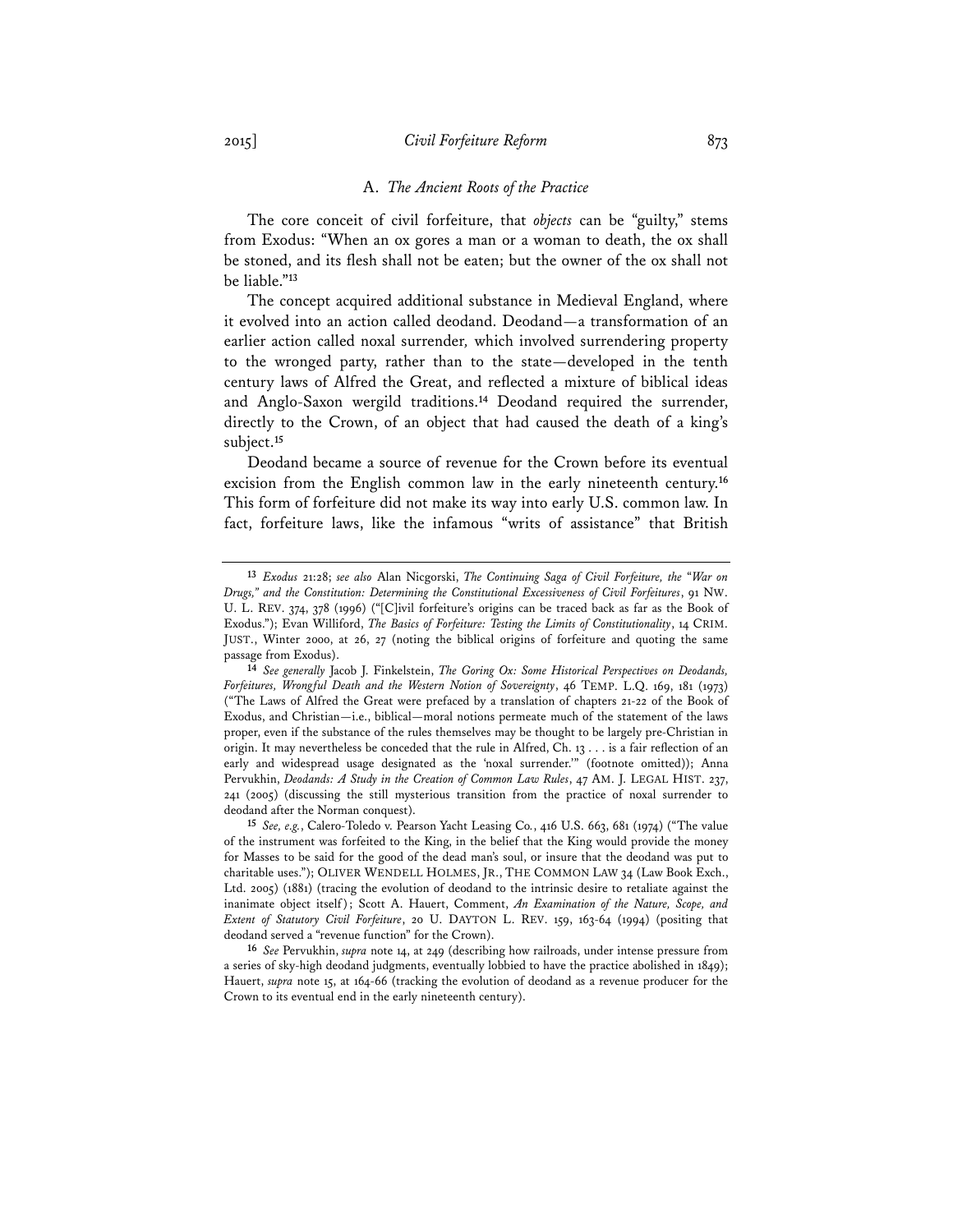### A. *The Ancient Roots of the Practice*

The core conceit of civil forfeiture, that *objects* can be "guilty," stems from Exodus: "When an ox gores a man or a woman to death, the ox shall be stoned, and its flesh shall not be eaten; but the owner of the ox shall not be liable."[13]

The concept acquired additional substance in Medieval England, where it evolved into an action called deodand. Deodand—a transformation of an earlier action called noxal surrender, which involved surrendering property to the wronged party, rather than to the state—developed in the tenth century laws of Alfred the Great, and reflected a mixture of biblical ideas and Anglo-Saxon wergild traditions.[14] Deodand required the surrender, directly to the Crown, of an object that had caused the death of a king's subject.[15]

Deodand became a source of revenue for the Crown before its eventual excision from the English common law in the early nineteenth century.[16] This form of forfeiture did not make its way into early U.S. common law. In fact, forfeiture laws, like the infamous "writs of assistance" that British

---

[13] *Exodus* 21:28; *see also* Alan Nicgorski, *The Continuing Saga of Civil Forfeiture, the "War on Drugs," and the Constitution: Determining the Constitutional Excessiveness of Civil Forfeitures*, 91 NW. U. L. REV. 374, 378 (1996) ("[C]ivil forfeiture's origins can be traced back as far as the Book of Exodus."); Evan Williford, *The Basics of Forfeiture: Testing the Limits of Constitutionality*, 14 CRIM. JUST., Winter 2000, at 26, 27 (noting the biblical origins of forfeiture and quoting the same passage from Exodus).

[14] *See generally* Jacob J. Finkelstein, *The Goring Ox: Some Historical Perspectives on Deodands, Forfeitures, Wrongful Death and the Western Notion of Sovereignty*, 46 TEMP. L.Q. 169, 181 (1973) ("The Laws of Alfred the Great were prefaced by a translation of chapters 21-22 of the Book of Exodus, and Christian—i.e., biblical—moral notions permeate much of the statement of the laws proper, even if the substance of the rules themselves may be thought to be largely pre-Christian in origin. It may nevertheless be conceded that the rule in Alfred, Ch. 13 . . . is a fair reflection of an early and widespread usage designated as the 'noxal surrender.'" (footnote omitted)); Anna Pervukhin, *Deodands: A Study in the Creation of Common Law Rules*, 47 AM. J. LEGAL HIST. 237, 241 (2005) (discussing the still mysterious transition from the practice of noxal surrender to deodand after the Norman conquest).

[15] *See, e.g.*, Calero-Toledo v. Pearson Yacht Leasing Co., 416 U.S. 663, 681 (1974) ("The value of the instrument was forfeited to the King, in the belief that the King would provide the money for Masses to be said for the good of the dead man's soul, or insure that the deodand was put to charitable uses."); OLIVER WENDELL HOLMES, JR., THE COMMON LAW 34 (Law Book Exch., Ltd. 2005) (1881) (tracing the evolution of deodand to the intrinsic desire to retaliate against the inanimate object itself); Scott A. Hauert, Comment, *An Examination of the Nature, Scope, and Extent of Statutory Civil Forfeiture*, 20 U. DAYTON L. REV. 159, 163-64 (1994) (positing that deodand served a "revenue function" for the Crown).

[16] *See* Pervukhin, *supra* note 14, at 249 (describing how railroads, under intense pressure from a series of sky-high deodand judgments, eventually lobbied to have the practice abolished in 1849); Hauert, *supra* note 15, at 164-66 (tracking the evolution of deodand as a revenue producer for the Crown to its eventual end in the early nineteenth century).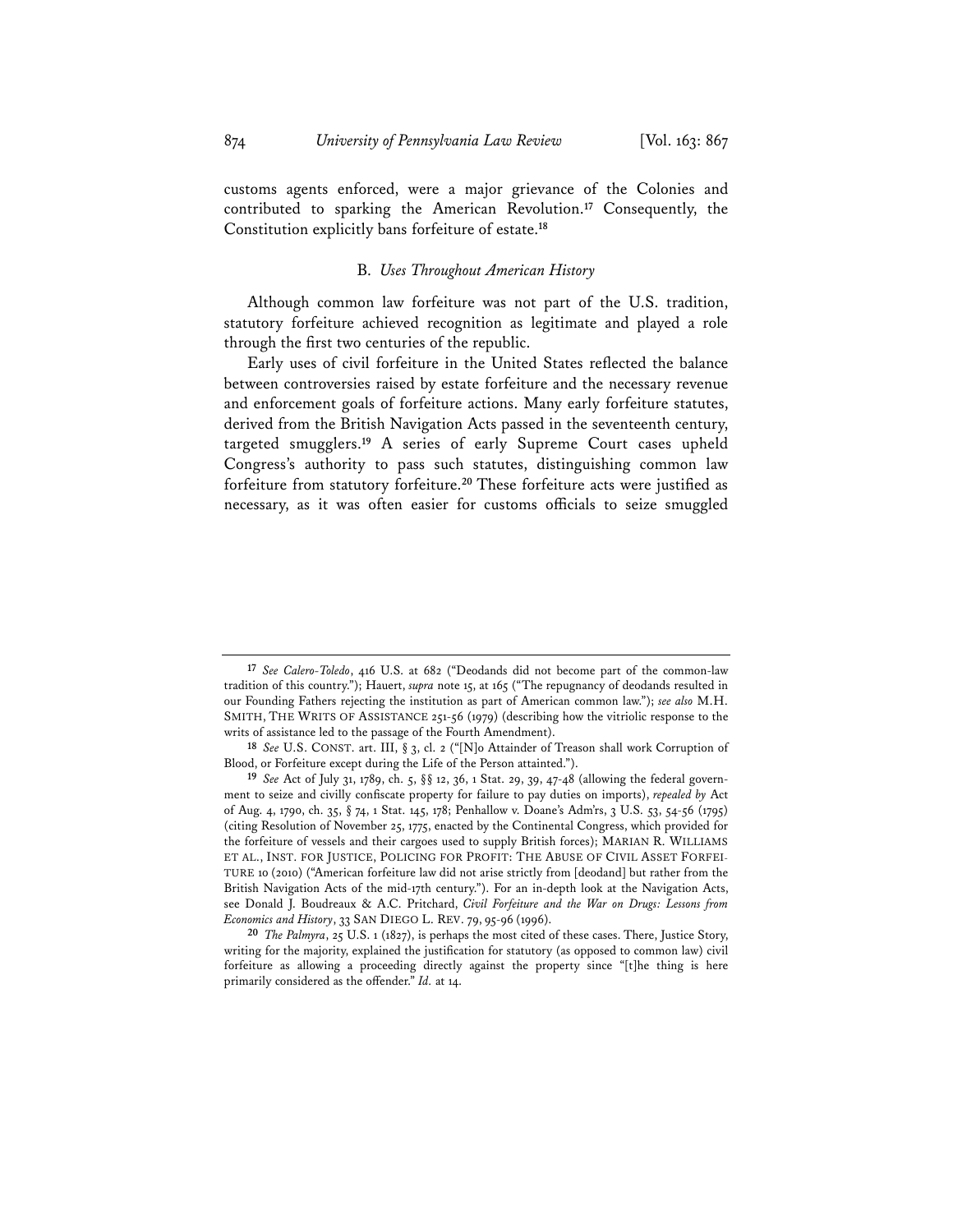customs agents enforced, were a major grievance of the Colonies and contributed to sparking the American Revolution.[17] Consequently, the Constitution explicitly bans forfeiture of estate.[18]

### B. *Uses Throughout American History*

Although common law forfeiture was not part of the U.S. tradition, statutory forfeiture achieved recognition as legitimate and played a role through the first two centuries of the republic.

Early uses of civil forfeiture in the United States reflected the balance between controversies raised by estate forfeiture and the necessary revenue and enforcement goals of forfeiture actions. Many early forfeiture statutes, derived from the British Navigation Acts passed in the seventeenth century, targeted smugglers.[19] A series of early Supreme Court cases upheld Congress's authority to pass such statutes, distinguishing common law forfeiture from statutory forfeiture.[20] These forfeiture acts were justified as necessary, as it was often easier for customs officials to seize smuggled

---

[17] *See Calero-Toledo*, 416 U.S. at 682 ("Deodands did not become part of the common-law tradition of this country."); Hauert, *supra* note 15, at 165 ("The repugnancy of deodands resulted in our Founding Fathers rejecting the institution as part of American common law."); *see also* M.H. SMITH, THE WRITS OF ASSISTANCE 251-56 (1979) (describing how the vitriolic response to the writs of assistance led to the passage of the Fourth Amendment).

[18] *See* U.S. CONST. art. III, § 3, cl. 2 ("[N]o Attainder of Treason shall work Corruption of Blood, or Forfeiture except during the Life of the Person attainted.").

[19] *See* Act of July 31, 1789, ch. 5, §§ 12, 36, 1 Stat. 29, 39, 47-48 (allowing the federal government to seize and civilly confiscate property for failure to pay duties on imports), *repealed by* Act of Aug. 4, 1790, ch. 35, § 74, 1 Stat. 145, 178; Penhallow v. Doane's Adm'rs, 3 U.S. 53, 54-56 (1795) (citing Resolution of November 25, 1775, enacted by the Continental Congress, which provided for the forfeiture of vessels and their cargoes used to supply British forces); MARIAN R. WILLIAMS ET AL., INST. FOR JUSTICE, POLICING FOR PROFIT: THE ABUSE OF CIVIL ASSET FORFEITURE 10 (2010) ("American forfeiture law did not arise strictly from [deodand] but rather from the British Navigation Acts of the mid-17th century."). For an in-depth look at the Navigation Acts, see Donald J. Boudreaux & A.C. Pritchard, *Civil Forfeiture and the War on Drugs: Lessons from Economics and History*, 33 SAN DIEGO L. REV. 79, 95-96 (1996).

[20] *The Palmyra*, 25 U.S. 1 (1827), is perhaps the most cited of these cases. There, Justice Story, writing for the majority, explained the justification for statutory (as opposed to common law) civil forfeiture as allowing a proceeding directly against the property since "[t]he thing is here primarily considered as the offender." *Id.* at 14.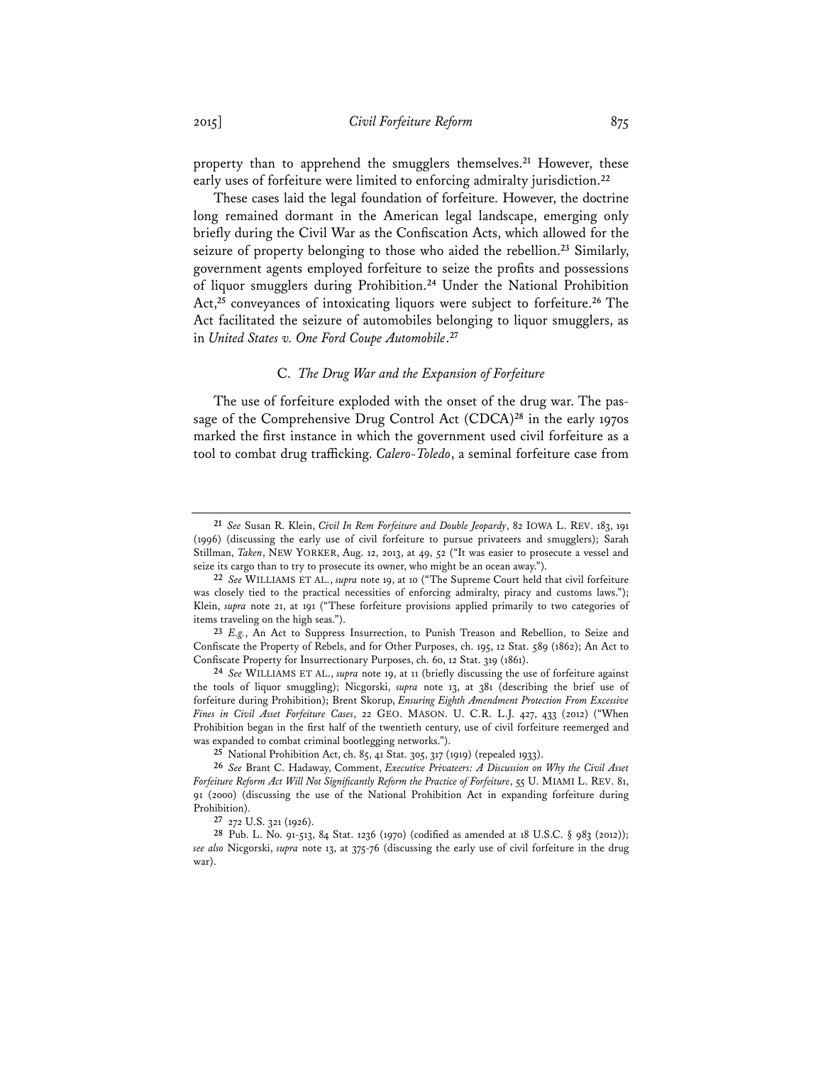property than to apprehend the smugglers themselves.[21] However, these early uses of forfeiture were limited to enforcing admiralty jurisdiction.[22]

These cases laid the legal foundation of forfeiture. However, the doctrine long remained dormant in the American legal landscape, emerging only briefly during the Civil War as the Confiscation Acts, which allowed for the seizure of property belonging to those who aided the rebellion.[23] Similarly, government agents employed forfeiture to seize the profits and possessions of liquor smugglers during Prohibition.[24] Under the National Prohibition Act,[25] conveyances of intoxicating liquors were subject to forfeiture.[26] The Act facilitated the seizure of automobiles belonging to liquor smugglers, as in *United States v. One Ford Coupe Automobile*.[27]

### C. *The Drug War and the Expansion of Forfeiture*

The use of forfeiture exploded with the onset of the drug war. The passage of the Comprehensive Drug Control Act (CDCA)[28] in the early 1970s marked the first instance in which the government used civil forfeiture as a tool to combat drug trafficking. *Calero-Toledo*, a seminal forfeiture case from

---

[21] *See* Susan R. Klein, *Civil In Rem Forfeiture and Double Jeopardy*, 82 IOWA L. REV. 183, 191 (1996) (discussing the early use of civil forfeiture to pursue privateers and smugglers); Sarah Stillman, *Taken*, NEW YORKER, Aug. 12, 2013, at 49, 52 ("It was easier to prosecute a vessel and seize its cargo than to try to prosecute its owner, who might be an ocean away.").

[22] *See* WILLIAMS ET AL., *supra* note 19, at 10 ("The Supreme Court held that civil forfeiture was closely tied to the practical necessities of enforcing admiralty, piracy and customs laws."); Klein, *supra* note 21, at 191 ("These forfeiture provisions applied primarily to two categories of items traveling on the high seas.").

[23] *E.g.*, An Act to Suppress Insurrection, to Punish Treason and Rebellion, to Seize and Confiscate the Property of Rebels, and for Other Purposes, ch. 195, 12 Stat. 589 (1862); An Act to Confiscate Property for Insurrectionary Purposes, ch. 60, 12 Stat. 319 (1861).

[24] *See* WILLIAMS ET AL., *supra* note 19, at 11 (briefly discussing the use of forfeiture against the tools of liquor smuggling); Nicgorski, *supra* note 13, at 381 (describing the brief use of forfeiture during Prohibition); Brent Skorup, *Ensuring Eighth Amendment Protection From Excessive Fines in Civil Asset Forfeiture Cases*, 22 GEO. MASON. U. C.R. L.J. 427, 433 (2012) ("When Prohibition began in the first half of the twentieth century, use of civil forfeiture reemerged and was expanded to combat criminal bootlegging networks.").

[25] National Prohibition Act, ch. 85, 41 Stat. 305, 317 (1919) (repealed 1933).

[26] *See* Brant C. Hadaway, Comment, *Executive Privateers: A Discussion on Why the Civil Asset Forfeiture Reform Act Will Not Significantly Reform the Practice of Forfeiture*, 55 U. MIAMI L. REV. 81, 91 (2000) (discussing the use of the National Prohibition Act in expanding forfeiture during Prohibition).

[27] 272 U.S. 321 (1926).

[28] Pub. L. No. 91-513, 84 Stat. 1236 (1970) (codified as amended at 18 U.S.C. § 983 (2012)); *see also* Nicgorski, *supra* note 13, at 375-76 (discussing the early use of civil forfeiture in the drug war).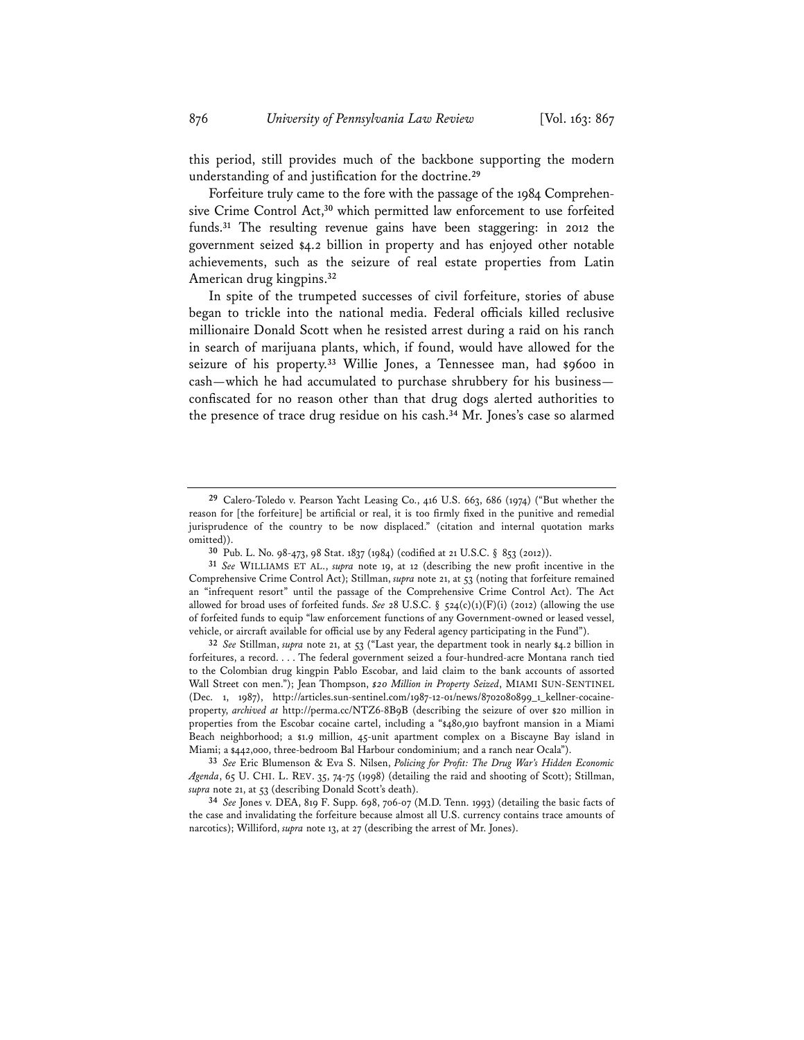this period, still provides much of the backbone supporting the modern understanding of and justification for the doctrine.[29]

Forfeiture truly came to the fore with the passage of the 1984 Comprehensive Crime Control Act,[30] which permitted law enforcement to use forfeited funds.[31] The resulting revenue gains have been staggering: in 2012 the government seized $4.2 billion in property and has enjoyed other notable achievements, such as the seizure of real estate properties from Latin American drug kingpins.[32]

In spite of the trumpeted successes of civil forfeiture, stories of abuse began to trickle into the national media. Federal officials killed reclusive millionaire Donald Scott when he resisted arrest during a raid on his ranch in search of marijuana plants, which, if found, would have allowed for the seizure of his property.[33] Willie Jones, a Tennessee man, had $9600 in cash—which he had accumulated to purchase shrubbery for his business—confiscated for no reason other than that drug dogs alerted authorities to the presence of trace drug residue on his cash.[34] Mr. Jones's case so alarmed

---

[29] Calero-Toledo v. Pearson Yacht Leasing Co., 416 U.S. 663, 686 (1974) ("But whether the reason for [the forfeiture] be artificial or real, it is too firmly fixed in the punitive and remedial jurisprudence of the country to be now displaced." (citation and internal quotation marks omitted)).

[30] Pub. L. No. 98-473, 98 Stat. 1837 (1984) (codified at 21 U.S.C. § 853 (2012)).

[31] *See* WILLIAMS ET AL., *supra* note 19, at 12 (describing the new profit incentive in the Comprehensive Crime Control Act); Stillman, *supra* note 21, at 53 (noting that forfeiture remained an "infrequent resort" until the passage of the Comprehensive Crime Control Act). The Act allowed for broad uses of forfeited funds. *See* 28 U.S.C. § 524(c)(1)(F)(i) (2012) (allowing the use of forfeited funds to equip "law enforcement functions of any Government-owned or leased vessel, vehicle, or aircraft available for official use by any Federal agency participating in the Fund").

[32] *See* Stillman, *supra* note 21, at 53 ("Last year, the department took in nearly $4.2 billion in forfeitures, a record. . . . The federal government seized a four-hundred-acre Montana ranch tied to the Colombian drug kingpin Pablo Escobar, and laid claim to the bank accounts of assorted Wall Street con men."); Jean Thompson, *$20 Million in Property Seized*, MIAMI SUN-SENTINEL (Dec. 1, 1987), http://articles.sun-sentinel.com/1987-12-01/news/8702080899_1_kellner-cocaine-property, *archived at* http://perma.cc/NTZ6-8B9B (describing the seizure of over $20 million in properties from the Escobar cocaine cartel, including a "$480,910 bayfront mansion in a Miami Beach neighborhood; a $1.9 million, 45-unit apartment complex on a Biscayne Bay island in Miami; a $442,000, three-bedroom Bal Harbour condominium; and a ranch near Ocala").

[33] *See* Eric Blumenson & Eva S. Nilsen, *Policing for Profit: The Drug War's Hidden Economic Agenda*, 65 U. CHI. L. REV. 35, 74-75 (1998) (detailing the raid and shooting of Scott); Stillman, *supra* note 21, at 53 (describing Donald Scott's death).

[34] *See* Jones v. DEA, 819 F. Supp. 698, 706-07 (M.D. Tenn. 1993) (detailing the basic facts of the case and invalidating the forfeiture because almost all U.S. currency contains trace amounts of narcotics); Williford, *supra* note 13, at 27 (describing the arrest of Mr. Jones).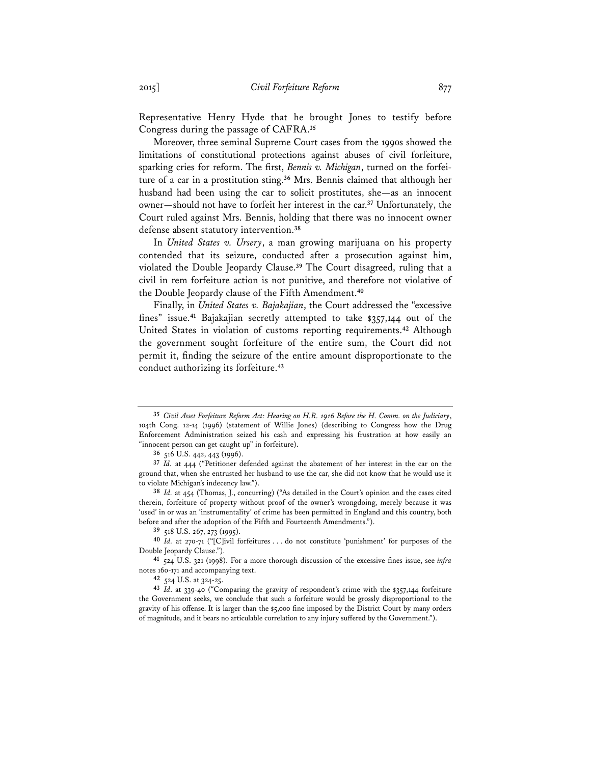Representative Henry Hyde that he brought Jones to testify before Congress during the passage of CAFRA.[35]

Moreover, three seminal Supreme Court cases from the 1990s showed the limitations of constitutional protections against abuses of civil forfeiture, sparking cries for reform. The first, *Bennis v. Michigan*, turned on the forfeiture of a car in a prostitution sting.[36] Mrs. Bennis claimed that although her husband had been using the car to solicit prostitutes, she—as an innocent owner—should not have to forfeit her interest in the car.[37] Unfortunately, the Court ruled against Mrs. Bennis, holding that there was no innocent owner defense absent statutory intervention.[38]

In *United States v. Ursery*, a man growing marijuana on his property contended that its seizure, conducted after a prosecution against him, violated the Double Jeopardy Clause.[39] The Court disagreed, ruling that a civil in rem forfeiture action is not punitive, and therefore not violative of the Double Jeopardy clause of the Fifth Amendment.[40]

Finally, in *United States v. Bajakajian*, the Court addressed the "excessive fines" issue.[41] Bajakajian secretly attempted to take $357,144 out of the United States in violation of customs reporting requirements.[42] Although the government sought forfeiture of the entire sum, the Court did not permit it, finding the seizure of the entire amount disproportionate to the conduct authorizing its forfeiture.[43]

---

[35] *Civil Asset Forfeiture Reform Act: Hearing on H.R. 1916 Before the H. Comm. on the Judiciary*, 104th Cong. 12-14 (1996) (statement of Willie Jones) (describing to Congress how the Drug Enforcement Administration seized his cash and expressing his frustration at how easily an "innocent person can get caught up" in forfeiture).

[36] 516 U.S. 442, 443 (1996).

[37] *Id.* at 444 ("Petitioner defended against the abatement of her interest in the car on the ground that, when she entrusted her husband to use the car, she did not know that he would use it to violate Michigan's indecency law.").

[38] *Id.* at 454 (Thomas, J., concurring) ("As detailed in the Court's opinion and the cases cited therein, forfeiture of property without proof of the owner's wrongdoing, merely because it was 'used' in or was an 'instrumentality' of crime has been permitted in England and this country, both before and after the adoption of the Fifth and Fourteenth Amendments.").

[39] 518 U.S. 267, 273 (1995).

[40] *Id.* at 270-71 ("[C]ivil forfeitures . . . do not constitute 'punishment' for purposes of the Double Jeopardy Clause.").

[41] 524 U.S. 321 (1998). For a more thorough discussion of the excessive fines issue, see *infra* notes 160-171 and accompanying text.

[42] 524 U.S. at 324-25.

[43] *Id.* at 339-40 ("Comparing the gravity of respondent's crime with the $357,144 forfeiture the Government seeks, we conclude that such a forfeiture would be grossly disproportional to the gravity of his offense. It is larger than the $5,000 fine imposed by the District Court by many orders of magnitude, and it bears no articulable correlation to any injury suffered by the Government.").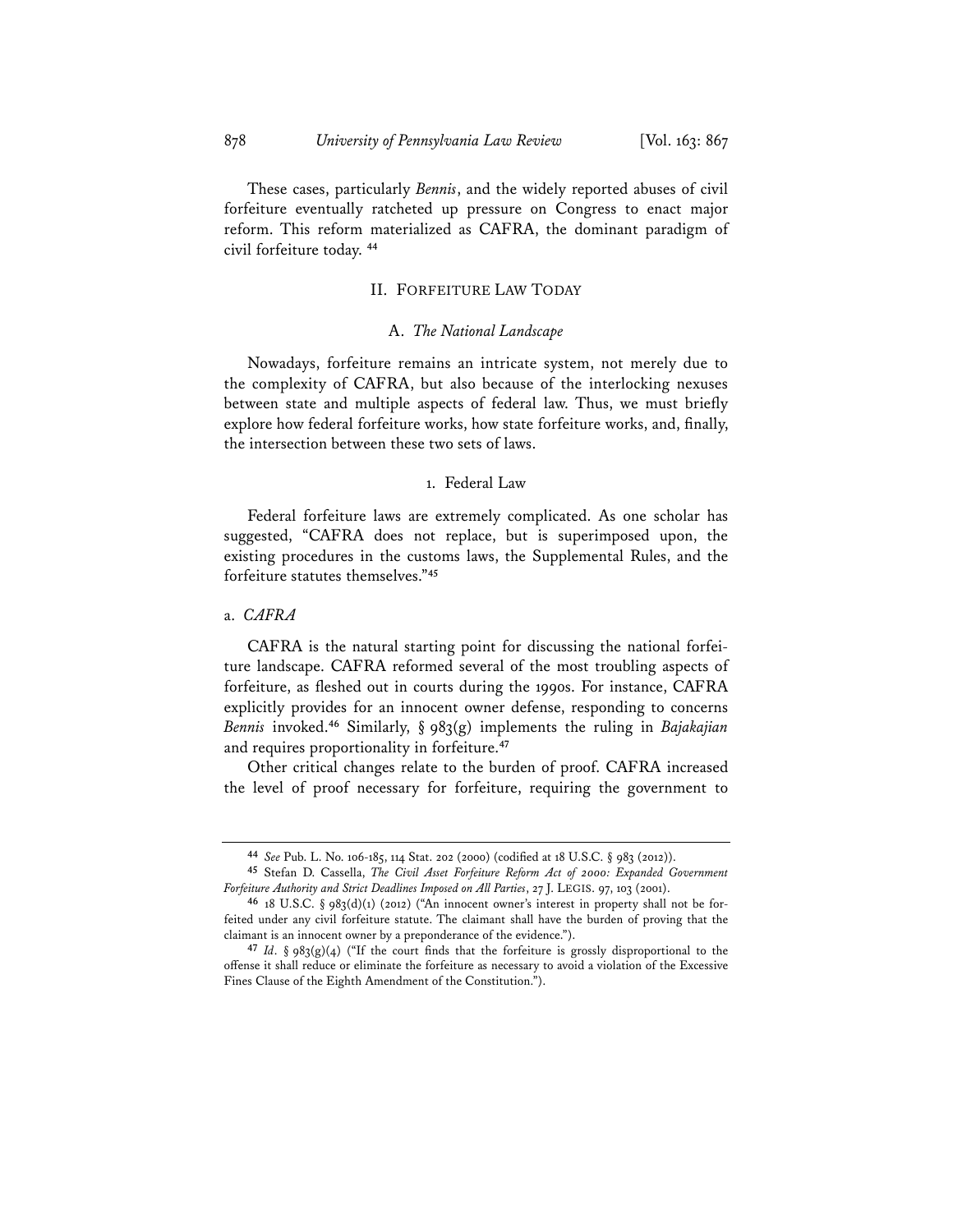These cases, particularly *Bennis*, and the widely reported abuses of civil forfeiture eventually ratcheted up pressure on Congress to enact major reform. This reform materialized as CAFRA, the dominant paradigm of civil forfeiture today. [44]

## II. Forfeiture Law Today

### A. *The National Landscape*

Nowadays, forfeiture remains an intricate system, not merely due to the complexity of CAFRA, but also because of the interlocking nexuses between state and multiple aspects of federal law. Thus, we must briefly explore how federal forfeiture works, how state forfeiture works, and, finally, the intersection between these two sets of laws.

#### 1. Federal Law

Federal forfeiture laws are extremely complicated. As one scholar has suggested, "CAFRA does not replace, but is superimposed upon, the existing procedures in the customs laws, the Supplemental Rules, and the forfeiture statutes themselves."[45]

##### a. *CAFRA*

CAFRA is the natural starting point for discussing the national forfeiture landscape. CAFRA reformed several of the most troubling aspects of forfeiture, as fleshed out in courts during the 1990s. For instance, CAFRA explicitly provides for an innocent owner defense, responding to concerns *Bennis* invoked.[46] Similarly, § 983(g) implements the ruling in *Bajakajian* and requires proportionality in forfeiture.[47]

Other critical changes relate to the burden of proof. CAFRA increased the level of proof necessary for forfeiture, requiring the government to

---

[44] *See* Pub. L. No. 106-185, 114 Stat. 202 (2000) (codified at 18 U.S.C. § 983 (2012)).

[45] Stefan D. Cassella, *The Civil Asset Forfeiture Reform Act of 2000: Expanded Government Forfeiture Authority and Strict Deadlines Imposed on All Parties*, 27 J. LEGIS. 97, 103 (2001).

[46] 18 U.S.C. § 983(d)(1) (2012) ("An innocent owner's interest in property shall not be forfeited under any civil forfeiture statute. The claimant shall have the burden of proving that the claimant is an innocent owner by a preponderance of the evidence.").

[47] *Id.* § 983(g)(4) ("If the court finds that the forfeiture is grossly disproportional to the offense it shall reduce or eliminate the forfeiture as necessary to avoid a violation of the Excessive Fines Clause of the Eighth Amendment of the Constitution.").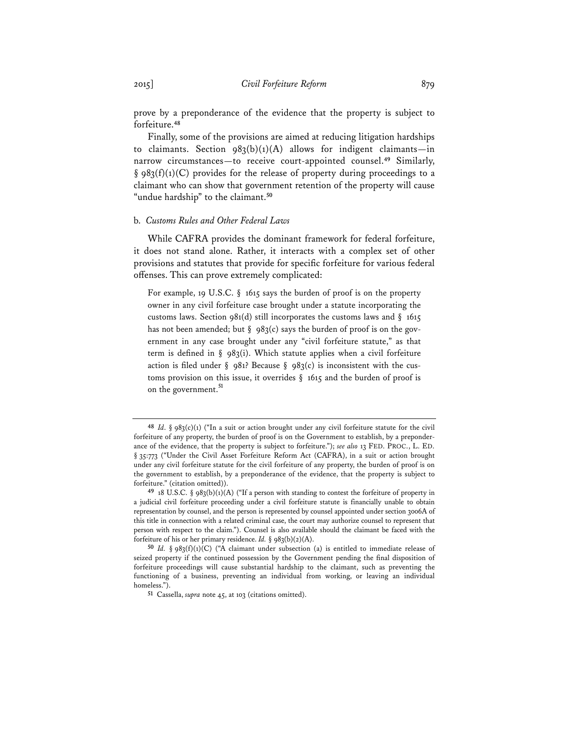prove by a preponderance of the evidence that the property is subject to forfeiture.[48]

Finally, some of the provisions are aimed at reducing litigation hardships to claimants. Section 983(b)(1)(A) allows for indigent claimants—in narrow circumstances—to receive court-appointed counsel.[49] Similarly, § 983(f)(1)(C) provides for the release of property during proceedings to a claimant who can show that government retention of the property will cause "undue hardship" to the claimant.[50]

#### b. *Customs Rules and Other Federal Laws*

While CAFRA provides the dominant framework for federal forfeiture, it does not stand alone. Rather, it interacts with a complex set of other provisions and statutes that provide for specific forfeiture for various federal offenses. This can prove extremely complicated:

> For example, 19 U.S.C. § 1615 says the burden of proof is on the property owner in any civil forfeiture case brought under a statute incorporating the customs laws. Section 981(d) still incorporates the customs laws and § 1615 has not been amended; but § 983(c) says the burden of proof is on the government in any case brought under any "civil forfeiture statute," as that term is defined in § 983(i). Which statute applies when a civil forfeiture action is filed under § 981? Because § 983(c) is inconsistent with the customs provision on this issue, it overrides § 1615 and the burden of proof is on the government.[51]

---

[48] *Id.* § 983(c)(1) ("In a suit or action brought under any civil forfeiture statute for the civil forfeiture of any property, the burden of proof is on the Government to establish, by a preponderance of the evidence, that the property is subject to forfeiture."); *see also* 13 FED. PROC., L. ED. § 35:773 ("Under the Civil Asset Forfeiture Reform Act (CAFRA), in a suit or action brought under any civil forfeiture statute for the civil forfeiture of any property, the burden of proof is on the government to establish, by a preponderance of the evidence, that the property is subject to forfeiture." (citation omitted)).

[49] 18 U.S.C. § 983(b)(1)(A) ("If a person with standing to contest the forfeiture of property in a judicial civil forfeiture proceeding under a civil forfeiture statute is financially unable to obtain representation by counsel, and the person is represented by counsel appointed under section 3006A of this title in connection with a related criminal case, the court may authorize counsel to represent that person with respect to the claim."). Counsel is also available should the claimant be faced with the forfeiture of his or her primary residence. *Id.* § 983(b)(2)(A).

[50] *Id.* § 983(f)(1)(C) ("A claimant under subsection (a) is entitled to immediate release of seized property if the continued possession by the Government pending the final disposition of forfeiture proceedings will cause substantial hardship to the claimant, such as preventing the functioning of a business, preventing an individual from working, or leaving an individual homeless.").

[51] Cassella, *supra* note 45, at 103 (citations omitted).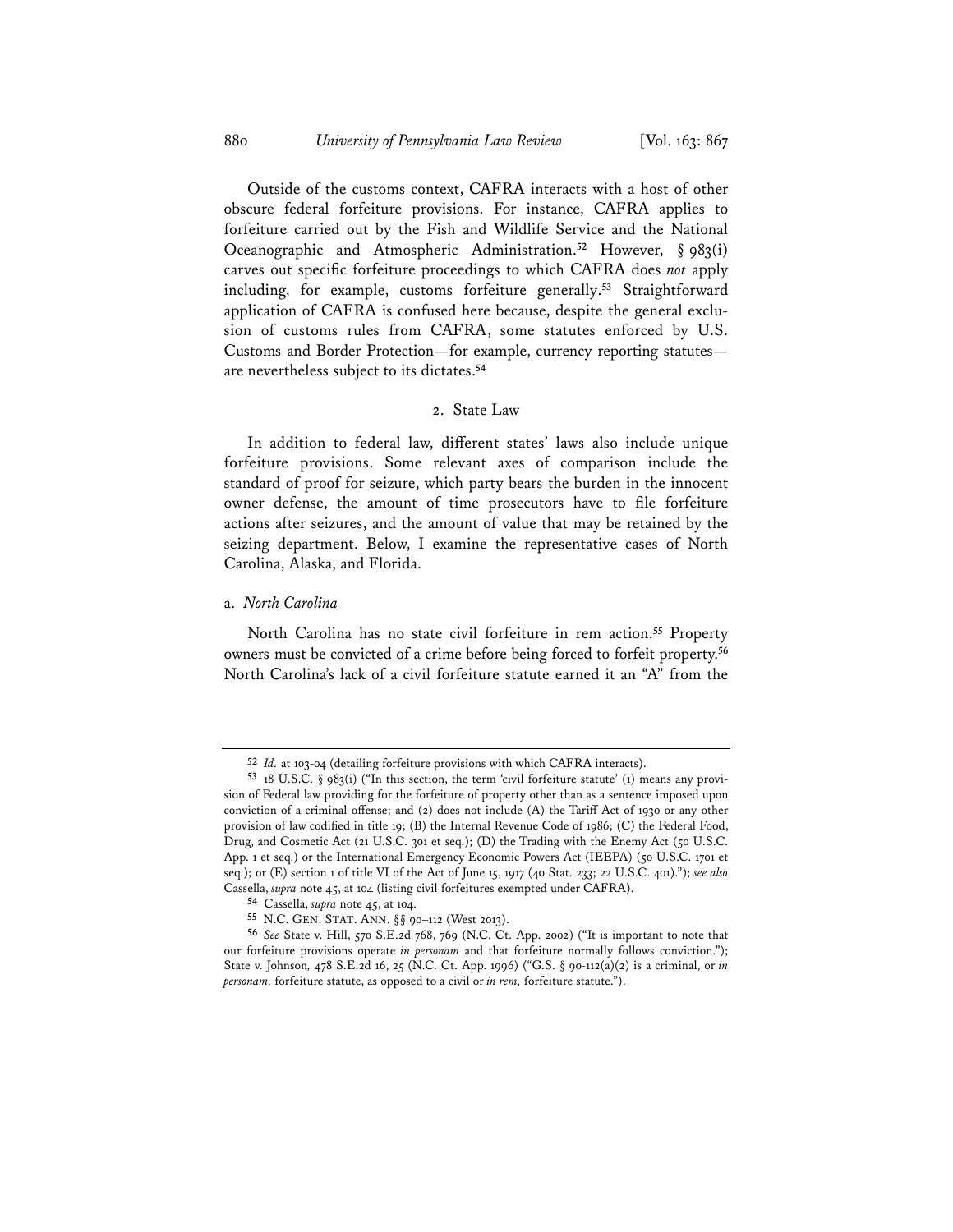Outside of the customs context, CAFRA interacts with a host of other obscure federal forfeiture provisions. For instance, CAFRA applies to forfeiture carried out by the Fish and Wildlife Service and the National Oceanographic and Atmospheric Administration.[52] However, § 983(i) carves out specific forfeiture proceedings to which CAFRA does *not* apply including, for example, customs forfeiture generally.[53] Straightforward application of CAFRA is confused here because, despite the general exclusion of customs rules from CAFRA, some statutes enforced by U.S. Customs and Border Protection—for example, currency reporting statutes—are nevertheless subject to its dictates.[54]

### 2. State Law

In addition to federal law, different states' laws also include unique forfeiture provisions. Some relevant axes of comparison include the standard of proof for seizure, which party bears the burden in the innocent owner defense, the amount of time prosecutors have to file forfeiture actions after seizures, and the amount of value that may be retained by the seizing department. Below, I examine the representative cases of North Carolina, Alaska, and Florida.

#### a. *North Carolina*

North Carolina has no state civil forfeiture in rem action.[55] Property owners must be convicted of a crime before being forced to forfeit property.[56] North Carolina's lack of a civil forfeiture statute earned it an "A" from the

---

[52] *Id.* at 103-04 (detailing forfeiture provisions with which CAFRA interacts).

[53] 18 U.S.C. § 983(i) ("In this section, the term 'civil forfeiture statute' (1) means any provision of Federal law providing for the forfeiture of property other than as a sentence imposed upon conviction of a criminal offense; and (2) does not include (A) the Tariff Act of 1930 or any other provision of law codified in title 19; (B) the Internal Revenue Code of 1986; (C) the Federal Food, Drug, and Cosmetic Act (21 U.S.C. 301 et seq.); (D) the Trading with the Enemy Act (50 U.S.C. App. 1 et seq.) or the International Emergency Economic Powers Act (IEEPA) (50 U.S.C. 1701 et seq.); or (E) section 1 of title VI of the Act of June 15, 1917 (40 Stat. 233; 22 U.S.C. 401)."); *see also* Cassella, *supra* note 45, at 104 (listing civil forfeitures exempted under CAFRA).

[54] Cassella, *supra* note 45, at 104.

[55] N.C. GEN. STAT. ANN. §§ 90–112 (West 2013).

[56] *See* State v. Hill, 570 S.E.2d 768, 769 (N.C. Ct. App. 2002) ("It is important to note that our forfeiture provisions operate *in personam* and that forfeiture normally follows conviction."); State v. Johnson*,* 478 S.E.2d 16, 25 (N.C. Ct. App. 1996) ("G.S. § 90-112(a)(2) is a criminal, or *in personam,* forfeiture statute, as opposed to a civil or *in rem,* forfeiture statute.").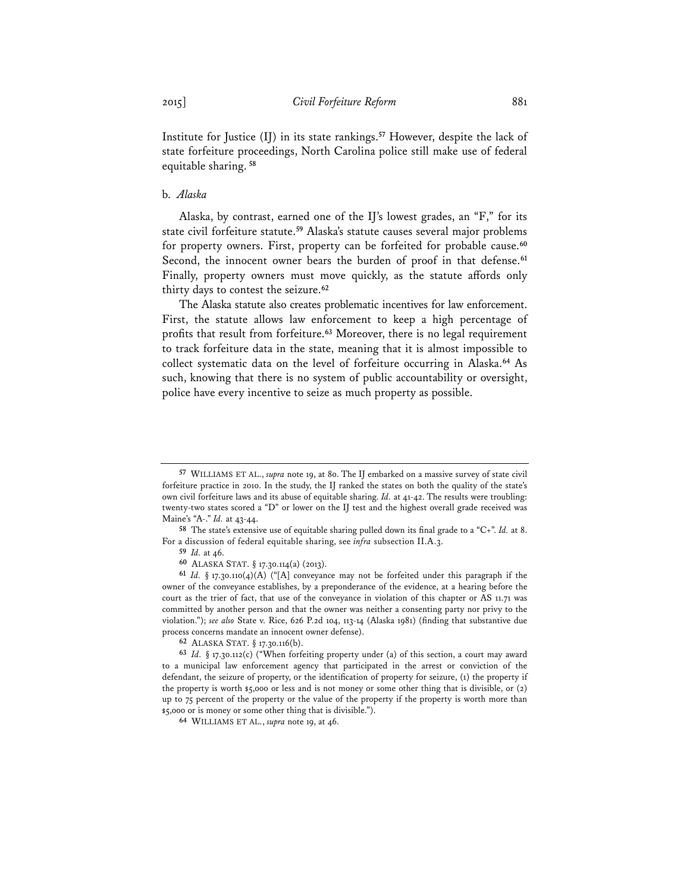Institute for Justice (IJ) in its state rankings.[57] However, despite the lack of state forfeiture proceedings, North Carolina police still make use of federal equitable sharing.[58]

b. *Alaska*

Alaska, by contrast, earned one of the IJ's lowest grades, an "F," for its state civil forfeiture statute.[59] Alaska's statute causes several major problems for property owners. First, property can be forfeited for probable cause.[60] Second, the innocent owner bears the burden of proof in that defense.[61] Finally, property owners must move quickly, as the statute affords only thirty days to contest the seizure.[62]

The Alaska statute also creates problematic incentives for law enforcement. First, the statute allows law enforcement to keep a high percentage of profits that result from forfeiture.[63] Moreover, there is no legal requirement to track forfeiture data in the state, meaning that it is almost impossible to collect systematic data on the level of forfeiture occurring in Alaska.[64] As such, knowing that there is no system of public accountability or oversight, police have every incentive to seize as much property as possible.

---

57 WILLIAMS ET AL., *supra* note 19, at 80. The IJ embarked on a massive survey of state civil forfeiture practice in 2010. In the study, the IJ ranked the states on both the quality of the state's own civil forfeiture laws and its abuse of equitable sharing. *Id.* at 41-42. The results were troubling: twenty-two states scored a "D" or lower on the IJ test and the highest overall grade received was Maine's "A-." *Id.* at 43-44.

58 The state's extensive use of equitable sharing pulled down its final grade to a "C+". *Id.* at 8. For a discussion of federal equitable sharing, see *infra* subsection II.A.3.

59 *Id.* at 46.

60 ALASKA STAT. § 17.30.114(a) (2013).

61 *Id.* § 17.30.110(4)(A) ("[A] conveyance may not be forfeited under this paragraph if the owner of the conveyance establishes, by a preponderance of the evidence, at a hearing before the court as the trier of fact, that use of the conveyance in violation of this chapter or AS 11.71 was committed by another person and that the owner was neither a consenting party nor privy to the violation."); *see also* State v. Rice, 626 P.2d 104, 113-14 (Alaska 1981) (finding that substantive due process concerns mandate an innocent owner defense).

62 ALASKA STAT. § 17.30.116(b).

63 *Id.* § 17.30.112(c) ("When forfeiting property under (a) of this section, a court may award to a municipal law enforcement agency that participated in the arrest or conviction of the defendant, the seizure of property, or the identification of property for seizure, (1) the property if the property is worth $5,000 or less and is not money or some other thing that is divisible, or (2) up to 75 percent of the property or the value of the property if the property is worth more than $5,000 or is money or some other thing that is divisible.").

64 WILLIAMS ET AL., *supra* note 19, at 46.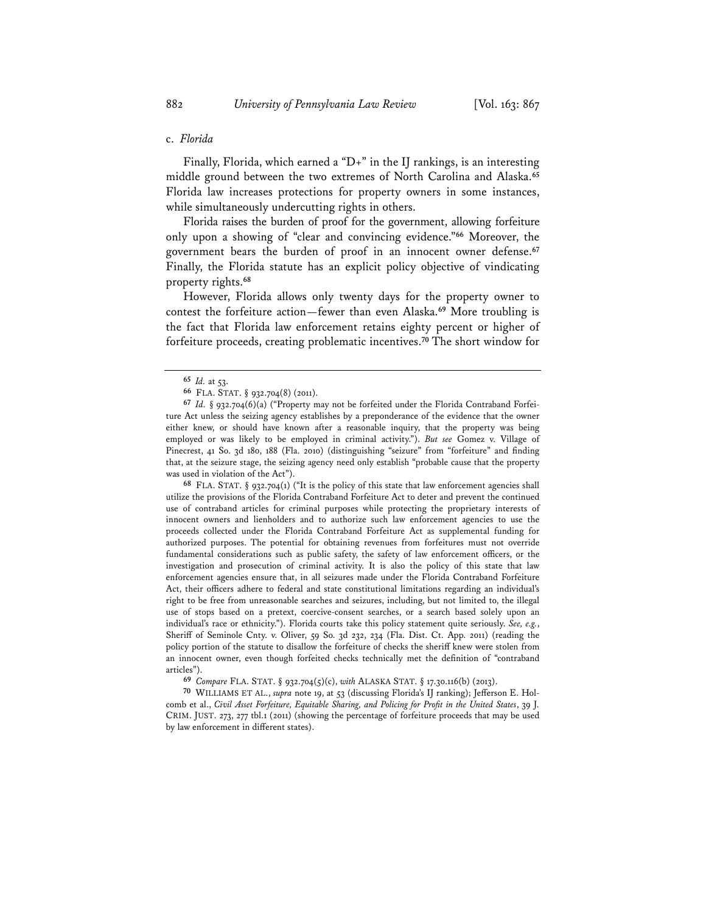c. *Florida*

Finally, Florida, which earned a "D+" in the IJ rankings, is an interesting middle ground between the two extremes of North Carolina and Alaska.[65] Florida law increases protections for property owners in some instances, while simultaneously undercutting rights in others.

Florida raises the burden of proof for the government, allowing forfeiture only upon a showing of "clear and convincing evidence."[66] Moreover, the government bears the burden of proof in an innocent owner defense.[67] Finally, the Florida statute has an explicit policy objective of vindicating property rights.[68]

However, Florida allows only twenty days for the property owner to contest the forfeiture action—fewer than even Alaska.[69] More troubling is the fact that Florida law enforcement retains eighty percent or higher of forfeiture proceeds, creating problematic incentives.[70] The short window for

---

[65] *Id.* at 53.

[66] FLA. STAT. § 932.704(8) (2011).

[67] *Id.* § 932.704(6)(a) ("Property may not be forfeited under the Florida Contraband Forfeiture Act unless the seizing agency establishes by a preponderance of the evidence that the owner either knew, or should have known after a reasonable inquiry, that the property was being employed or was likely to be employed in criminal activity."). *But see* Gomez v. Village of Pinecrest, 41 So. 3d 180, 188 (Fla. 2010) (distinguishing "seizure" from "forfeiture" and finding that, at the seizure stage, the seizing agency need only establish "probable cause that the property was used in violation of the Act").

[68] FLA. STAT. § 932.704(1) ("It is the policy of this state that law enforcement agencies shall utilize the provisions of the Florida Contraband Forfeiture Act to deter and prevent the continued use of contraband articles for criminal purposes while protecting the proprietary interests of innocent owners and lienholders and to authorize such law enforcement agencies to use the proceeds collected under the Florida Contraband Forfeiture Act as supplemental funding for authorized purposes. The potential for obtaining revenues from forfeitures must not override fundamental considerations such as public safety, the safety of law enforcement officers, or the investigation and prosecution of criminal activity. It is also the policy of this state that law enforcement agencies ensure that, in all seizures made under the Florida Contraband Forfeiture Act, their officers adhere to federal and state constitutional limitations regarding an individual's right to be free from unreasonable searches and seizures, including, but not limited to, the illegal use of stops based on a pretext, coercive-consent searches, or a search based solely upon an individual's race or ethnicity."). Florida courts take this policy statement quite seriously. *See, e.g.*, Sheriff of Seminole Cnty. v. Oliver, 59 So. 3d 232, 234 (Fla. Dist. Ct. App. 2011) (reading the policy portion of the statute to disallow the forfeiture of checks the sheriff knew were stolen from an innocent owner, even though forfeited checks technically met the definition of "contraband articles").

[69] *Compare* FLA. STAT. § 932.704(5)(c), *with* ALASKA STAT. § 17.30.116(b) (2013).

[70] WILLIAMS ET AL., *supra* note 19, at 53 (discussing Florida's IJ ranking); Jefferson E. Holcomb et al., *Civil Asset Forfeiture, Equitable Sharing, and Policing for Profit in the United States*, 39 J. CRIM. JUST. 273, 277 tbl.1 (2011) (showing the percentage of forfeiture proceeds that may be used by law enforcement in different states).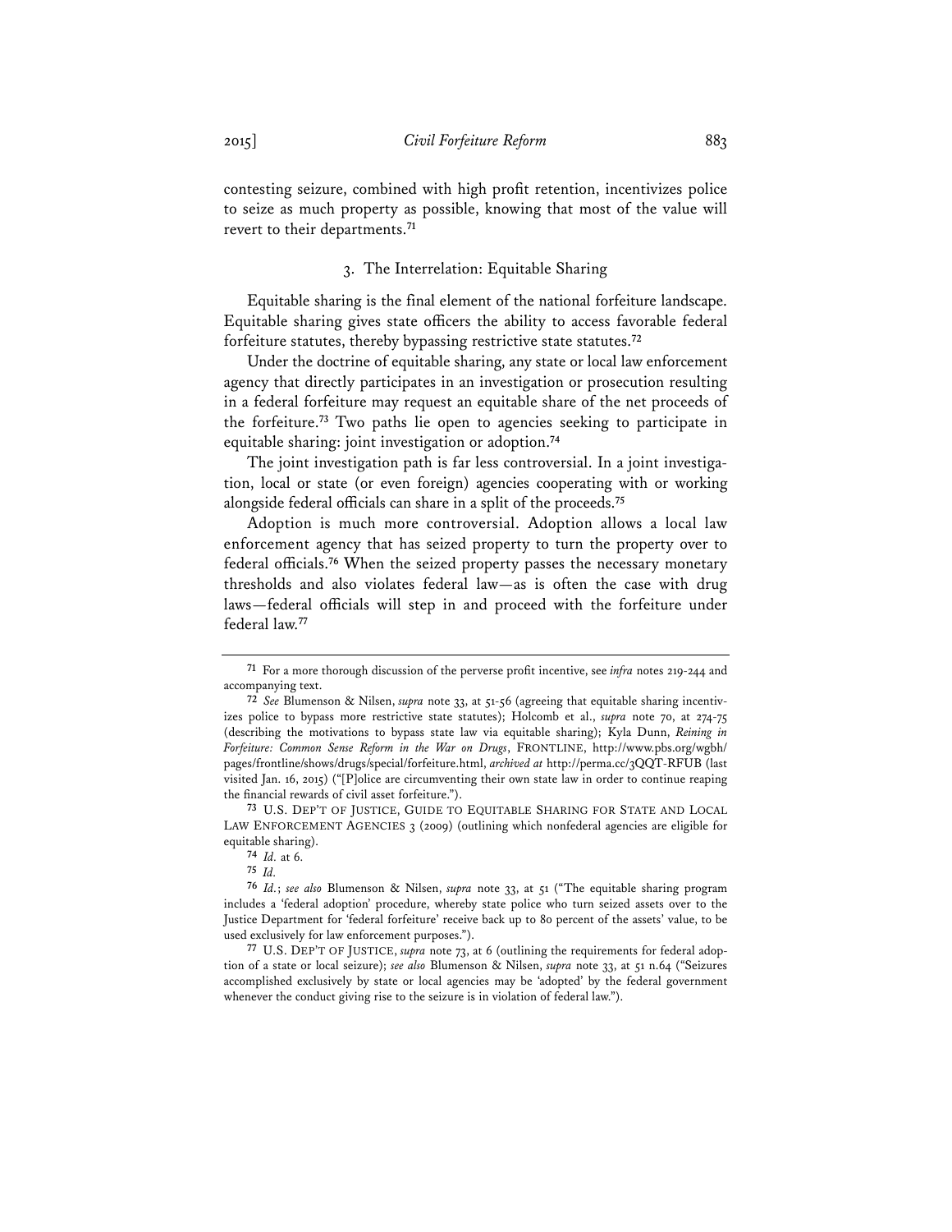contesting seizure, combined with high profit retention, incentivizes police to seize as much property as possible, knowing that most of the value will revert to their departments.[71]

### 3. The Interrelation: Equitable Sharing

Equitable sharing is the final element of the national forfeiture landscape. Equitable sharing gives state officers the ability to access favorable federal forfeiture statutes, thereby bypassing restrictive state statutes.[72]

Under the doctrine of equitable sharing, any state or local law enforcement agency that directly participates in an investigation or prosecution resulting in a federal forfeiture may request an equitable share of the net proceeds of the forfeiture.[73] Two paths lie open to agencies seeking to participate in equitable sharing: joint investigation or adoption.[74]

The joint investigation path is far less controversial. In a joint investigation, local or state (or even foreign) agencies cooperating with or working alongside federal officials can share in a split of the proceeds.[75]

Adoption is much more controversial. Adoption allows a local law enforcement agency that has seized property to turn the property over to federal officials.[76] When the seized property passes the necessary monetary thresholds and also violates federal law—as is often the case with drug laws—federal officials will step in and proceed with the forfeiture under federal law.[77]

---

[71] For a more thorough discussion of the perverse profit incentive, see *infra* notes 219-244 and accompanying text.

[72] *See* Blumenson & Nilsen, *supra* note 33, at 51-56 (agreeing that equitable sharing incentivizes police to bypass more restrictive state statutes); Holcomb et al., *supra* note 70, at 274-75 (describing the motivations to bypass state law via equitable sharing); Kyla Dunn, *Reining in Forfeiture: Common Sense Reform in the War on Drugs*, FRONTLINE, http://www.pbs.org/wgbh/pages/frontline/shows/drugs/special/forfeiture.html, *archived at* http://perma.cc/3QQT-RFUB (last visited Jan. 16, 2015) ("[P]olice are circumventing their own state law in order to continue reaping the financial rewards of civil asset forfeiture.").

[73] U.S. DEP'T OF JUSTICE, GUIDE TO EQUITABLE SHARING FOR STATE AND LOCAL LAW ENFORCEMENT AGENCIES 3 (2009) (outlining which nonfederal agencies are eligible for equitable sharing).

[74] *Id.* at 6.

[75] *Id.*

[76] *Id.*; *see also* Blumenson & Nilsen, *supra* note 33, at 51 ("The equitable sharing program includes a 'federal adoption' procedure, whereby state police who turn seized assets over to the Justice Department for 'federal forfeiture' receive back up to 80 percent of the assets' value, to be used exclusively for law enforcement purposes.").

[77] U.S. DEP'T OF JUSTICE, *supra* note 73, at 6 (outlining the requirements for federal adoption of a state or local seizure); *see also* Blumenson & Nilsen, *supra* note 33, at 51 n.64 ("Seizures accomplished exclusively by state or local agencies may be 'adopted' by the federal government whenever the conduct giving rise to the seizure is in violation of federal law.").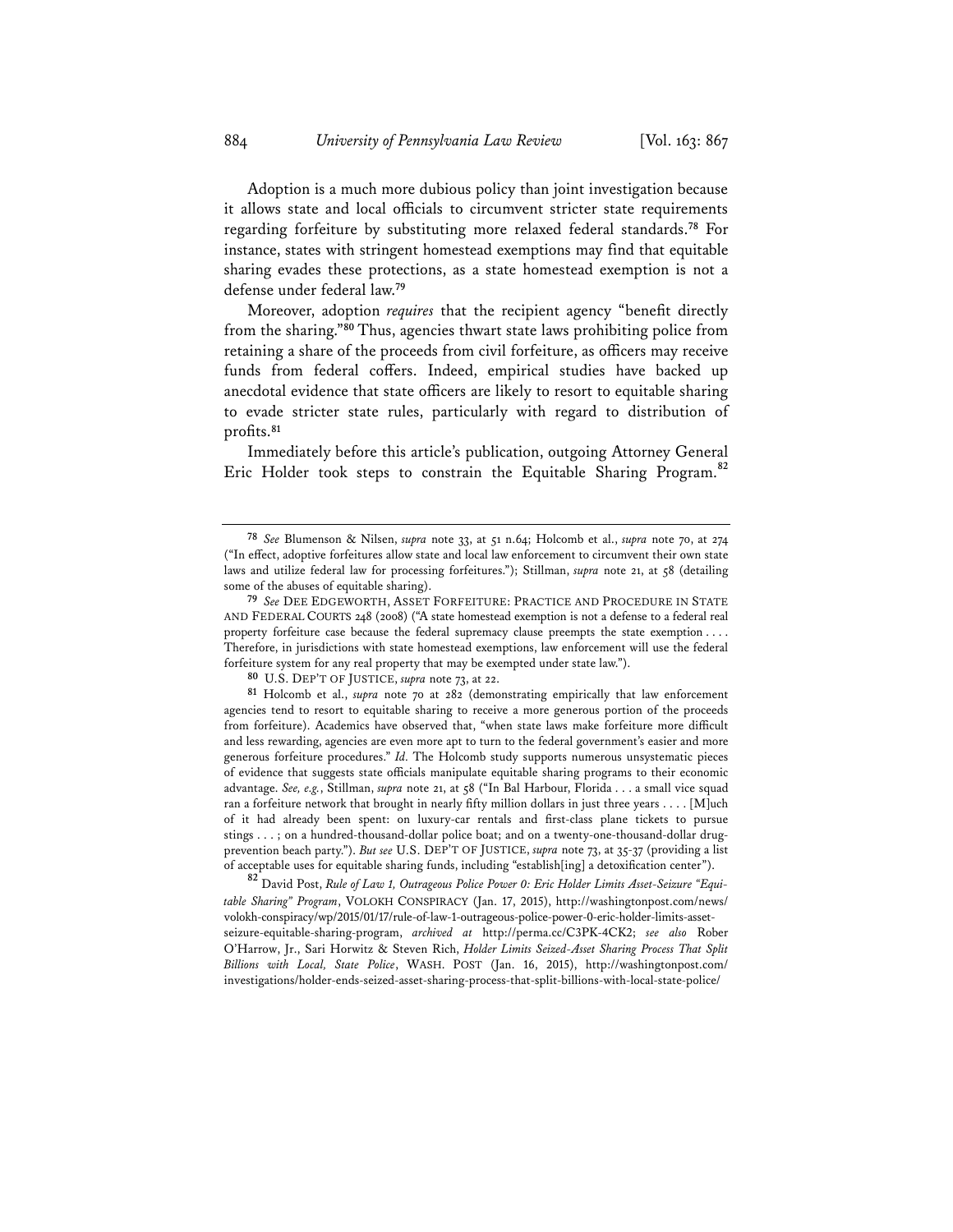Adoption is a much more dubious policy than joint investigation because it allows state and local officials to circumvent stricter state requirements regarding forfeiture by substituting more relaxed federal standards.[78] For instance, states with stringent homestead exemptions may find that equitable sharing evades these protections, as a state homestead exemption is not a defense under federal law.[79]

Moreover, adoption *requires* that the recipient agency "benefit directly from the sharing."[80] Thus, agencies thwart state laws prohibiting police from retaining a share of the proceeds from civil forfeiture, as officers may receive funds from federal coffers. Indeed, empirical studies have backed up anecdotal evidence that state officers are likely to resort to equitable sharing to evade stricter state rules, particularly with regard to distribution of profits.[81]

Immediately before this article's publication, outgoing Attorney General Eric Holder took steps to constrain the Equitable Sharing Program.[82]

---

[78] *See* Blumenson & Nilsen, *supra* note 33, at 51 n.64; Holcomb et al., *supra* note 70, at 274 ("In effect, adoptive forfeitures allow state and local law enforcement to circumvent their own state laws and utilize federal law for processing forfeitures."); Stillman, *supra* note 21, at 58 (detailing some of the abuses of equitable sharing).

[79] *See* DEE EDGEWORTH, ASSET FORFEITURE: PRACTICE AND PROCEDURE IN STATE AND FEDERAL COURTS 248 (2008) ("A state homestead exemption is not a defense to a federal real property forfeiture case because the federal supremacy clause preempts the state exemption . . . . Therefore, in jurisdictions with state homestead exemptions, law enforcement will use the federal forfeiture system for any real property that may be exempted under state law.").

[80] U.S. DEP'T OF JUSTICE, *supra* note 73, at 22.

[81] Holcomb et al., *supra* note 70 at 282 (demonstrating empirically that law enforcement agencies tend to resort to equitable sharing to receive a more generous portion of the proceeds from forfeiture). Academics have observed that, "when state laws make forfeiture more difficult and less rewarding, agencies are even more apt to turn to the federal government's easier and more generous forfeiture procedures." *Id.* The Holcomb study supports numerous unsystematic pieces of evidence that suggests state officials manipulate equitable sharing programs to their economic advantage. *See, e.g.*, Stillman, *supra* note 21, at 58 ("In Bal Harbour, Florida . . . a small vice squad ran a forfeiture network that brought in nearly fifty million dollars in just three years . . . . [M]uch of it had already been spent: on luxury-car rentals and first-class plane tickets to pursue stings . . . ; on a hundred-thousand-dollar police boat; and on a twenty-one-thousand-dollar drug-prevention beach party."). *But see* U.S. DEP'T OF JUSTICE, *supra* note 73, at 35-37 (providing a list of acceptable uses for equitable sharing funds, including "establish[ing] a detoxification center").

[82] David Post, *Rule of Law 1, Outrageous Police Power 0: Eric Holder Limits Asset-Seizure "Equitable Sharing" Program*, VOLOKH CONSPIRACY (Jan. 17, 2015), http://washingtonpost.com/news/volokh-conspiracy/wp/2015/01/17/rule-of-law-1-outrageous-police-power-0-eric-holder-limits-asset-seizure-equitable-sharing-program, *archived at* http://perma.cc/C3PK-4CK2; *see also* Rober O'Harrow, Jr., Sari Horwitz & Steven Rich, *Holder Limits Seized-Asset Sharing Process That Split Billions with Local, State Police*, WASH. POST (Jan. 16, 2015), http://washingtonpost.com/investigations/holder-ends-seized-asset-sharing-process-that-split-billions-with-local-state-police/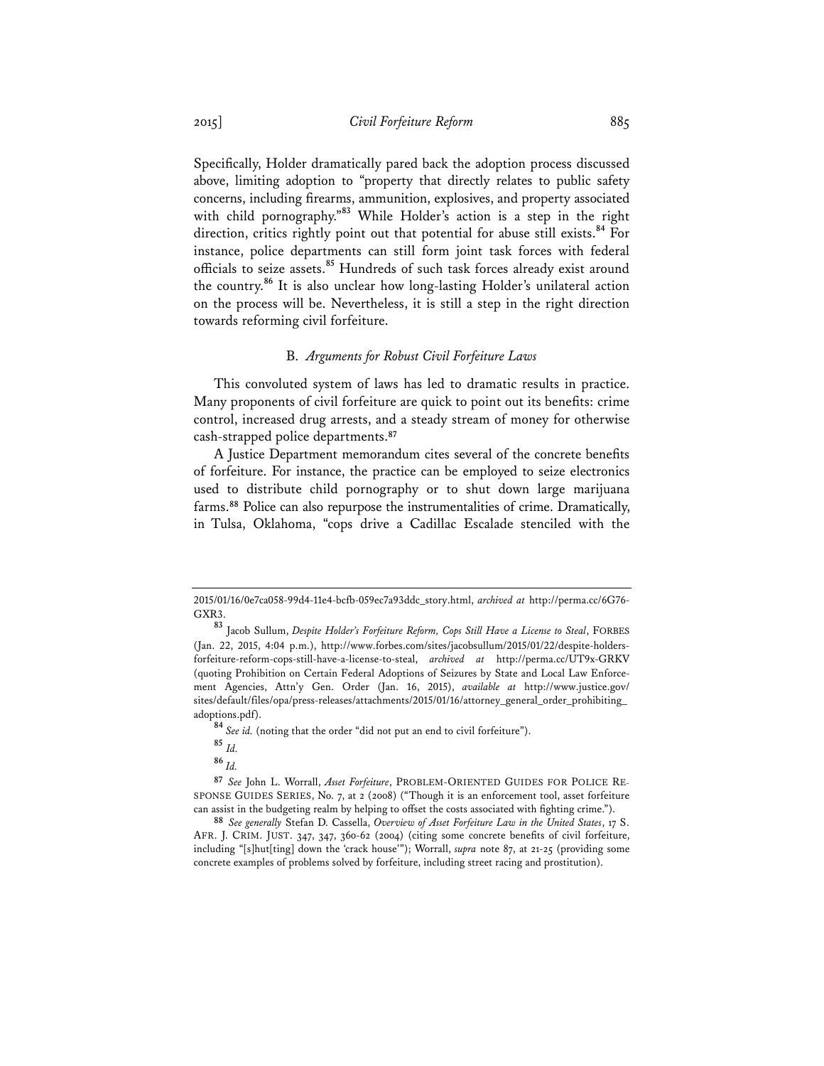Specifically, Holder dramatically pared back the adoption process discussed above, limiting adoption to "property that directly relates to public safety concerns, including firearms, ammunition, explosives, and property associated with child pornography."[83] While Holder's action is a step in the right direction, critics rightly point out that potential for abuse still exists.[84] For instance, police departments can still form joint task forces with federal officials to seize assets.[85] Hundreds of such task forces already exist around the country.[86] It is also unclear how long-lasting Holder's unilateral action on the process will be. Nevertheless, it is still a step in the right direction towards reforming civil forfeiture.

### B. *Arguments for Robust Civil Forfeiture Laws*

This convoluted system of laws has led to dramatic results in practice. Many proponents of civil forfeiture are quick to point out its benefits: crime control, increased drug arrests, and a steady stream of money for otherwise cash-strapped police departments.[87]

A Justice Department memorandum cites several of the concrete benefits of forfeiture. For instance, the practice can be employed to seize electronics used to distribute child pornography or to shut down large marijuana farms.[88] Police can also repurpose the instrumentalities of crime. Dramatically, in Tulsa, Oklahoma, "cops drive a Cadillac Escalade stenciled with the

---

2015/01/16/0e7ca058-99d4-11e4-bcfb-059ec7a93ddc_story.html, *archived at* http://perma.cc/6G76-GXR3.

[83] Jacob Sullum, *Despite Holder's Forfeiture Reform, Cops Still Have a License to Steal*, FORBES (Jan. 22, 2015, 4:04 p.m.), http://www.forbes.com/sites/jacobsullum/2015/01/22/despite-holders-forfeiture-reform-cops-still-have-a-license-to-steal, *archived at* http://perma.cc/UT9x-GRKV (quoting Prohibition on Certain Federal Adoptions of Seizures by State and Local Law Enforcement Agencies, Att'y Gen. Order (Jan. 16, 2015), *available at* http://www.justice.gov/sites/default/files/opa/press-releases/attachments/2015/01/16/attorney_general_order_prohibiting_adoptions.pdf).

[84] *See id.* (noting that the order "did not put an end to civil forfeiture").

[85] *Id.*

[86] *Id.*

[87] *See* John L. Worrall, *Asset Forfeiture*, PROBLEM-ORIENTED GUIDES FOR POLICE RESPONSE GUIDES SERIES, No. 7, at 2 (2008) ("Though it is an enforcement tool, asset forfeiture can assist in the budgeting realm by helping to offset the costs associated with fighting crime.").

[88] *See generally* Stefan D. Cassella, *Overview of Asset Forfeiture Law in the United States*, 17 S. AFR. J. CRIM. JUST. 347, 347, 360-62 (2004) (citing some concrete benefits of civil forfeiture, including "[s]hut[ting] down the 'crack house'"); Worrall, *supra* note 87, at 21-25 (providing some concrete examples of problems solved by forfeiture, including street racing and prostitution).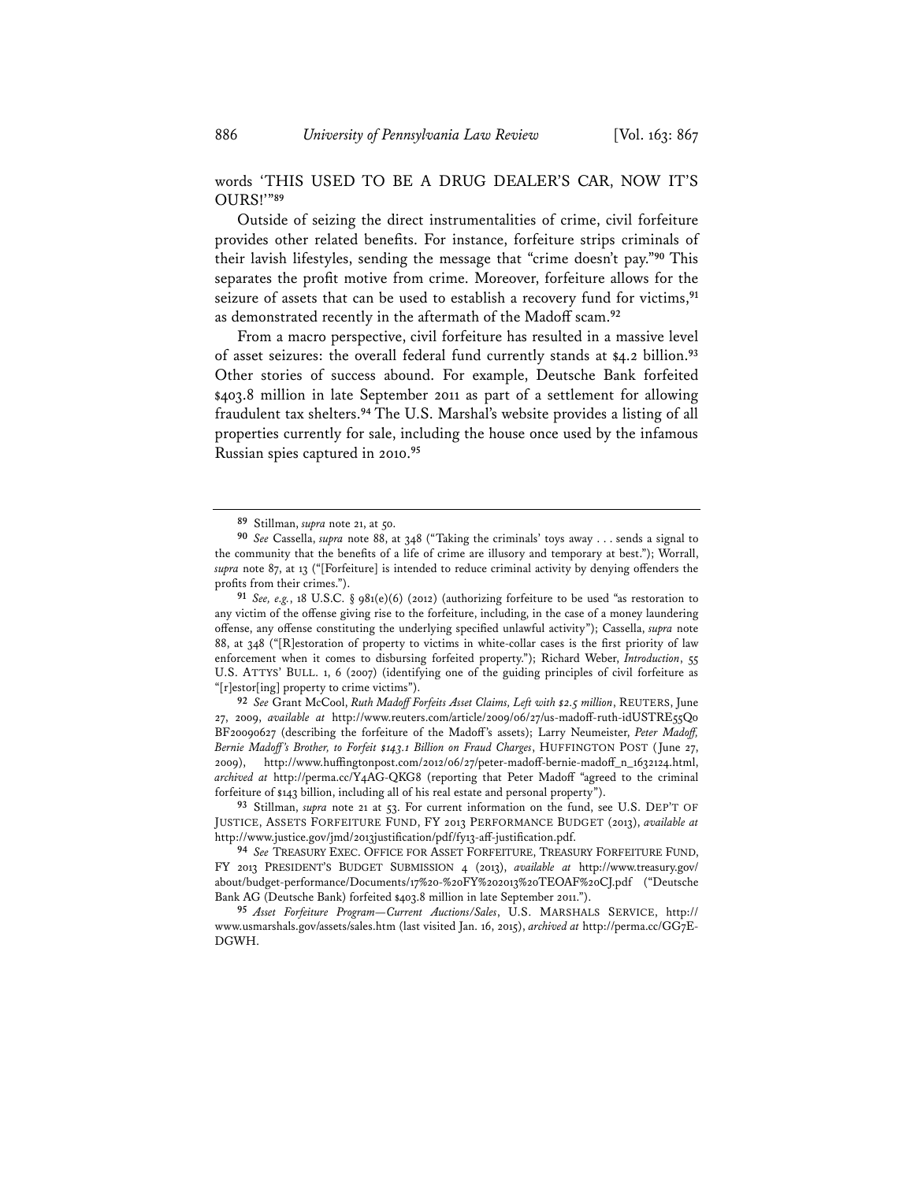words 'THIS USED TO BE A DRUG DEALER'S CAR, NOW IT'S OURS!'"[89]

Outside of seizing the direct instrumentalities of crime, civil forfeiture provides other related benefits. For instance, forfeiture strips criminals of their lavish lifestyles, sending the message that "crime doesn't pay."[90] This separates the profit motive from crime. Moreover, forfeiture allows for the seizure of assets that can be used to establish a recovery fund for victims,[91] as demonstrated recently in the aftermath of the Madoff scam.[92]

From a macro perspective, civil forfeiture has resulted in a massive level of asset seizures: the overall federal fund currently stands at $4.2 billion.[93] Other stories of success abound. For example, Deutsche Bank forfeited $403.8 million in late September 2011 as part of a settlement for allowing fraudulent tax shelters.[94] The U.S. Marshal's website provides a listing of all properties currently for sale, including the house once used by the infamous Russian spies captured in 2010.[95]

---

[89] Stillman, *supra* note 21, at 50.

[90] *See* Cassella, *supra* note 88, at 348 ("Taking the criminals' toys away . . . sends a signal to the community that the benefits of a life of crime are illusory and temporary at best."); Worrall, *supra* note 87, at 13 ("[Forfeiture] is intended to reduce criminal activity by denying offenders the profits from their crimes.").

[91] *See, e.g.*, 18 U.S.C. § 981(e)(6) (2012) (authorizing forfeiture to be used "as restoration to any victim of the offense giving rise to the forfeiture, including, in the case of a money laundering offense, any offense constituting the underlying specified unlawful activity"); Cassella, *supra* note 88, at 348 ("[R]estoration of property to victims in white-collar cases is the first priority of law enforcement when it comes to disbursing forfeited property."); Richard Weber, *Introduction*, 55 U.S. ATTYS' BULL. 1, 6 (2007) (identifying one of the guiding principles of civil forfeiture as "[r]estor[ing] property to crime victims").

[92] *See* Grant McCool, *Ruth Madoff Forfeits Asset Claims, Left with $2.5 million*, REUTERS, June 27, 2009, *available at* http://www.reuters.com/article/2009/06/27/us-madoff-ruth-idUSTRE55Q0BF20090627 (describing the forfeiture of the Madoff's assets); Larry Neumeister, *Peter Madoff, Bernie Madoff's Brother, to Forfeit $143.1 Billion on Fraud Charges*, HUFFINGTON POST (June 27, 2009), http://www.huffingtonpost.com/2012/06/27/peter-madoff-bernie-madoff_n_1632124.html, *archived at* http://perma.cc/Y4AG-QKG8 (reporting that Peter Madoff "agreed to the criminal forfeiture of $143 billion, including all of his real estate and personal property").

[93] Stillman, *supra* note 21 at 53. For current information on the fund, see U.S. DEP'T OF JUSTICE, ASSETS FORFEITURE FUND, FY 2013 PERFORMANCE BUDGET (2013), *available at* http://www.justice.gov/jmd/2013justification/pdf/fy13-aff-justification.pdf.

[94] *See* TREASURY EXEC. OFFICE FOR ASSET FORFEITURE, TREASURY FORFEITURE FUND, FY 2013 PRESIDENT'S BUDGET SUBMISSION 4 (2013), *available at* http://www.treasury.gov/about/budget-performance/Documents/17%20-%20FY%202013%20TEOAF%20CJ.pdf ("Deutsche Bank AG (Deutsche Bank) forfeited $403.8 million in late September 2011.").

[95] *Asset Forfeiture Program—Current Auctions/Sales*, U.S. MARSHALS SERVICE, http://www.usmarshals.gov/assets/sales.htm (last visited Jan. 16, 2015), *archived at* http://perma.cc/GG7E-DGWH.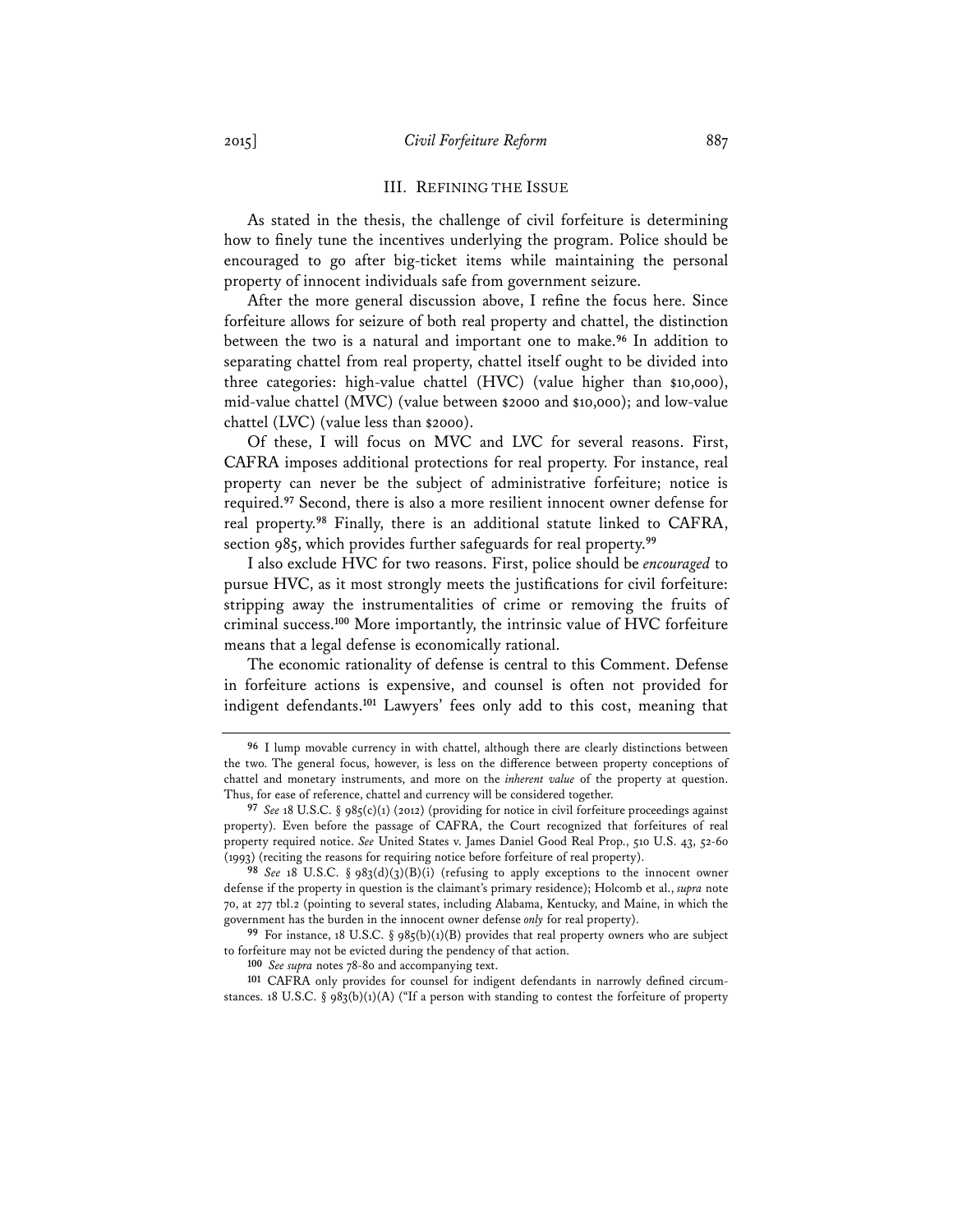## III. REFINING THE ISSUE

As stated in the thesis, the challenge of civil forfeiture is determining how to finely tune the incentives underlying the program. Police should be encouraged to go after big-ticket items while maintaining the personal property of innocent individuals safe from government seizure.

After the more general discussion above, I refine the focus here. Since forfeiture allows for seizure of both real property and chattel, the distinction between the two is a natural and important one to make.[96] In addition to separating chattel from real property, chattel itself ought to be divided into three categories: high-value chattel (HVC) (value higher than $10,000), mid-value chattel (MVC) (value between $2000 and $10,000); and low-value chattel (LVC) (value less than $2000).

Of these, I will focus on MVC and LVC for several reasons. First, CAFRA imposes additional protections for real property. For instance, real property can never be the subject of administrative forfeiture; notice is required.[97] Second, there is also a more resilient innocent owner defense for real property.[98] Finally, there is an additional statute linked to CAFRA, section 985, which provides further safeguards for real property.[99]

I also exclude HVC for two reasons. First, police should be *encouraged* to pursue HVC, as it most strongly meets the justifications for civil forfeiture: stripping away the instrumentalities of crime or removing the fruits of criminal success.[100] More importantly, the intrinsic value of HVC forfeiture means that a legal defense is economically rational.

The economic rationality of defense is central to this Comment. Defense in forfeiture actions is expensive, and counsel is often not provided for indigent defendants.[101] Lawyers' fees only add to this cost, meaning that

---

[96] I lump movable currency in with chattel, although there are clearly distinctions between the two. The general focus, however, is less on the difference between property conceptions of chattel and monetary instruments, and more on the *inherent value* of the property at question. Thus, for ease of reference, chattel and currency will be considered together.

[97] *See* 18 U.S.C. § 985(c)(1) (2012) (providing for notice in civil forfeiture proceedings against property). Even before the passage of CAFRA, the Court recognized that forfeitures of real property required notice. *See* United States v. James Daniel Good Real Prop., 510 U.S. 43, 52-60 (1993) (reciting the reasons for requiring notice before forfeiture of real property).

[98] *See* 18 U.S.C. § 983(d)(3)(B)(i) (refusing to apply exceptions to the innocent owner defense if the property in question is the claimant's primary residence); Holcomb et al., *supra* note 70, at 277 tbl.2 (pointing to several states, including Alabama, Kentucky, and Maine, in which the government has the burden in the innocent owner defense *only* for real property).

[99] For instance, 18 U.S.C. § 985(b)(1)(B) provides that real property owners who are subject to forfeiture may not be evicted during the pendency of that action.

[100] *See supra* notes 78-80 and accompanying text.

[101] CAFRA only provides for counsel for indigent defendants in narrowly defined circumstances. 18 U.S.C. § 983(b)(1)(A) ("If a person with standing to contest the forfeiture of property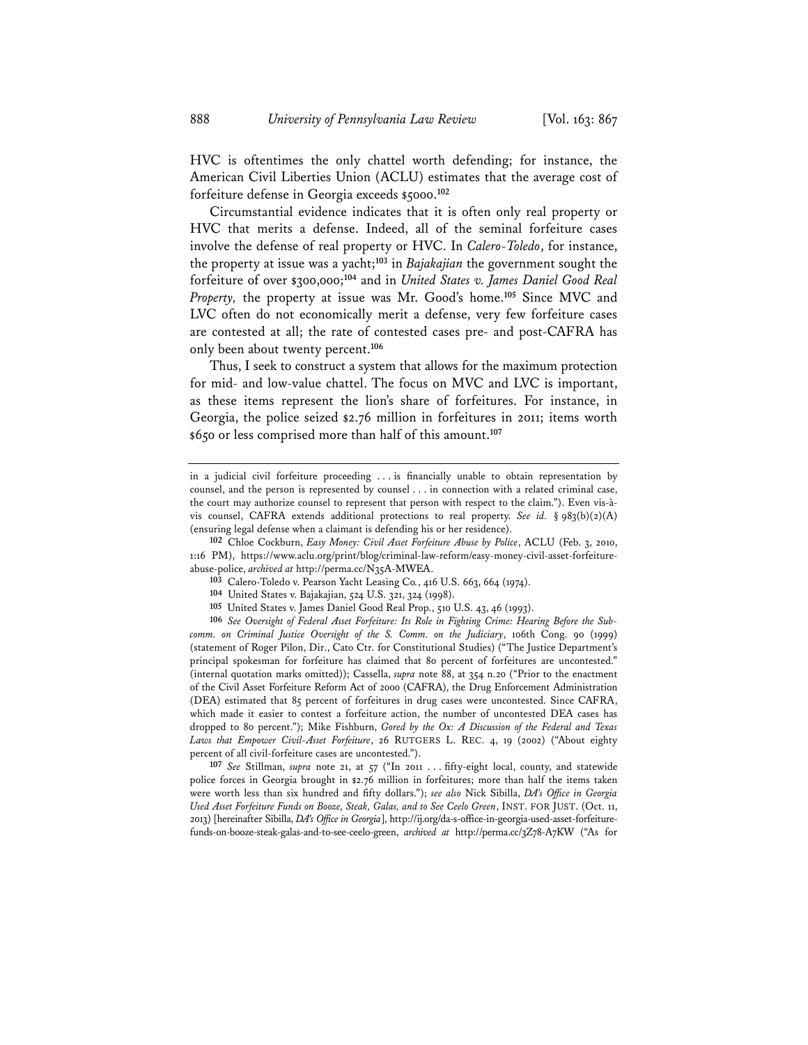HVC is oftentimes the only chattel worth defending; for instance, the American Civil Liberties Union (ACLU) estimates that the average cost of forfeiture defense in Georgia exceeds $5000.[102]

Circumstantial evidence indicates that it is often only real property or HVC that merits a defense. Indeed, all of the seminal forfeiture cases involve the defense of real property or HVC. In *Calero-Toledo*, for instance, the property at issue was a yacht;[103] in *Bajakajian* the government sought the forfeiture of over $300,000;[104] and in *United States v. James Daniel Good Real Property*, the property at issue was Mr. Good's home.[105] Since MVC and LVC often do not economically merit a defense, very few forfeiture cases are contested at all; the rate of contested cases pre- and post-CAFRA has only been about twenty percent.[106]

Thus, I seek to construct a system that allows for the maximum protection for mid- and low-value chattel. The focus on MVC and LVC is important, as these items represent the lion's share of forfeitures. For instance, in Georgia, the police seized $2.76 million in forfeitures in 2011; items worth $650 or less comprised more than half of this amount.[107]

---

in a judicial civil forfeiture proceeding . . . is financially unable to obtain representation by counsel, and the person is represented by counsel . . . in connection with a related criminal case, the court may authorize counsel to represent that person with respect to the claim."). Even vis-à-vis counsel, CAFRA extends additional protections to real property. *See id.* § 983(b)(2)(A) (ensuring legal defense when a claimant is defending his or her residence).

**102** Chloe Cockburn, *Easy Money: Civil Asset Forfeiture Abuse by Police*, ACLU (Feb. 3, 2010, 1:16 PM), https://www.aclu.org/print/blog/criminal-law-reform/easy-money-civil-asset-forfeiture-abuse-police, *archived at* http://perma.cc/N35A-MWEA.

**103** Calero-Toledo v. Pearson Yacht Leasing Co., 416 U.S. 663, 664 (1974).

**104** United States v. Bajakajian, 524 U.S. 321, 324 (1998).

**105** United States v. James Daniel Good Real Prop., 510 U.S. 43, 46 (1993).

**106** *See Oversight of Federal Asset Forfeiture: Its Role in Fighting Crime: Hearing Before the Subcomm. on Criminal Justice Oversight of the S. Comm. on the Judiciary*, 106th Cong. 90 (1999) (statement of Roger Pilon, Dir., Cato Ctr. for Constitutional Studies) ("The Justice Department's principal spokesman for forfeiture has claimed that 80 percent of forfeitures are uncontested." (internal quotation marks omitted)); Cassella, *supra* note 88, at 354 n.20 ("Prior to the enactment of the Civil Asset Forfeiture Reform Act of 2000 (CAFRA), the Drug Enforcement Administration (DEA) estimated that 85 percent of forfeitures in drug cases were uncontested. Since CAFRA, which made it easier to contest a forfeiture action, the number of uncontested DEA cases has dropped to 80 percent."); Mike Fishburn, *Gored by the Ox: A Discussion of the Federal and Texas Laws that Empower Civil-Asset Forfeiture*, 26 RUTGERS L. REC. 4, 19 (2002) ("About eighty percent of all civil-forfeiture cases are uncontested.").

**107** *See* Stillman, *supra* note 21, at 57 ("In 2011 . . . fifty-eight local, county, and statewide police forces in Georgia brought in $2.76 million in forfeitures; more than half the items taken were worth less than six hundred and fifty dollars."); *see also* Nick Sibilla, *DA's Office in Georgia Used Asset Forfeiture Funds on Booze, Steak, Galas, and to See Ceelo Green*, INST. FOR JUST. (Oct. 11, 2013) [hereinafter Sibilla, *DA's Office in Georgia*], http://ij.org/da-s-office-in-georgia-used-asset-forfeiture-funds-on-booze-steak-galas-and-to-see-ceelo-green, *archived at* http://perma.cc/3Z78-A7KW ("As for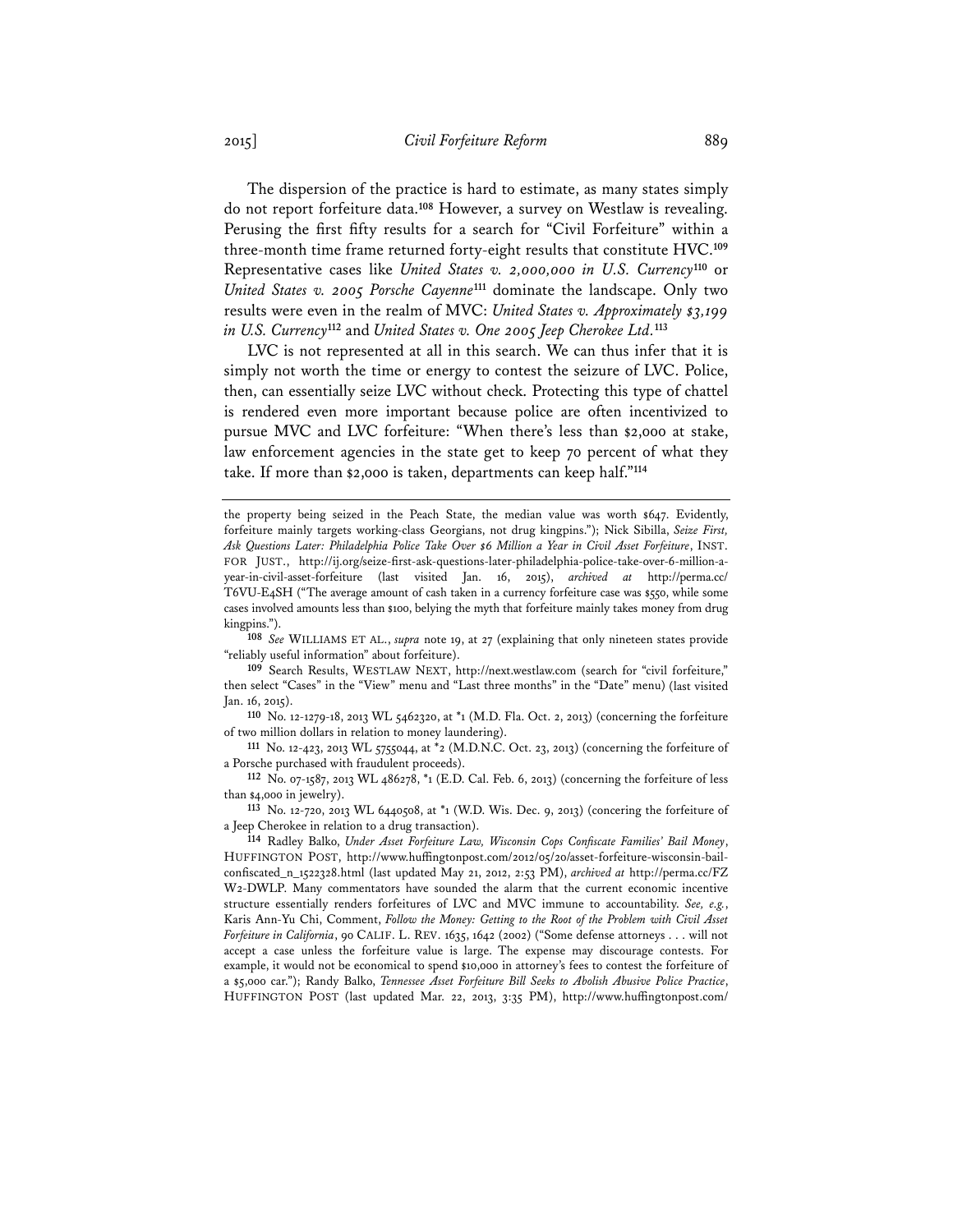The dispersion of the practice is hard to estimate, as many states simply do not report forfeiture data.[108] However, a survey on Westlaw is revealing. Perusing the first fifty results for a search for "Civil Forfeiture" within a three-month time frame returned forty-eight results that constitute HVC.[109] Representative cases like *United States v. 2,000,000 in U.S. Currency*[110] or *United States v. 2005 Porsche Cayenne*[111] dominate the landscape. Only two results were even in the realm of MVC: *United States v. Approximately $3,199 in U.S. Currency*[112] and *United States v. One 2005 Jeep Cherokee Ltd.*[113]

LVC is not represented at all in this search. We can thus infer that it is simply not worth the time or energy to contest the seizure of LVC. Police, then, can essentially seize LVC without check. Protecting this type of chattel is rendered even more important because police are often incentivized to pursue MVC and LVC forfeiture: "When there's less than $2,000 at stake, law enforcement agencies in the state get to keep 70 percent of what they take. If more than $2,000 is taken, departments can keep half."[114]

---

the property being seized in the Peach State, the median value was worth $647. Evidently, forfeiture mainly targets working-class Georgians, not drug kingpins."); Nick Sibilla, *Seize First, Ask Questions Later: Philadelphia Police Take Over $6 Million a Year in Civil Asset Forfeiture*, INST. FOR JUST., http://ij.org/seize-first-ask-questions-later-philadelphia-police-take-over-6-million-a-year-in-civil-asset-forfeiture (last visited Jan. 16, 2015), *archived at* http://perma.cc/T6VU-E4SH ("The average amount of cash taken in a currency forfeiture case was $550, while some cases involved amounts less than $100, belying the myth that forfeiture mainly takes money from drug kingpins.").

[108] *See* WILLIAMS ET AL., *supra* note 19, at 27 (explaining that only nineteen states provide "reliably useful information" about forfeiture).

[109] Search Results, WESTLAW NEXT, http://next.westlaw.com (search for "civil forfeiture," then select "Cases" in the "View" menu and "Last three months" in the "Date" menu) (last visited Jan. 16, 2015).

[110] No. 12-1279-18, 2013 WL 5462320, at *1 (M.D. Fla. Oct. 2, 2013) (concerning the forfeiture of two million dollars in relation to money laundering).

[111] No. 12-423, 2013 WL 5755044, at *2 (M.D.N.C. Oct. 23, 2013) (concerning the forfeiture of a Porsche purchased with fraudulent proceeds).

[112] No. 07-1587, 2013 WL 486278, *1 (E.D. Cal. Feb. 6, 2013) (concerning the forfeiture of less than $4,000 in jewelry).

[113] No. 12-720, 2013 WL 6440508, at *1 (W.D. Wis. Dec. 9, 2013) (concering the forfeiture of a Jeep Cherokee in relation to a drug transaction).

[114] Radley Balko, *Under Asset Forfeiture Law, Wisconsin Cops Confiscate Families' Bail Money*, HUFFINGTON POST, http://www.huffingtonpost.com/2012/05/20/asset-forfeiture-wisconsin-bail-confiscated_n_1522328.html (last updated May 21, 2012, 2:53 PM), *archived at* http://perma.cc/FZW2-DWLP. Many commentators have sounded the alarm that the current economic incentive structure essentially renders forfeitures of LVC and MVC immune to accountability. *See, e.g.*, Karis Ann-Yu Chi, Comment, *Follow the Money: Getting to the Root of the Problem with Civil Asset Forfeiture in California*, 90 CALIF. L. REV. 1635, 1642 (2002) ("Some defense attorneys . . . will not accept a case unless the forfeiture value is large. The expense may discourage contests. For example, it would not be economical to spend $10,000 in attorney's fees to contest the forfeiture of a $5,000 car."); Randy Balko, *Tennessee Asset Forfeiture Bill Seeks to Abolish Abusive Police Practice*, HUFFINGTON POST (last updated Mar. 22, 2013, 3:35 PM), http://www.huffingtonpost.com/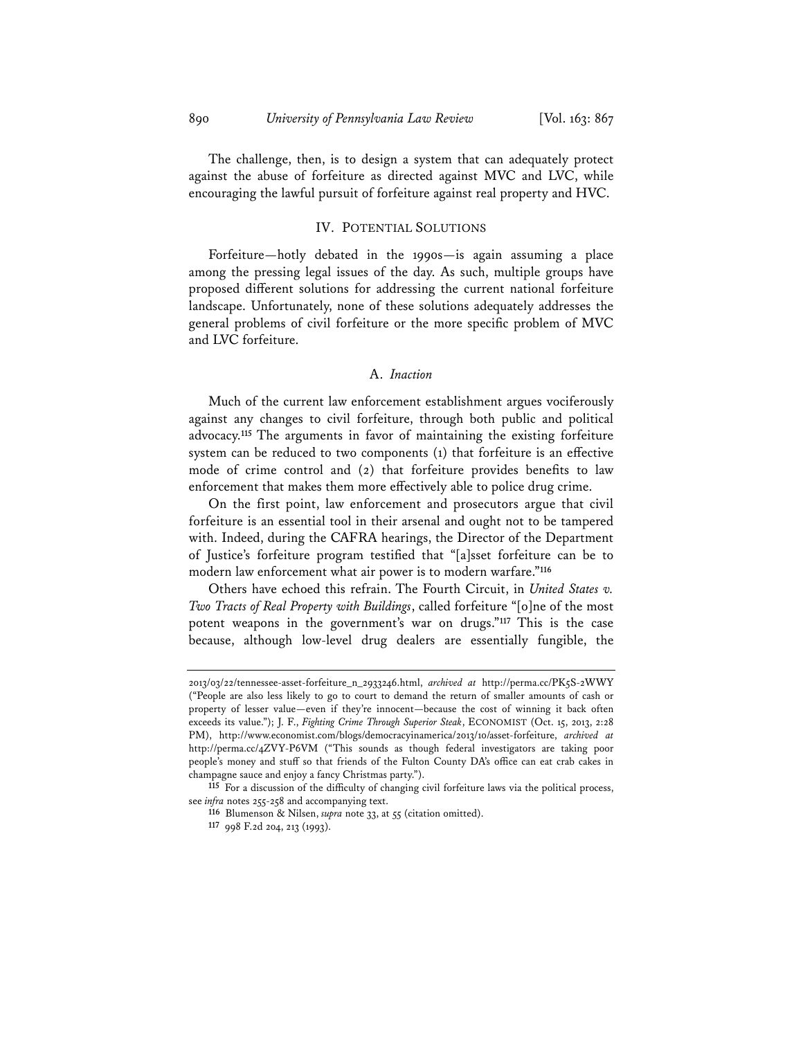The challenge, then, is to design a system that can adequately protect against the abuse of forfeiture as directed against MVC and LVC, while encouraging the lawful pursuit of forfeiture against real property and HVC.

## IV. Potential Solutions

Forfeiture—hotly debated in the 1990s—is again assuming a place among the pressing legal issues of the day. As such, multiple groups have proposed different solutions for addressing the current national forfeiture landscape. Unfortunately, none of these solutions adequately addresses the general problems of civil forfeiture or the more specific problem of MVC and LVC forfeiture.

### A. *Inaction*

Much of the current law enforcement establishment argues vociferously against any changes to civil forfeiture, through both public and political advocacy.[115] The arguments in favor of maintaining the existing forfeiture system can be reduced to two components (1) that forfeiture is an effective mode of crime control and (2) that forfeiture provides benefits to law enforcement that makes them more effectively able to police drug crime.

On the first point, law enforcement and prosecutors argue that civil forfeiture is an essential tool in their arsenal and ought not to be tampered with. Indeed, during the CAFRA hearings, the Director of the Department of Justice's forfeiture program testified that "[a]sset forfeiture can be to modern law enforcement what air power is to modern warfare."[116]

Others have echoed this refrain. The Fourth Circuit, in *United States v. Two Tracts of Real Property with Buildings*, called forfeiture "[o]ne of the most potent weapons in the government's war on drugs."[117] This is the case because, although low-level drug dealers are essentially fungible, the

---

2013/03/22/tennessee-asset-forfeiture_n_2933246.html, *archived at* http://perma.cc/PK5S-2WWY ("People are also less likely to go to court to demand the return of smaller amounts of cash or property of lesser value—even if they're innocent—because the cost of winning it back often exceeds its value."); J. F., *Fighting Crime Through Superior Steak*, ECONOMIST (Oct. 15, 2013, 2:28 PM), http://www.economist.com/blogs/democracyinamerica/2013/10/asset-forfeiture, *archived at* http://perma.cc/4ZVY-P6VM ("This sounds as though federal investigators are taking poor people's money and stuff so that friends of the Fulton County DA's office can eat crab cakes in champagne sauce and enjoy a fancy Christmas party.").

[115] For a discussion of the difficulty of changing civil forfeiture laws via the political process, see *infra* notes 255-258 and accompanying text.

[116] Blumenson & Nilsen, *supra* note 33, at 55 (citation omitted).

[117] 998 F.2d 204, 213 (1993).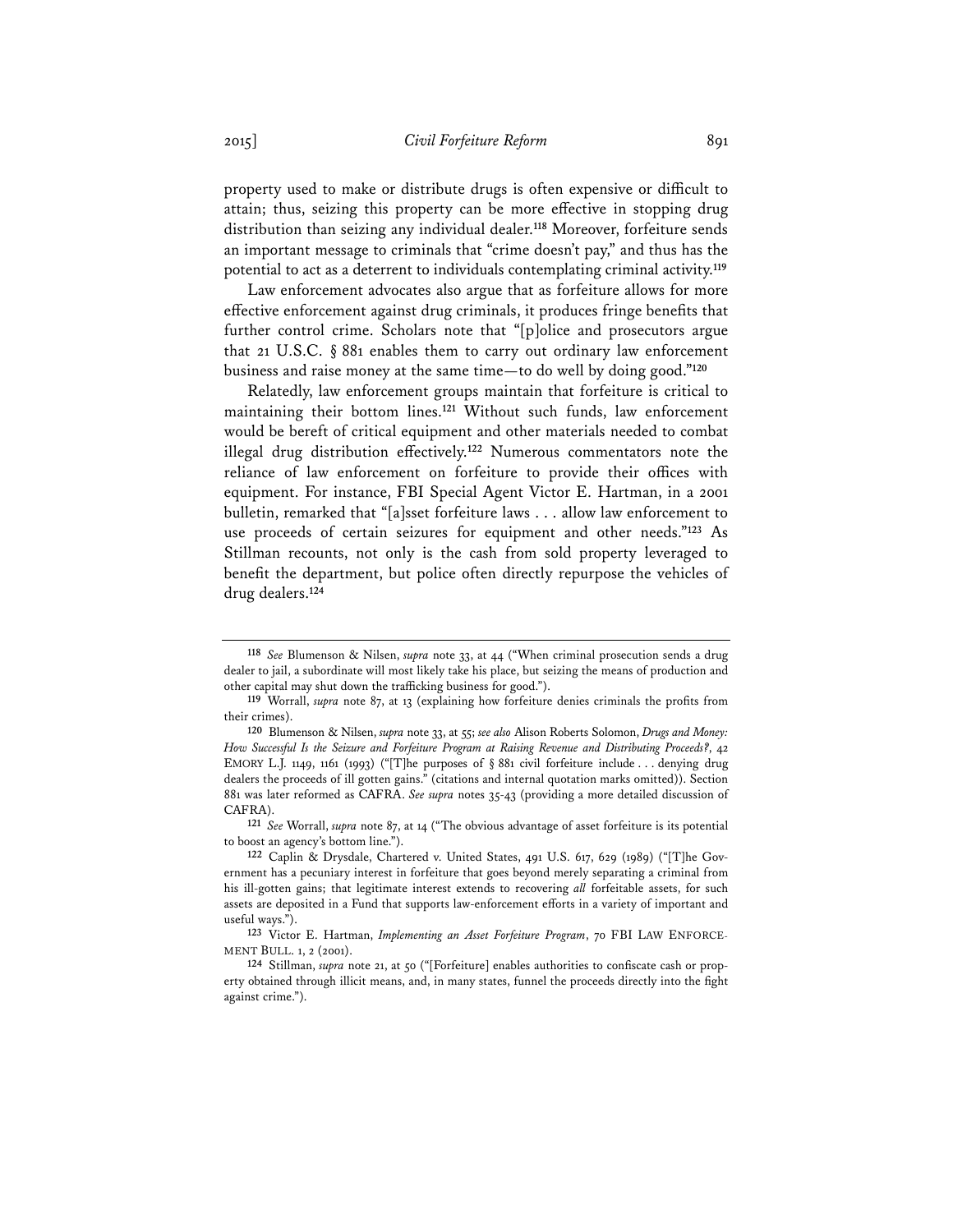property used to make or distribute drugs is often expensive or difficult to attain; thus, seizing this property can be more effective in stopping drug distribution than seizing any individual dealer.[118] Moreover, forfeiture sends an important message to criminals that "crime doesn't pay," and thus has the potential to act as a deterrent to individuals contemplating criminal activity.[119]

Law enforcement advocates also argue that as forfeiture allows for more effective enforcement against drug criminals, it produces fringe benefits that further control crime. Scholars note that "[p]olice and prosecutors argue that 21 U.S.C. § 881 enables them to carry out ordinary law enforcement business and raise money at the same time—to do well by doing good."[120]

Relatedly, law enforcement groups maintain that forfeiture is critical to maintaining their bottom lines.[121] Without such funds, law enforcement would be bereft of critical equipment and other materials needed to combat illegal drug distribution effectively.[122] Numerous commentators note the reliance of law enforcement on forfeiture to provide their offices with equipment. For instance, FBI Special Agent Victor E. Hartman, in a 2001 bulletin, remarked that "[a]sset forfeiture laws . . . allow law enforcement to use proceeds of certain seizures for equipment and other needs."[123] As Stillman recounts, not only is the cash from sold property leveraged to benefit the department, but police often directly repurpose the vehicles of drug dealers.[124]

---

[118] *See* Blumenson & Nilsen, *supra* note 33, at 44 ("When criminal prosecution sends a drug dealer to jail, a subordinate will most likely take his place, but seizing the means of production and other capital may shut down the trafficking business for good.").

[119] Worrall, *supra* note 87, at 13 (explaining how forfeiture denies criminals the profits from their crimes).

[120] Blumenson & Nilsen, *supra* note 33, at 55; *see also* Alison Roberts Solomon, *Drugs and Money: How Successful Is the Seizure and Forfeiture Program at Raising Revenue and Distributing Proceeds?*, 42 EMORY L.J. 1149, 1161 (1993) ("[T]he purposes of § 881 civil forfeiture include . . . denying drug dealers the proceeds of ill gotten gains." (citations and internal quotation marks omitted)). Section 881 was later reformed as CAFRA. *See supra* notes 35-43 (providing a more detailed discussion of CAFRA).

[121] *See* Worrall, *supra* note 87, at 14 ("The obvious advantage of asset forfeiture is its potential to boost an agency's bottom line.").

[122] Caplin & Drysdale, Chartered v. United States, 491 U.S. 617, 629 (1989) ("[T]he Government has a pecuniary interest in forfeiture that goes beyond merely separating a criminal from his ill-gotten gains; that legitimate interest extends to recovering *all* forfeitable assets, for such assets are deposited in a Fund that supports law-enforcement efforts in a variety of important and useful ways.").

[123] Victor E. Hartman, *Implementing an Asset Forfeiture Program*, 70 FBI LAW ENFORCEMENT BULL. 1, 2 (2001).

[124] Stillman, *supra* note 21, at 50 ("[Forfeiture] enables authorities to confiscate cash or property obtained through illicit means, and, in many states, funnel the proceeds directly into the fight against crime.").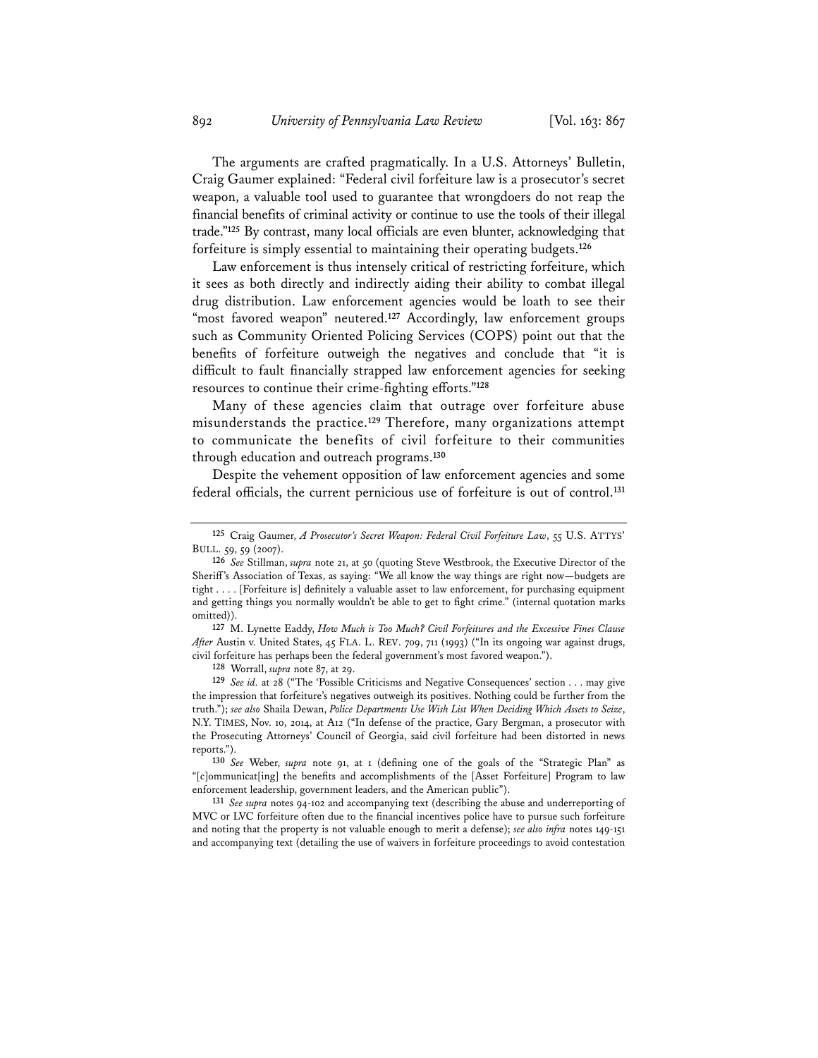The arguments are crafted pragmatically. In a U.S. Attorneys' Bulletin, Craig Gaumer explained: "Federal civil forfeiture law is a prosecutor's secret weapon, a valuable tool used to guarantee that wrongdoers do not reap the financial benefits of criminal activity or continue to use the tools of their illegal trade."[125] By contrast, many local officials are even blunter, acknowledging that forfeiture is simply essential to maintaining their operating budgets.[126]

Law enforcement is thus intensely critical of restricting forfeiture, which it sees as both directly and indirectly aiding their ability to combat illegal drug distribution. Law enforcement agencies would be loath to see their "most favored weapon" neutered.[127] Accordingly, law enforcement groups such as Community Oriented Policing Services (COPS) point out that the benefits of forfeiture outweigh the negatives and conclude that "it is difficult to fault financially strapped law enforcement agencies for seeking resources to continue their crime-fighting efforts."[128]

Many of these agencies claim that outrage over forfeiture abuse misunderstands the practice.[129] Therefore, many organizations attempt to communicate the benefits of civil forfeiture to their communities through education and outreach programs.[130]

Despite the vehement opposition of law enforcement agencies and some federal officials, the current pernicious use of forfeiture is out of control.[131]

---

[125] Craig Gaumer, *A Prosecutor's Secret Weapon: Federal Civil Forfeiture Law*, 55 U.S. ATTYS' BULL. 59, 59 (2007).

[126] *See* Stillman, *supra* note 21, at 50 (quoting Steve Westbrook, the Executive Director of the Sheriff's Association of Texas, as saying: "We all know the way things are right now—budgets are tight . . . . [Forfeiture is] definitely a valuable asset to law enforcement, for purchasing equipment and getting things you normally wouldn't be able to get to fight crime." (internal quotation marks omitted)).

[127] M. Lynette Eaddy, *How Much is Too Much? Civil Forfeitures and the Excessive Fines Clause After* Austin v. United States, 45 FLA. L. REV. 709, 711 (1993) ("In its ongoing war against drugs, civil forfeiture has perhaps been the federal government's most favored weapon.").

[128] Worrall, *supra* note 87, at 29.

[129] *See id.* at 28 ("The 'Possible Criticisms and Negative Consequences' section . . . may give the impression that forfeiture's negatives outweigh its positives. Nothing could be further from the truth."); *see also* Shaila Dewan, *Police Departments Use Wish List When Deciding Which Assets to Seize*, N.Y. TIMES, Nov. 10, 2014, at A12 ("In defense of the practice, Gary Bergman, a prosecutor with the Prosecuting Attorneys' Council of Georgia, said civil forfeiture had been distorted in news reports.").

[130] *See* Weber, *supra* note 91, at 1 (defining one of the goals of the "Strategic Plan" as "[c]ommunicat[ing] the benefits and accomplishments of the [Asset Forfeiture] Program to law enforcement leadership, government leaders, and the American public").

[131] *See supra* notes 94-102 and accompanying text (describing the abuse and underreporting of MVC or LVC forfeiture often due to the financial incentives police have to pursue such forfeiture and noting that the property is not valuable enough to merit a defense); *see also infra* notes 149-151 and accompanying text (detailing the use of waivers in forfeiture proceedings to avoid contestation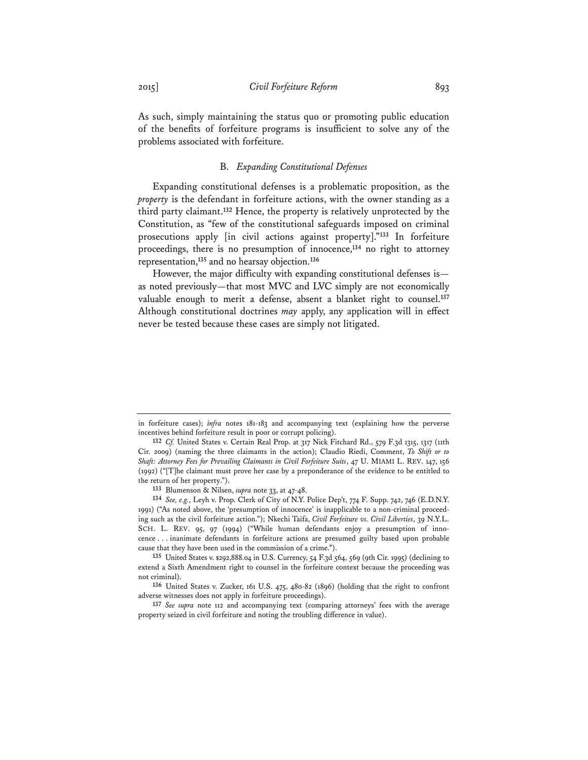As such, simply maintaining the status quo or promoting public education of the benefits of forfeiture programs is insufficient to solve any of the problems associated with forfeiture.

### B. *Expanding Constitutional Defenses*

Expanding constitutional defenses is a problematic proposition, as the *property* is the defendant in forfeiture actions, with the owner standing as a third party claimant.[132] Hence, the property is relatively unprotected by the Constitution, as "few of the constitutional safeguards imposed on criminal prosecutions apply [in civil actions against property]."[133] In forfeiture proceedings, there is no presumption of innocence,[134] no right to attorney representation,[135] and no hearsay objection.[136]

However, the major difficulty with expanding constitutional defenses is—as noted previously—that most MVC and LVC simply are not economically valuable enough to merit a defense, absent a blanket right to counsel.[137] Although constitutional doctrines *may* apply, any application will in effect never be tested because these cases are simply not litigated.

---

in forfeiture cases); *infra* notes 181-183 and accompanying text (explaining how the perverse incentives behind forfeiture result in poor or corrupt policing).

[132] *Cf.* United States v. Certain Real Prop. at 317 Nick Fitchard Rd., 579 F.3d 1315, 1317 (11th Cir. 2009) (naming the three claimants in the action); Claudio Riedi, Comment, *To Shift or to Shaft: Attorney Fees for Prevailing Claimants in Civil Forfeiture Suits*, 47 U. MIAMI L. REV. 147, 156 (1992) ("[T]he claimant must prove her case by a preponderance of the evidence to be entitled to the return of her property.").

[133] Blumenson & Nilsen, *supra* note 33, at 47-48.

[134] *See, e.g.*, Leyh v. Prop. Clerk of City of N.Y. Police Dep't, 774 F. Supp. 742, 746 (E.D.N.Y. 1991) ("As noted above, the 'presumption of innocence' is inapplicable to a non-criminal proceeding such as the civil forfeiture action."); Nkechi Taifa, *Civil Forfeiture vs. Civil Liberties*, 39 N.Y.L. SCH. L. REV. 95, 97 (1994) ("While human defendants enjoy a presumption of innocence . . . inanimate defendants in forfeiture actions are presumed guilty based upon probable cause that they have been used in the commission of a crime.").

[135] United States v. $292,888.04 in U.S. Currency, 54 F.3d 564, 569 (9th Cir. 1995) (declining to extend a Sixth Amendment right to counsel in the forfeiture context because the proceeding was not criminal).

[136] United States v. Zucker, 161 U.S. 475, 480-82 (1896) (holding that the right to confront adverse witnesses does not apply in forfeiture proceedings).

[137] *See supra* note 112 and accompanying text (comparing attorneys' fees with the average property seized in civil forfeiture and noting the troubling difference in value).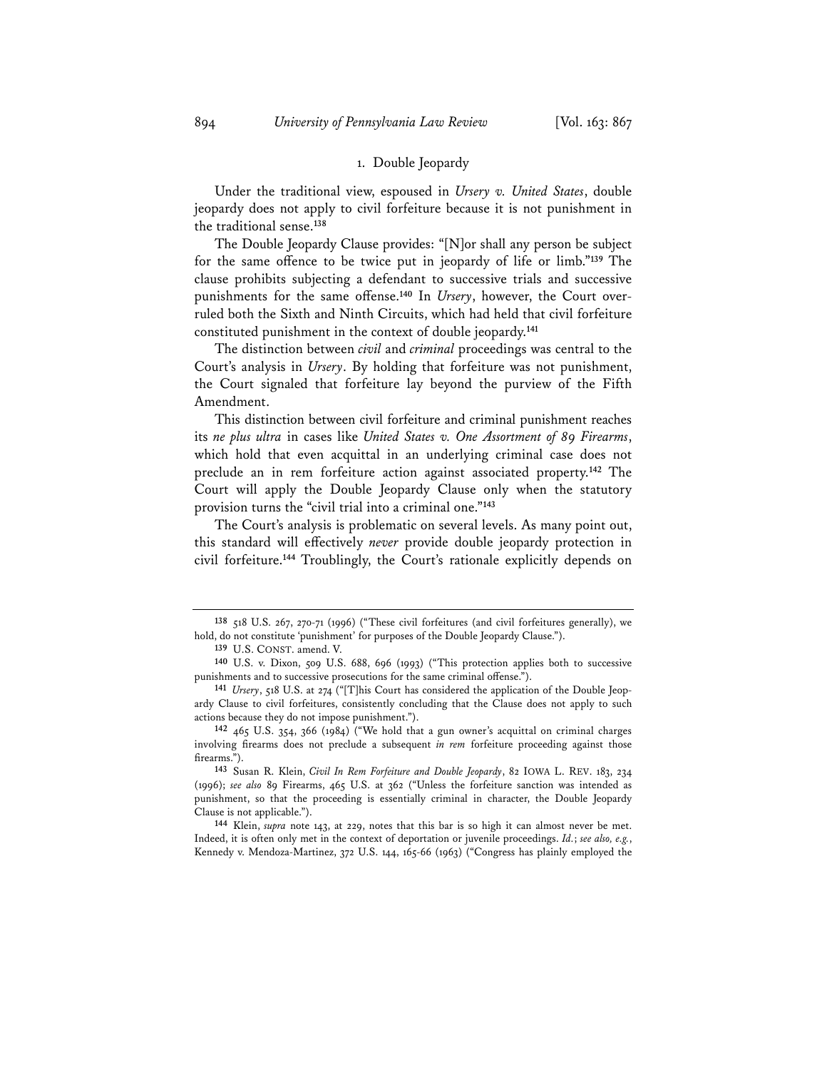### 1. Double Jeopardy

Under the traditional view, espoused in *Ursery v. United States*, double jeopardy does not apply to civil forfeiture because it is not punishment in the traditional sense.[138]

The Double Jeopardy Clause provides: "[N]or shall any person be subject for the same offence to be twice put in jeopardy of life or limb."[139] The clause prohibits subjecting a defendant to successive trials and successive punishments for the same offense.[140] In *Ursery*, however, the Court overruled both the Sixth and Ninth Circuits, which had held that civil forfeiture constituted punishment in the context of double jeopardy.[141]

The distinction between *civil* and *criminal* proceedings was central to the Court's analysis in *Ursery*. By holding that forfeiture was not punishment, the Court signaled that forfeiture lay beyond the purview of the Fifth Amendment.

This distinction between civil forfeiture and criminal punishment reaches its *ne plus ultra* in cases like *United States v. One Assortment of 89 Firearms*, which hold that even acquittal in an underlying criminal case does not preclude an in rem forfeiture action against associated property.[142] The Court will apply the Double Jeopardy Clause only when the statutory provision turns the "civil trial into a criminal one."[143]

The Court's analysis is problematic on several levels. As many point out, this standard will effectively *never* provide double jeopardy protection in civil forfeiture.[144] Troublingly, the Court's rationale explicitly depends on

---

[138] 518 U.S. 267, 270-71 (1996) ("These civil forfeitures (and civil forfeitures generally), we hold, do not constitute 'punishment' for purposes of the Double Jeopardy Clause.").

[139] U.S. CONST. amend. V.

[140] U.S. v. Dixon, 509 U.S. 688, 696 (1993) ("This protection applies both to successive punishments and to successive prosecutions for the same criminal offense.").

[141] *Ursery*, 518 U.S. at 274 ("[T]his Court has considered the application of the Double Jeopardy Clause to civil forfeitures, consistently concluding that the Clause does not apply to such actions because they do not impose punishment.").

[142] 465 U.S. 354, 366 (1984) ("We hold that a gun owner's acquittal on criminal charges involving firearms does not preclude a subsequent *in rem* forfeiture proceeding against those firearms.").

[143] Susan R. Klein, *Civil In Rem Forfeiture and Double Jeopardy*, 82 IOWA L. REV. 183, 234 (1996); *see also* 89 Firearms, 465 U.S. at 362 ("Unless the forfeiture sanction was intended as punishment, so that the proceeding is essentially criminal in character, the Double Jeopardy Clause is not applicable.").

[144] Klein, *supra* note 143, at 229, notes that this bar is so high it can almost never be met. Indeed, it is often only met in the context of deportation or juvenile proceedings. *Id.*; *see also, e.g.*, Kennedy v. Mendoza-Martinez, 372 U.S. 144, 165-66 (1963) ("Congress has plainly employed the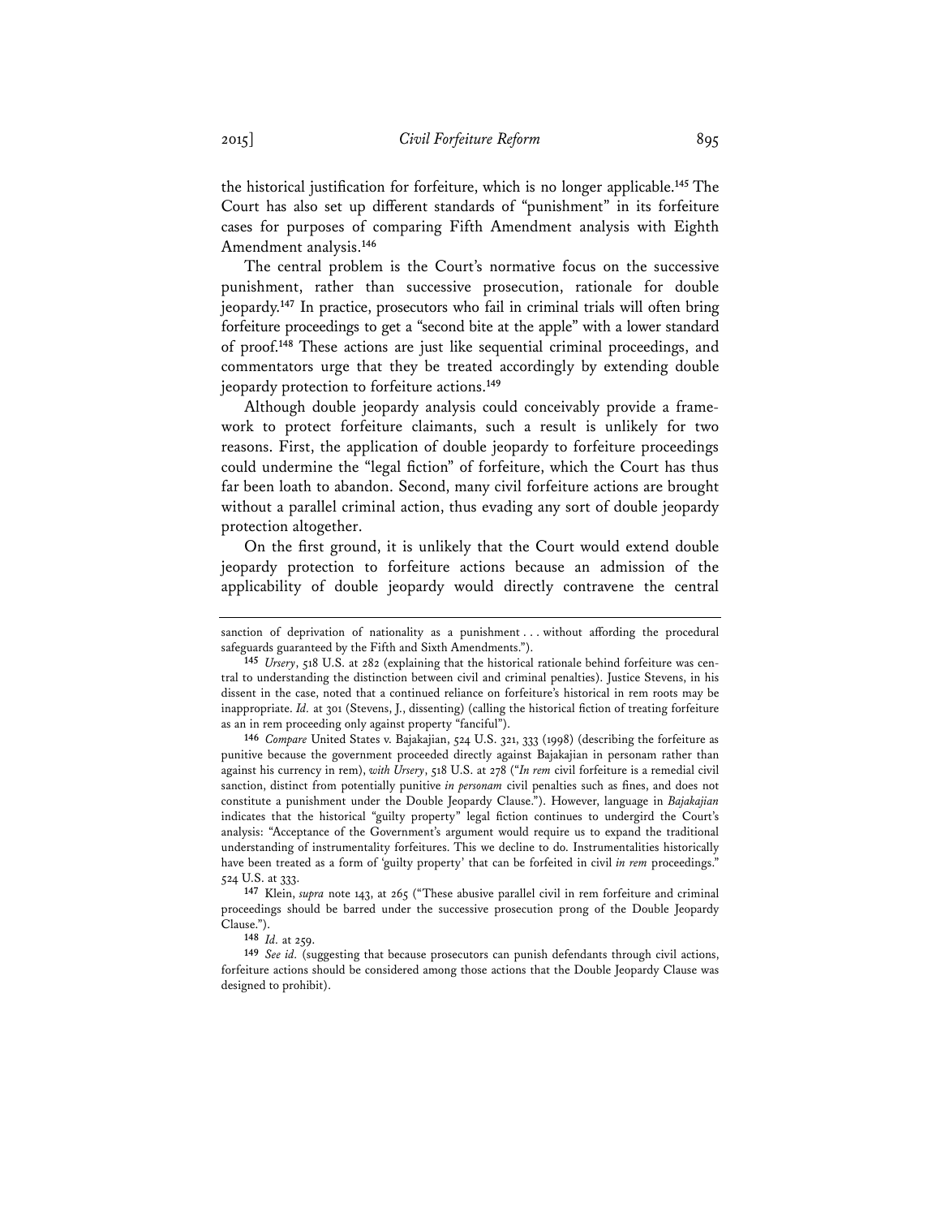the historical justification for forfeiture, which is no longer applicable.[145] The Court has also set up different standards of "punishment" in its forfeiture cases for purposes of comparing Fifth Amendment analysis with Eighth Amendment analysis.[146]

The central problem is the Court's normative focus on the successive punishment, rather than successive prosecution, rationale for double jeopardy.[147] In practice, prosecutors who fail in criminal trials will often bring forfeiture proceedings to get a "second bite at the apple" with a lower standard of proof.[148] These actions are just like sequential criminal proceedings, and commentators urge that they be treated accordingly by extending double jeopardy protection to forfeiture actions.[149]

Although double jeopardy analysis could conceivably provide a framework to protect forfeiture claimants, such a result is unlikely for two reasons. First, the application of double jeopardy to forfeiture proceedings could undermine the "legal fiction" of forfeiture, which the Court has thus far been loath to abandon. Second, many civil forfeiture actions are brought without a parallel criminal action, thus evading any sort of double jeopardy protection altogether.

On the first ground, it is unlikely that the Court would extend double jeopardy protection to forfeiture actions because an admission of the applicability of double jeopardy would directly contravene the central

---

sanction of deprivation of nationality as a punishment . . . without affording the procedural safeguards guaranteed by the Fifth and Sixth Amendments.").

[145] *Ursery*, 518 U.S. at 282 (explaining that the historical rationale behind forfeiture was central to understanding the distinction between civil and criminal penalties). Justice Stevens, in his dissent in the case, noted that a continued reliance on forfeiture's historical in rem roots may be inappropriate. *Id.* at 301 (Stevens, J., dissenting) (calling the historical fiction of treating forfeiture as an in rem proceeding only against property "fanciful").

[146] *Compare* United States v. Bajakajian, 524 U.S. 321, 333 (1998) (describing the forfeiture as punitive because the government proceeded directly against Bajakajian in personam rather than against his currency in rem), *with Ursery*, 518 U.S. at 278 ("*In rem* civil forfeiture is a remedial civil sanction, distinct from potentially punitive *in personam* civil penalties such as fines, and does not constitute a punishment under the Double Jeopardy Clause."). However, language in *Bajakajian* indicates that the historical "guilty property" legal fiction continues to undergird the Court's analysis: "Acceptance of the Government's argument would require us to expand the traditional understanding of instrumentality forfeitures. This we decline to do. Instrumentalities historically have been treated as a form of 'guilty property' that can be forfeited in civil *in rem* proceedings." 524 U.S. at 333.

[147] Klein, *supra* note 143, at 265 ("These abusive parallel civil in rem forfeiture and criminal proceedings should be barred under the successive prosecution prong of the Double Jeopardy Clause.").

[148] *Id.* at 259.

[149] *See id.* (suggesting that because prosecutors can punish defendants through civil actions, forfeiture actions should be considered among those actions that the Double Jeopardy Clause was designed to prohibit).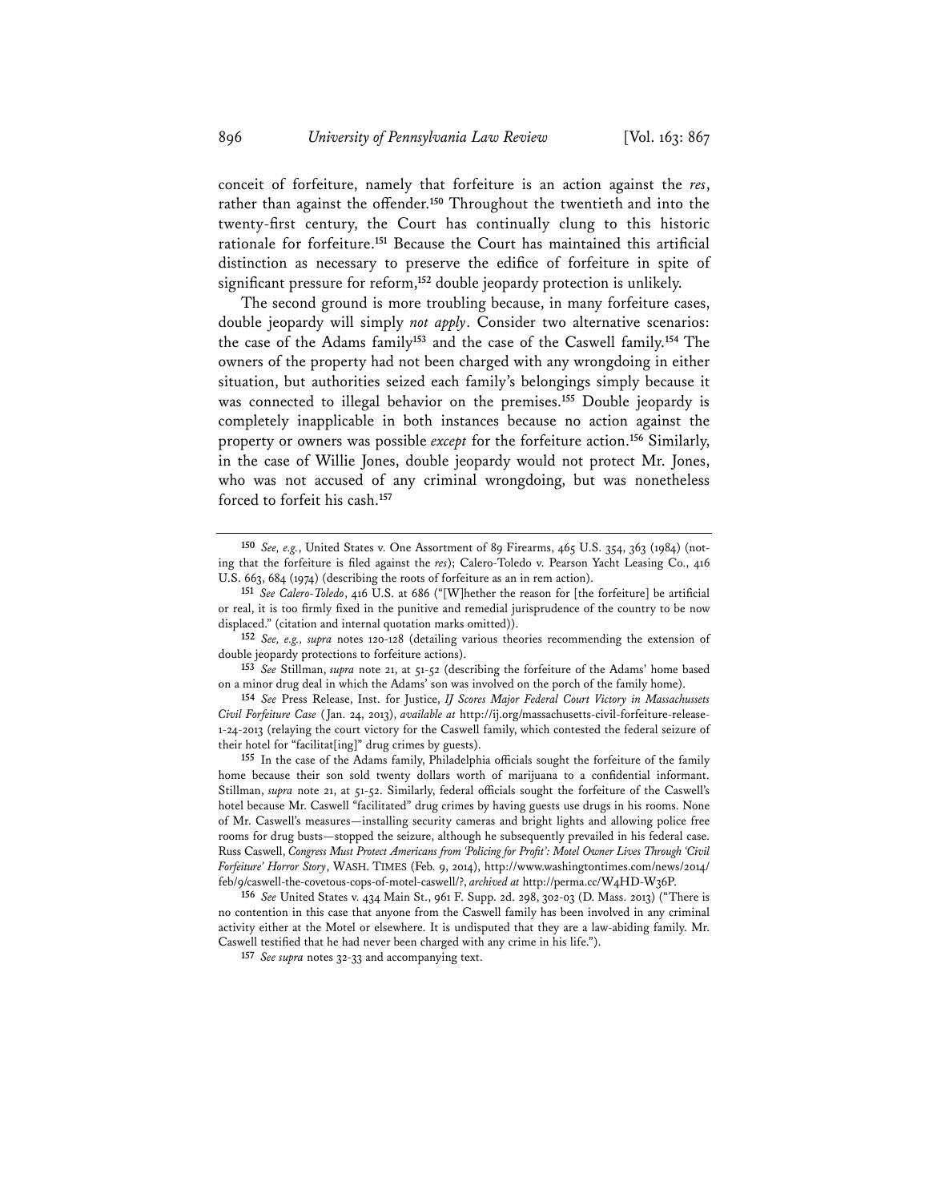conceit of forfeiture, namely that forfeiture is an action against the *res*, rather than against the offender.[150] Throughout the twentieth and into the twenty-first century, the Court has continually clung to this historic rationale for forfeiture.[151] Because the Court has maintained this artificial distinction as necessary to preserve the edifice of forfeiture in spite of significant pressure for reform,[152] double jeopardy protection is unlikely.

The second ground is more troubling because, in many forfeiture cases, double jeopardy will simply *not apply*. Consider two alternative scenarios: the case of the Adams family[153] and the case of the Caswell family.[154] The owners of the property had not been charged with any wrongdoing in either situation, but authorities seized each family's belongings simply because it was connected to illegal behavior on the premises.[155] Double jeopardy is completely inapplicable in both instances because no action against the property or owners was possible *except* for the forfeiture action.[156] Similarly, in the case of Willie Jones, double jeopardy would not protect Mr. Jones, who was not accused of any criminal wrongdoing, but was nonetheless forced to forfeit his cash.[157]

---

[150] *See, e.g.*, United States v. One Assortment of 89 Firearms, 465 U.S. 354, 363 (1984) (noting that the forfeiture is filed against the *res*); Calero-Toledo v. Pearson Yacht Leasing Co., 416 U.S. 663, 684 (1974) (describing the roots of forfeiture as an in rem action).

[151] *See Calero-Toledo*, 416 U.S. at 686 ("[W]hether the reason for [the forfeiture] be artificial or real, it is too firmly fixed in the punitive and remedial jurisprudence of the country to be now displaced." (citation and internal quotation marks omitted)).

[152] *See, e.g.*, *supra* notes 120-128 (detailing various theories recommending the extension of double jeopardy protections to forfeiture actions).

[153] *See* Stillman, *supra* note 21, at 51-52 (describing the forfeiture of the Adams' home based on a minor drug deal in which the Adams' son was involved on the porch of the family home).

[154] *See* Press Release, Inst. for Justice, *IJ Scores Major Federal Court Victory in Massachussets Civil Forfeiture Case* (Jan. 24, 2013), *available at* http://ij.org/massachusetts-civil-forfeiture-release-1-24-2013 (relaying the court victory for the Caswell family, which contested the federal seizure of their hotel for "facilitat[ing]" drug crimes by guests).

[155] In the case of the Adams family, Philadelphia officials sought the forfeiture of the family home because their son sold twenty dollars worth of marijuana to a confidential informant. Stillman, *supra* note 21, at 51-52. Similarly, federal officials sought the forfeiture of the Caswell's hotel because Mr. Caswell "facilitated" drug crimes by having guests use drugs in his rooms. None of Mr. Caswell's measures—installing security cameras and bright lights and allowing police free rooms for drug busts—stopped the seizure, although he subsequently prevailed in his federal case. Russ Caswell, *Congress Must Protect Americans from 'Policing for Profit': Motel Owner Lives Through 'Civil Forfeiture' Horror Story*, WASH. TIMES (Feb. 9, 2014), http://www.washingtontimes.com/news/2014/feb/9/caswell-the-covetous-cops-of-motel-caswell/?, *archived at* http://perma.cc/W4HD-W36P.

[156] *See* United States v. 434 Main St., 961 F. Supp. 2d. 298, 302-03 (D. Mass. 2013) ("There is no contention in this case that anyone from the Caswell family has been involved in any criminal activity either at the Motel or elsewhere. It is undisputed that they are a law-abiding family. Mr. Caswell testified that he had never been charged with any crime in his life.").

[157] *See supra* notes 32-33 and accompanying text.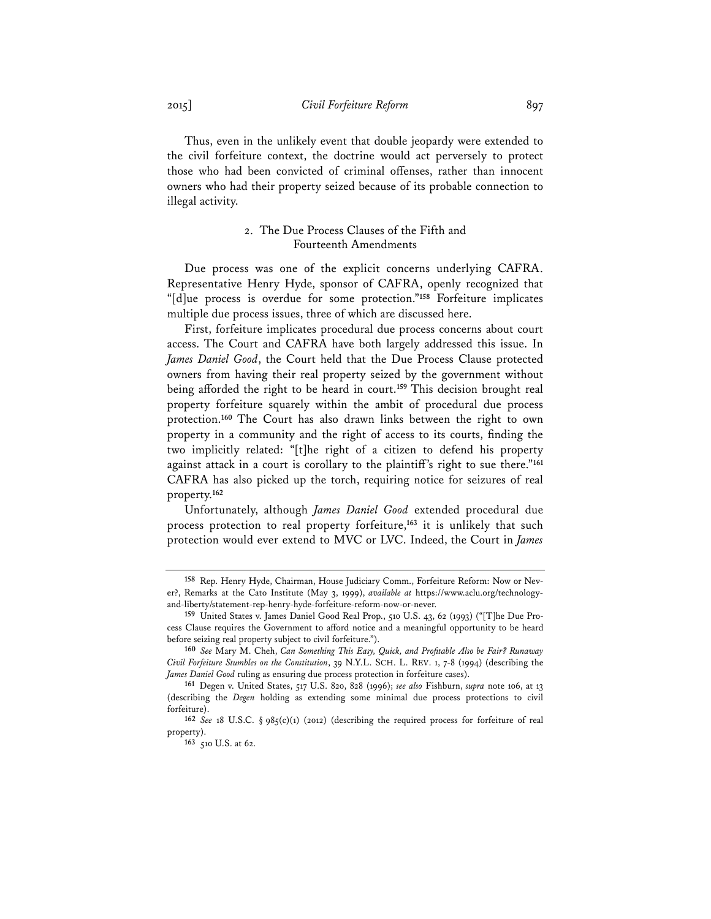Thus, even in the unlikely event that double jeopardy were extended to the civil forfeiture context, the doctrine would act perversely to protect those who had been convicted of criminal offenses, rather than innocent owners who had their property seized because of its probable connection to illegal activity.

### 2. The Due Process Clauses of the Fifth and Fourteenth Amendments

Due process was one of the explicit concerns underlying CAFRA. Representative Henry Hyde, sponsor of CAFRA, openly recognized that "[d]ue process is overdue for some protection."[158] Forfeiture implicates multiple due process issues, three of which are discussed here.

First, forfeiture implicates procedural due process concerns about court access. The Court and CAFRA have both largely addressed this issue. In *James Daniel Good*, the Court held that the Due Process Clause protected owners from having their real property seized by the government without being afforded the right to be heard in court.[159] This decision brought real property forfeiture squarely within the ambit of procedural due process protection.[160] The Court has also drawn links between the right to own property in a community and the right of access to its courts, finding the two implicitly related: "[t]he right of a citizen to defend his property against attack in a court is corollary to the plaintiff's right to sue there."[161] CAFRA has also picked up the torch, requiring notice for seizures of real property.[162]

Unfortunately, although *James Daniel Good* extended procedural due process protection to real property forfeiture,[163] it is unlikely that such protection would ever extend to MVC or LVC. Indeed, the Court in *James*

---

[158] Rep. Henry Hyde, Chairman, House Judiciary Comm., Forfeiture Reform: Now or Never?, Remarks at the Cato Institute (May 3, 1999), *available at* https://www.aclu.org/technology-and-liberty/statement-rep-henry-hyde-forfeiture-reform-now-or-never.

[159] United States v. James Daniel Good Real Prop., 510 U.S. 43, 62 (1993) ("[T]he Due Process Clause requires the Government to afford notice and a meaningful opportunity to be heard before seizing real property subject to civil forfeiture.").

[160] *See* Mary M. Cheh, *Can Something This Easy, Quick, and Profitable Also be Fair? Runaway Civil Forfeiture Stumbles on the Constitution*, 39 N.Y.L. SCH. L. REV. 1, 7-8 (1994) (describing the *James Daniel Good* ruling as ensuring due process protection in forfeiture cases).

[161] Degen v. United States, 517 U.S. 820, 828 (1996); *see also* Fishburn, *supra* note 106, at 13 (describing the *Degen* holding as extending some minimal due process protections to civil forfeiture).

[162] *See* 18 U.S.C. § 985(c)(1) (2012) (describing the required process for forfeiture of real property).

[163] 510 U.S. at 62.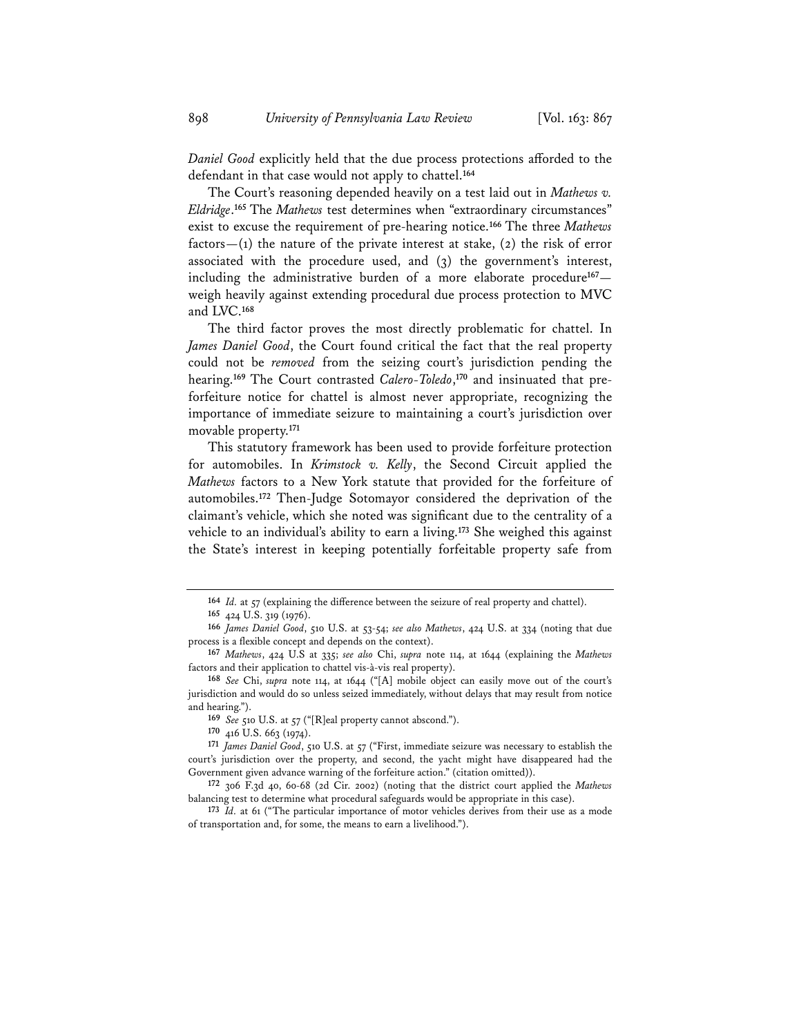*Daniel Good* explicitly held that the due process protections afforded to the defendant in that case would not apply to chattel.[164]

The Court's reasoning depended heavily on a test laid out in *Mathews v. Eldridge*.[165] The *Mathews* test determines when "extraordinary circumstances" exist to excuse the requirement of pre-hearing notice.[166] The three *Mathews* factors—(1) the nature of the private interest at stake, (2) the risk of error associated with the procedure used, and (3) the government's interest, including the administrative burden of a more elaborate procedure[167]—weigh heavily against extending procedural due process protection to MVC and LVC.[168]

The third factor proves the most directly problematic for chattel. In *James Daniel Good*, the Court found critical the fact that the real property could not be *removed* from the seizing court's jurisdiction pending the hearing.[169] The Court contrasted *Calero-Toledo*,[170] and insinuated that pre-forfeiture notice for chattel is almost never appropriate, recognizing the importance of immediate seizure to maintaining a court's jurisdiction over movable property.[171]

This statutory framework has been used to provide forfeiture protection for automobiles. In *Krimstock v. Kelly*, the Second Circuit applied the *Mathews* factors to a New York statute that provided for the forfeiture of automobiles.[172] Then-Judge Sotomayor considered the deprivation of the claimant's vehicle, which she noted was significant due to the centrality of a vehicle to an individual's ability to earn a living.[173] She weighed this against the State's interest in keeping potentially forfeitable property safe from

---

[164] *Id.* at 57 (explaining the difference between the seizure of real property and chattel).

[165] 424 U.S. 319 (1976).

[166] *James Daniel Good*, 510 U.S. at 53-54; *see also Mathews*, 424 U.S. at 334 (noting that due process is a flexible concept and depends on the context).

[167] *Mathews*, 424 U.S at 335; *see also* Chi, *supra* note 114, at 1644 (explaining the *Mathews* factors and their application to chattel vis-à-vis real property).

[168] *See* Chi, *supra* note 114, at 1644 ("[A] mobile object can easily move out of the court's jurisdiction and would do so unless seized immediately, without delays that may result from notice and hearing.").

[169] *See* 510 U.S. at 57 ("[R]eal property cannot abscond.").

[170] 416 U.S. 663 (1974).

[171] *James Daniel Good*, 510 U.S. at 57 ("First, immediate seizure was necessary to establish the court's jurisdiction over the property, and second, the yacht might have disappeared had the Government given advance warning of the forfeiture action." (citation omitted)).

[172] 306 F.3d 40, 60-68 (2d Cir. 2002) (noting that the district court applied the *Mathews* balancing test to determine what procedural safeguards would be appropriate in this case).

[173] *Id.* at 61 ("The particular importance of motor vehicles derives from their use as a mode of transportation and, for some, the means to earn a livelihood.").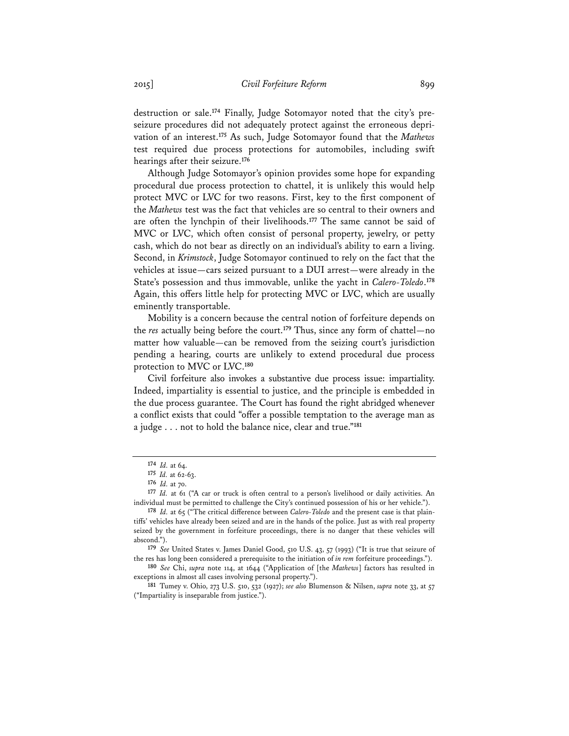destruction or sale.[174] Finally, Judge Sotomayor noted that the city's pre-seizure procedures did not adequately protect against the erroneous deprivation of an interest.[175] As such, Judge Sotomayor found that the *Mathews* test required due process protections for automobiles, including swift hearings after their seizure.[176]

Although Judge Sotomayor's opinion provides some hope for expanding procedural due process protection to chattel, it is unlikely this would help protect MVC or LVC for two reasons. First, key to the first component of the *Mathews* test was the fact that vehicles are so central to their owners and are often the lynchpin of their livelihoods.[177] The same cannot be said of MVC or LVC, which often consist of personal property, jewelry, or petty cash, which do not bear as directly on an individual's ability to earn a living. Second, in *Krimstock*, Judge Sotomayor continued to rely on the fact that the vehicles at issue—cars seized pursuant to a DUI arrest—were already in the State's possession and thus immovable, unlike the yacht in *Calero-Toledo*.[178] Again, this offers little help for protecting MVC or LVC, which are usually eminently transportable.

Mobility is a concern because the central notion of forfeiture depends on the *res* actually being before the court.[179] Thus, since any form of chattel—no matter how valuable—can be removed from the seizing court's jurisdiction pending a hearing, courts are unlikely to extend procedural due process protection to MVC or LVC.[180]

Civil forfeiture also invokes a substantive due process issue: impartiality. Indeed, impartiality is essential to justice, and the principle is embedded in the due process guarantee. The Court has found the right abridged whenever a conflict exists that could "offer a possible temptation to the average man as a judge . . . not to hold the balance nice, clear and true."[181]

---

[174] *Id.* at 64.

[175] *Id.* at 62-63.

[176] *Id.* at 70.

[177] *Id.* at 61 ("A car or truck is often central to a person's livelihood or daily activities. An individual must be permitted to challenge the City's continued possession of his or her vehicle.").

[178] *Id.* at 65 ("The critical difference between *Calero-Toledo* and the present case is that plaintiffs' vehicles have already been seized and are in the hands of the police. Just as with real property seized by the government in forfeiture proceedings, there is no danger that these vehicles will abscond.").

[179] *See* United States v. James Daniel Good, 510 U.S. 43, 57 (1993) ("It is true that seizure of the res has long been considered a prerequisite to the initiation of *in rem* forfeiture proceedings.").

[180] *See* Chi, *supra* note 114, at 1644 ("Application of [the *Mathews*] factors has resulted in exceptions in almost all cases involving personal property.").

[181] Tumey v. Ohio, 273 U.S. 510, 532 (1927); *see also* Blumenson & Nilsen, *supra* note 33, at 57 ("Impartiality is inseparable from justice.").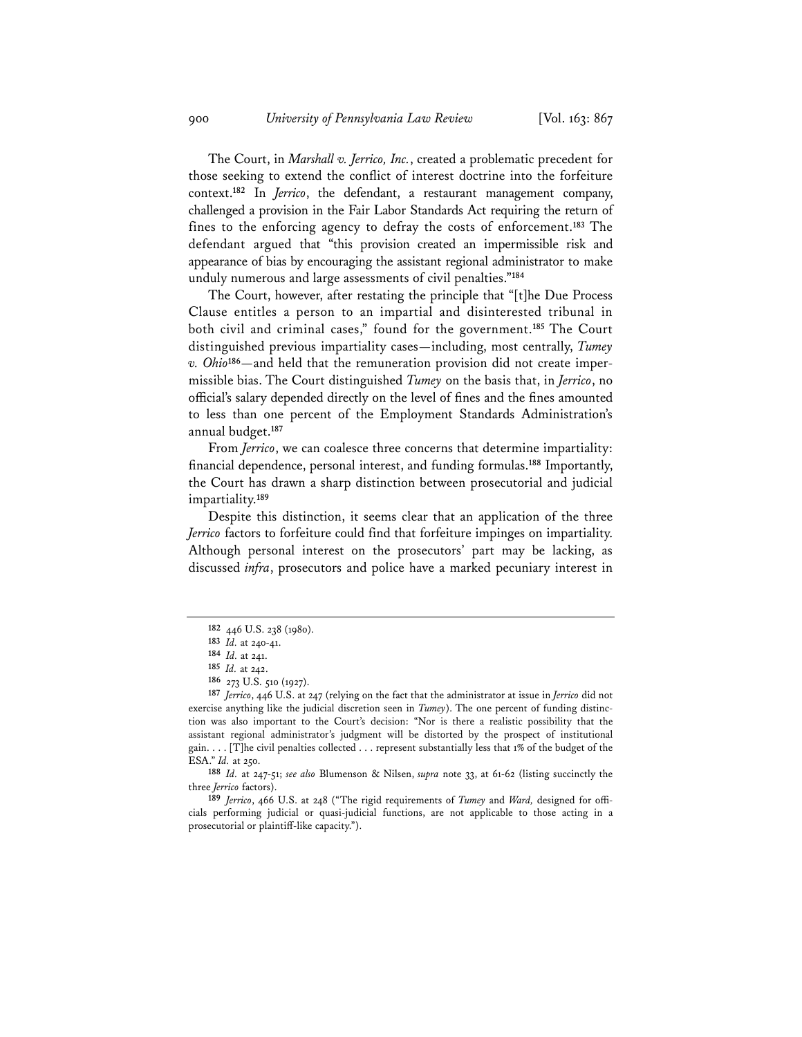The Court, in *Marshall v. Jerrico, Inc.*, created a problematic precedent for those seeking to extend the conflict of interest doctrine into the forfeiture context.[182] In *Jerrico*, the defendant, a restaurant management company, challenged a provision in the Fair Labor Standards Act requiring the return of fines to the enforcing agency to defray the costs of enforcement.[183] The defendant argued that "this provision created an impermissible risk and appearance of bias by encouraging the assistant regional administrator to make unduly numerous and large assessments of civil penalties."[184]

The Court, however, after restating the principle that "[t]he Due Process Clause entitles a person to an impartial and disinterested tribunal in both civil and criminal cases," found for the government.[185] The Court distinguished previous impartiality cases—including, most centrally, *Tumey v. Ohio*[186]—and held that the remuneration provision did not create impermissible bias. The Court distinguished *Tumey* on the basis that, in *Jerrico*, no official's salary depended directly on the level of fines and the fines amounted to less than one percent of the Employment Standards Administration's annual budget.[187]

From *Jerrico*, we can coalesce three concerns that determine impartiality: financial dependence, personal interest, and funding formulas.[188] Importantly, the Court has drawn a sharp distinction between prosecutorial and judicial impartiality.[189]

Despite this distinction, it seems clear that an application of the three *Jerrico* factors to forfeiture could find that forfeiture impinges on impartiality. Although personal interest on the prosecutors' part may be lacking, as discussed *infra*, prosecutors and police have a marked pecuniary interest in

---

[182] 446 U.S. 238 (1980).

[183] *Id.* at 240-41.

[184] *Id.* at 241.

[185] *Id.* at 242.

[186] 273 U.S. 510 (1927).

[187] *Jerrico*, 446 U.S. at 247 (relying on the fact that the administrator at issue in *Jerrico* did not exercise anything like the judicial discretion seen in *Tumey*). The one percent of funding distinction was also important to the Court's decision: "Nor is there a realistic possibility that the assistant regional administrator's judgment will be distorted by the prospect of institutional gain. . . . [T]he civil penalties collected . . . represent substantially less that 1% of the budget of the ESA." *Id.* at 250.

[188] *Id.* at 247-51; *see also* Blumenson & Nilsen, *supra* note 33, at 61-62 (listing succinctly the three *Jerrico* factors).

[189] *Jerrico*, 466 U.S. at 248 ("The rigid requirements of *Tumey* and *Ward*, designed for officials performing judicial or quasi-judicial functions, are not applicable to those acting in a prosecutorial or plaintiff-like capacity.").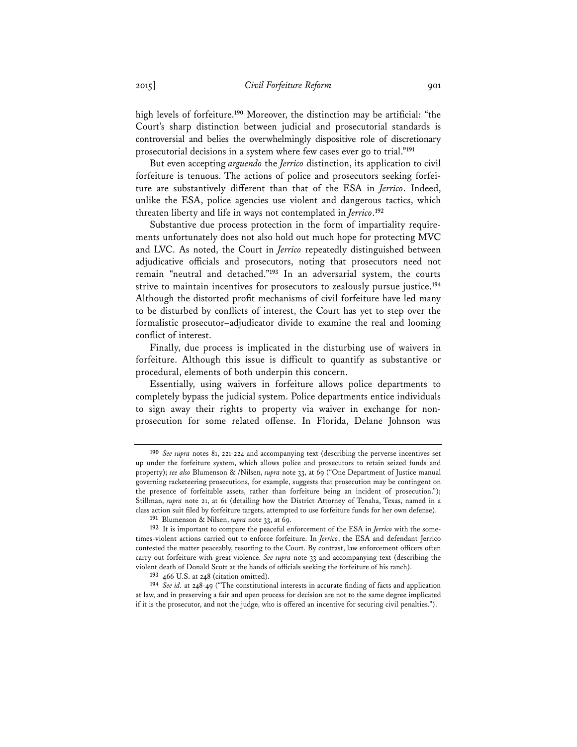high levels of forfeiture.[190] Moreover, the distinction may be artificial: "the Court's sharp distinction between judicial and prosecutorial standards is controversial and belies the overwhelmingly dispositive role of discretionary prosecutorial decisions in a system where few cases ever go to trial."[191]

But even accepting *arguendo* the *Jerrico* distinction, its application to civil forfeiture is tenuous. The actions of police and prosecutors seeking forfeiture are substantively different than that of the ESA in *Jerrico*. Indeed, unlike the ESA, police agencies use violent and dangerous tactics, which threaten liberty and life in ways not contemplated in *Jerrico*.[192]

Substantive due process protection in the form of impartiality requirements unfortunately does not also hold out much hope for protecting MVC and LVC. As noted, the Court in *Jerrico* repeatedly distinguished between adjudicative officials and prosecutors, noting that prosecutors need not remain "neutral and detached."[193] In an adversarial system, the courts strive to maintain incentives for prosecutors to zealously pursue justice.[194] Although the distorted profit mechanisms of civil forfeiture have led many to be disturbed by conflicts of interest, the Court has yet to step over the formalistic prosecutor–adjudicator divide to examine the real and looming conflict of interest.

Finally, due process is implicated in the disturbing use of waivers in forfeiture. Although this issue is difficult to quantify as substantive or procedural, elements of both underpin this concern.

Essentially, using waivers in forfeiture allows police departments to completely bypass the judicial system. Police departments entice individuals to sign away their rights to property via waiver in exchange for non-prosecution for some related offense. In Florida, Delane Johnson was

---

[190] *See supra* notes 81, 221-224 and accompanying text (describing the perverse incentives set up under the forfeiture system, which allows police and prosecutors to retain seized funds and property); *see also* Blumenson & /Nilsen, *supra* note 33, at 69 ("One Department of Justice manual governing racketeering prosecutions, for example, suggests that prosecution may be contingent on the presence of forfeitable assets, rather than forfeiture being an incident of prosecution."); Stillman, *supra* note 21, at 61 (detailing how the District Attorney of Tenaha, Texas, named in a class action suit filed by forfeiture targets, attempted to use forfeiture funds for her own defense).

[191] Blumenson & Nilsen, *supra* note 33, at 69.

[192] It is important to compare the peaceful enforcement of the ESA in *Jerrico* with the sometimes-violent actions carried out to enforce forfeiture. In *Jerrico*, the ESA and defendant Jerrico contested the matter peaceably, resorting to the Court. By contrast, law enforcement officers often carry out forfeiture with great violence. *See supra* note 33 and accompanying text (describing the violent death of Donald Scott at the hands of officials seeking the forfeiture of his ranch).

[193] 466 U.S. at 248 (citation omitted).

[194] *See id.* at 248-49 ("The constitutional interests in accurate finding of facts and application at law, and in preserving a fair and open process for decision are not to the same degree implicated if it is the prosecutor, and not the judge, who is offered an incentive for securing civil penalties.").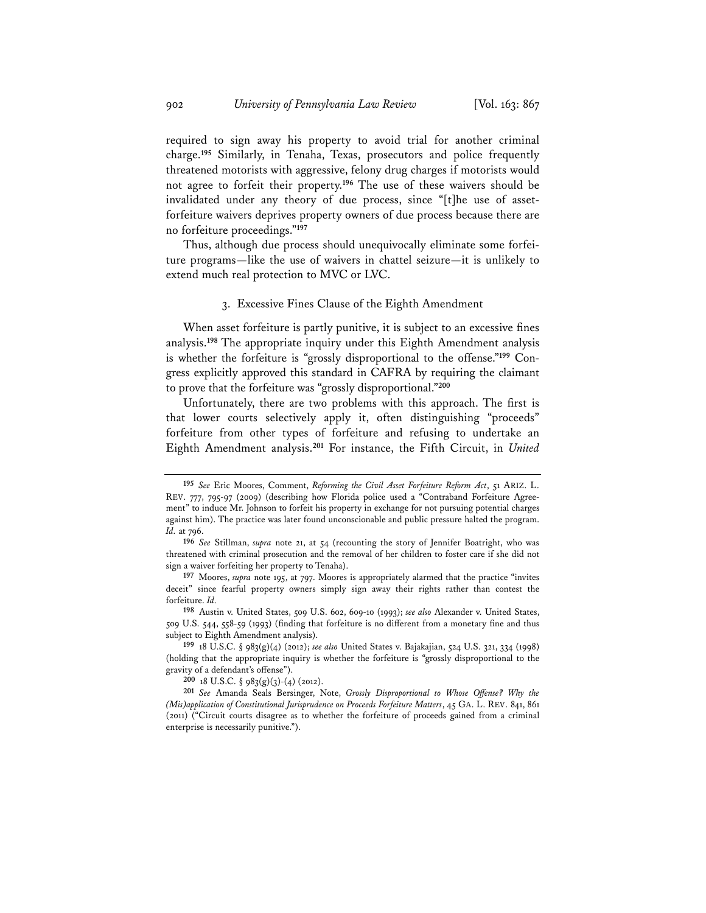required to sign away his property to avoid trial for another criminal charge.[195] Similarly, in Tenaha, Texas, prosecutors and police frequently threatened motorists with aggressive, felony drug charges if motorists would not agree to forfeit their property.[196] The use of these waivers should be invalidated under any theory of due process, since "[t]he use of asset-forfeiture waivers deprives property owners of due process because there are no forfeiture proceedings."[197]

Thus, although due process should unequivocally eliminate some forfeiture programs—like the use of waivers in chattel seizure—it is unlikely to extend much real protection to MVC or LVC.

### 3. Excessive Fines Clause of the Eighth Amendment

When asset forfeiture is partly punitive, it is subject to an excessive fines analysis.[198] The appropriate inquiry under this Eighth Amendment analysis is whether the forfeiture is "grossly disproportional to the offense."[199] Congress explicitly approved this standard in CAFRA by requiring the claimant to prove that the forfeiture was "grossly disproportional."[200]

Unfortunately, there are two problems with this approach. The first is that lower courts selectively apply it, often distinguishing "proceeds" forfeiture from other types of forfeiture and refusing to undertake an Eighth Amendment analysis.[201] For instance, the Fifth Circuit, in *United*

---

[195] *See* Eric Moores, Comment, *Reforming the Civil Asset Forfeiture Reform Act*, 51 ARIZ. L. REV. 777, 795-97 (2009) (describing how Florida police used a "Contraband Forfeiture Agreement" to induce Mr. Johnson to forfeit his property in exchange for not pursuing potential charges against him). The practice was later found unconscionable and public pressure halted the program. *Id.* at 796.

[196] *See* Stillman, *supra* note 21, at 54 (recounting the story of Jennifer Boatright, who was threatened with criminal prosecution and the removal of her children to foster care if she did not sign a waiver forfeiting her property to Tenaha).

[197] Moores, *supra* note 195, at 797. Moores is appropriately alarmed that the practice "invites deceit" since fearful property owners simply sign away their rights rather than contest the forfeiture. *Id.*

[198] Austin v. United States, 509 U.S. 602, 609-10 (1993); *see also* Alexander v. United States, 509 U.S. 544, 558-59 (1993) (finding that forfeiture is no different from a monetary fine and thus subject to Eighth Amendment analysis).

[199] 18 U.S.C. § 983(g)(4) (2012); *see also* United States v. Bajakajian, 524 U.S. 321, 334 (1998) (holding that the appropriate inquiry is whether the forfeiture is "grossly disproportional to the gravity of a defendant's offense").

[200] 18 U.S.C. § 983(g)(3)-(4) (2012).

[201] *See* Amanda Seals Bersinger, Note, *Grossly Disproportional to Whose Offense? Why the (Mis)application of Constitutional Jurisprudence on Proceeds Forfeiture Matters*, 45 GA. L. REV. 841, 861 (2011) ("Circuit courts disagree as to whether the forfeiture of proceeds gained from a criminal enterprise is necessarily punitive.").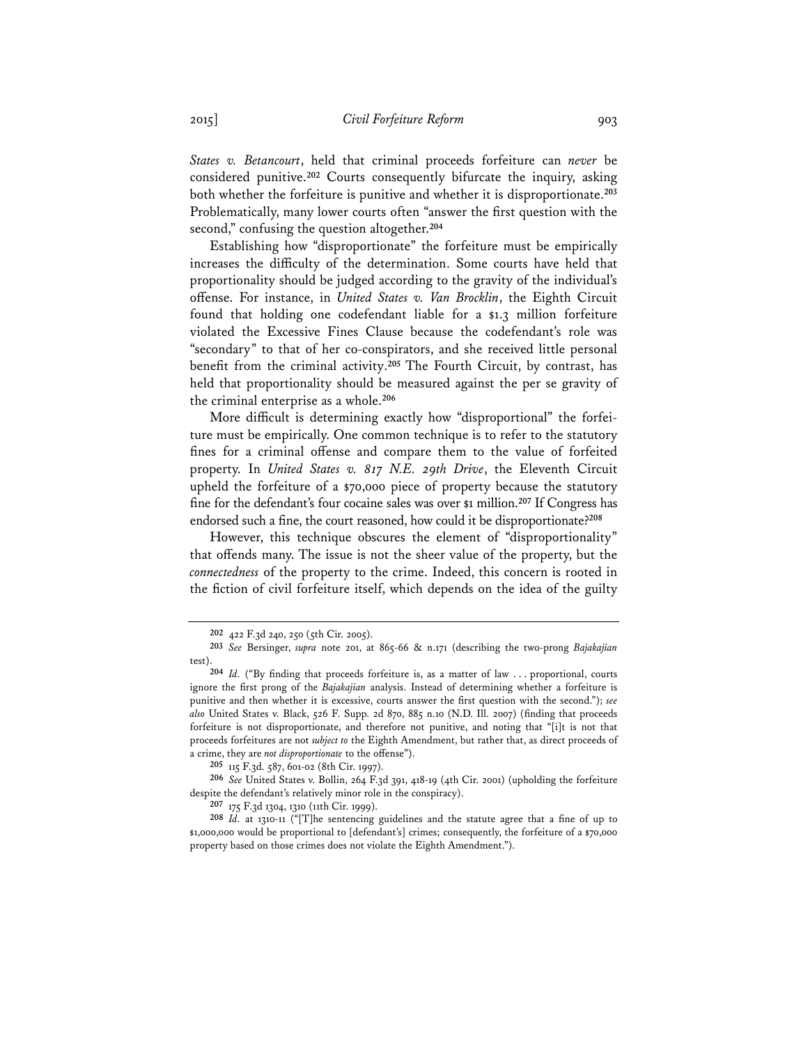*States v. Betancourt*, held that criminal proceeds forfeiture can *never* be considered punitive.[202] Courts consequently bifurcate the inquiry, asking both whether the forfeiture is punitive and whether it is disproportionate.[203] Problematically, many lower courts often "answer the first question with the second," confusing the question altogether.[204]

Establishing how "disproportionate" the forfeiture must be empirically increases the difficulty of the determination. Some courts have held that proportionality should be judged according to the gravity of the individual's offense. For instance, in *United States v. Van Brocklin*, the Eighth Circuit found that holding one codefendant liable for a $1.3 million forfeiture violated the Excessive Fines Clause because the codefendant's role was "secondary" to that of her co-conspirators, and she received little personal benefit from the criminal activity.[205] The Fourth Circuit, by contrast, has held that proportionality should be measured against the per se gravity of the criminal enterprise as a whole.[206]

More difficult is determining exactly how "disproportional" the forfeiture must be empirically. One common technique is to refer to the statutory fines for a criminal offense and compare them to the value of forfeited property. In *United States v. 817 N.E. 29th Drive*, the Eleventh Circuit upheld the forfeiture of a $70,000 piece of property because the statutory fine for the defendant's four cocaine sales was over $1 million.[207] If Congress has endorsed such a fine, the court reasoned, how could it be disproportionate?[208]

However, this technique obscures the element of "disproportionality" that offends many. The issue is not the sheer value of the property, but the *connectedness* of the property to the crime. Indeed, this concern is rooted in the fiction of civil forfeiture itself, which depends on the idea of the guilty

---

[202] 422 F.3d 240, 250 (5th Cir. 2005).

[203] *See* Bersinger, *supra* note 201, at 865-66 & n.171 (describing the two-prong *Bajakajian* test).

[204] *Id.* ("By finding that proceeds forfeiture is, as a matter of law . . . proportional, courts ignore the first prong of the *Bajakajian* analysis. Instead of determining whether a forfeiture is punitive and then whether it is excessive, courts answer the first question with the second."); *see also* United States v. Black, 526 F. Supp. 2d 870, 885 n.10 (N.D. Ill. 2007) (finding that proceeds forfeiture is not disproportionate, and therefore not punitive, and noting that "[i]t is not that proceeds forfeitures are not *subject to* the Eighth Amendment, but rather that, as direct proceeds of a crime, they are *not disproportionate* to the offense").

[205] 115 F.3d. 587, 601-02 (8th Cir. 1997).

[206] *See* United States v. Bollin, 264 F.3d 391, 418-19 (4th Cir. 2001) (upholding the forfeiture despite the defendant's relatively minor role in the conspiracy).

[207] 175 F.3d 1304, 1310 (11th Cir. 1999).

[208] *Id.* at 1310-11 ("[T]he sentencing guidelines and the statute agree that a fine of up to $1,000,000 would be proportional to [defendant's] crimes; consequently, the forfeiture of a $70,000 property based on those crimes does not violate the Eighth Amendment.").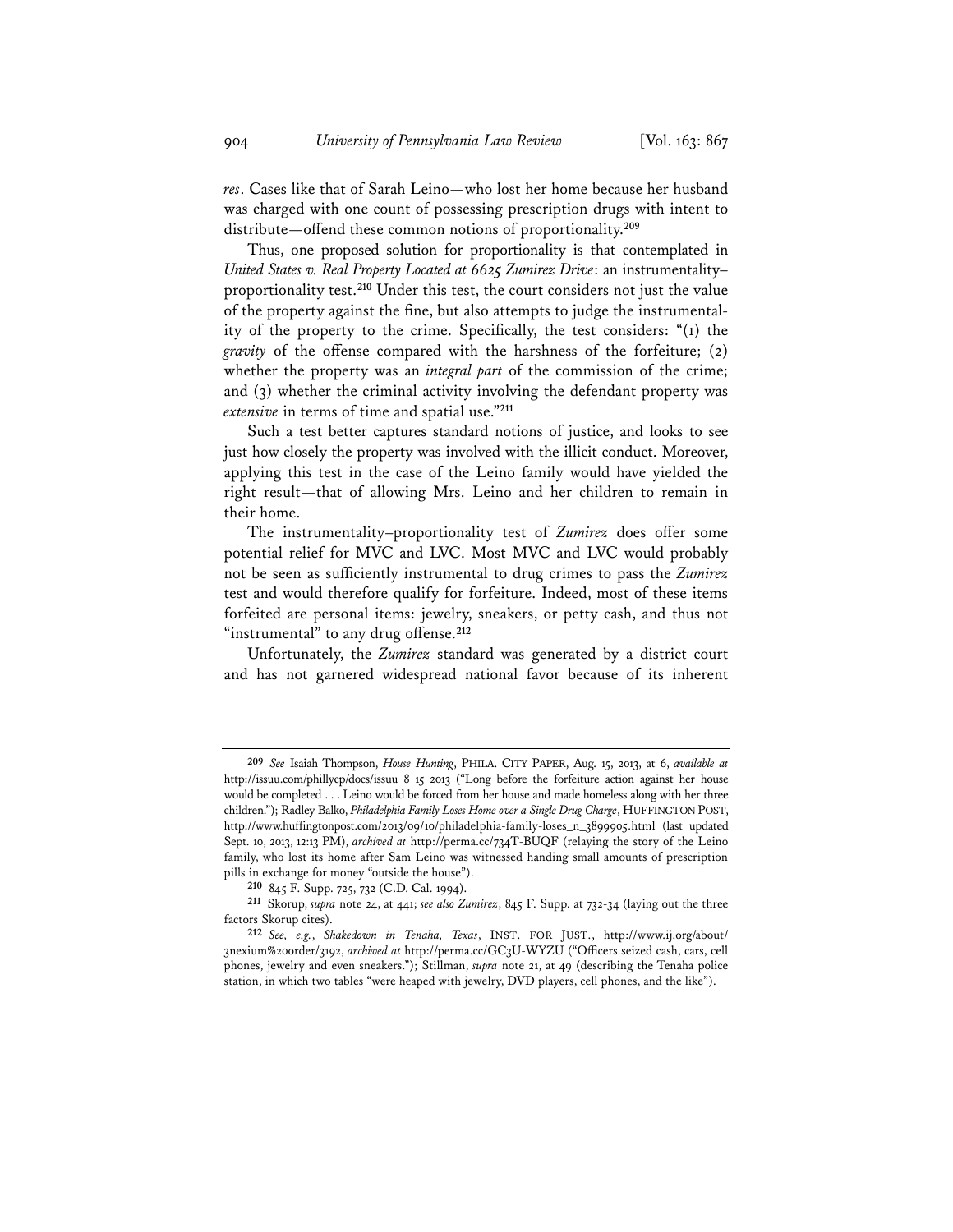*res*. Cases like that of Sarah Leino—who lost her home because her husband was charged with one count of possessing prescription drugs with intent to distribute—offend these common notions of proportionality.[209]

Thus, one proposed solution for proportionality is that contemplated in *United States v. Real Property Located at 6625 Zumirez Drive*: an instrumentality–proportionality test.[210] Under this test, the court considers not just the value of the property against the fine, but also attempts to judge the instrumentality of the property to the crime. Specifically, the test considers: "(1) the *gravity* of the offense compared with the harshness of the forfeiture; (2) whether the property was an *integral part* of the commission of the crime; and (3) whether the criminal activity involving the defendant property was *extensive* in terms of time and spatial use."[211]

Such a test better captures standard notions of justice, and looks to see just how closely the property was involved with the illicit conduct. Moreover, applying this test in the case of the Leino family would have yielded the right result—that of allowing Mrs. Leino and her children to remain in their home.

The instrumentality–proportionality test of *Zumirez* does offer some potential relief for MVC and LVC. Most MVC and LVC would probably not be seen as sufficiently instrumental to drug crimes to pass the *Zumirez* test and would therefore qualify for forfeiture. Indeed, most of these items forfeited are personal items: jewelry, sneakers, or petty cash, and thus not "instrumental" to any drug offense.[212]

Unfortunately, the *Zumirez* standard was generated by a district court and has not garnered widespread national favor because of its inherent

---

[209] *See* Isaiah Thompson, *House Hunting*, PHILA. CITY PAPER, Aug. 15, 2013, at 6, *available at* http://issuu.com/phillycp/docs/issuu_8_15_2013 ("Long before the forfeiture action against her house would be completed . . . Leino would be forced from her house and made homeless along with her three children."); Radley Balko, *Philadelphia Family Loses Home over a Single Drug Charge*, HUFFINGTON POST, http://www.huffingtonpost.com/2013/09/10/philadelphia-family-loses_n_3899905.html (last updated Sept. 10, 2013, 12:13 PM), *archived at* http://perma.cc/734T-BUQF (relaying the story of the Leino family, who lost its home after Sam Leino was witnessed handing small amounts of prescription pills in exchange for money "outside the house").

[210] 845 F. Supp. 725, 732 (C.D. Cal. 1994).

[211] Skorup, *supra* note 24, at 441; *see also Zumirez*, 845 F. Supp. at 732-34 (laying out the three factors Skorup cites).

[212] *See, e.g.*, *Shakedown in Tenaha, Texas*, INST. FOR JUST., http://www.ij.org/about/3nexium%20order/3192, *archived at* http://perma.cc/GC3U-WYZU ("Officers seized cash, cars, cell phones, jewelry and even sneakers."); Stillman, *supra* note 21, at 49 (describing the Tenaha police station, in which two tables "were heaped with jewelry, DVD players, cell phones, and the like").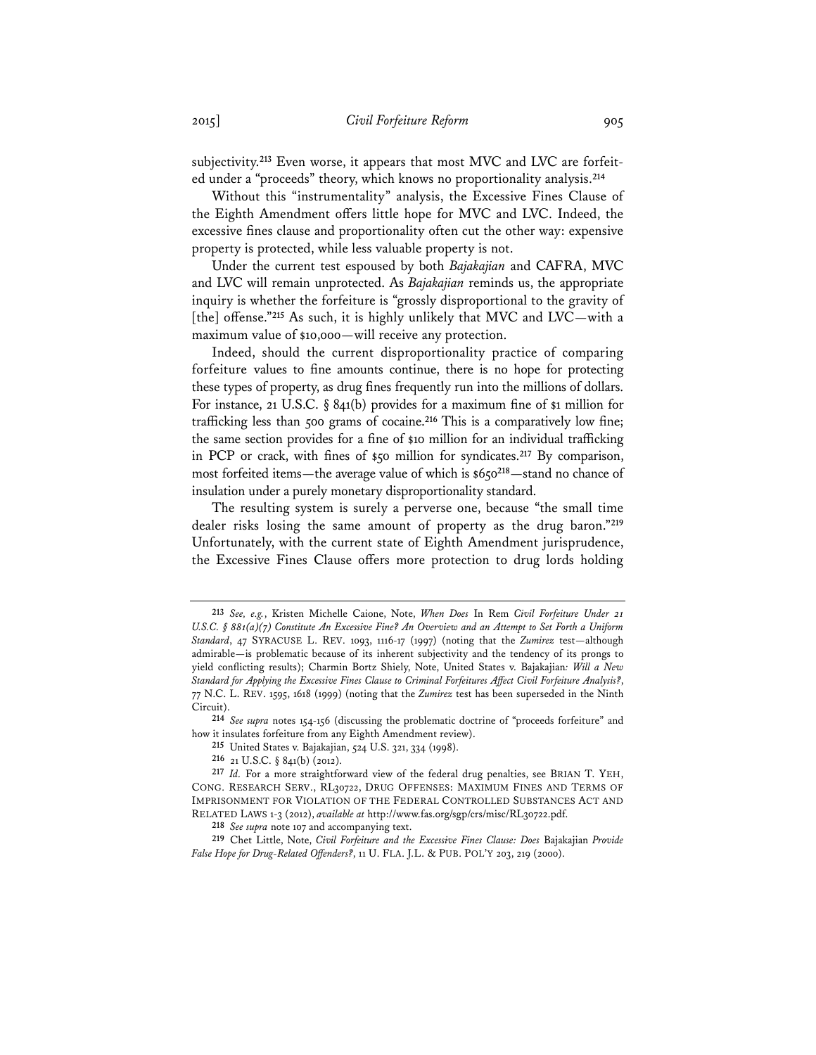subjectivity.[213] Even worse, it appears that most MVC and LVC are forfeited under a "proceeds" theory, which knows no proportionality analysis.[214]

Without this "instrumentality" analysis, the Excessive Fines Clause of the Eighth Amendment offers little hope for MVC and LVC. Indeed, the excessive fines clause and proportionality often cut the other way: expensive property is protected, while less valuable property is not.

Under the current test espoused by both *Bajakajian* and CAFRA, MVC and LVC will remain unprotected. As *Bajakajian* reminds us, the appropriate inquiry is whether the forfeiture is "grossly disproportional to the gravity of [the] offense."[215] As such, it is highly unlikely that MVC and LVC—with a maximum value of $10,000—will receive any protection.

Indeed, should the current disproportionality practice of comparing forfeiture values to fine amounts continue, there is no hope for protecting these types of property, as drug fines frequently run into the millions of dollars. For instance, 21 U.S.C. § 841(b) provides for a maximum fine of $1 million for trafficking less than 500 grams of cocaine.[216] This is a comparatively low fine; the same section provides for a fine of $10 million for an individual trafficking in PCP or crack, with fines of $50 million for syndicates.[217] By comparison, most forfeited items—the average value of which is $650[218]—stand no chance of insulation under a purely monetary disproportionality standard.

The resulting system is surely a perverse one, because "the small time dealer risks losing the same amount of property as the drug baron."[219] Unfortunately, with the current state of Eighth Amendment jurisprudence, the Excessive Fines Clause offers more protection to drug lords holding

---

[213] *See, e.g.*, Kristen Michelle Caione, Note, *When Does* In Rem *Civil Forfeiture Under 21 U.S.C. § 881(a)(7) Constitute An Excessive Fine? An Overview and an Attempt to Set Forth a Uniform Standard*, 47 SYRACUSE L. REV. 1093, 1116-17 (1997) (noting that the *Zumirez* test—although admirable—is problematic because of its inherent subjectivity and the tendency of its prongs to yield conflicting results); Charmin Bortz Shiely, Note, United States v. Bajakajian*: Will a New Standard for Applying the Excessive Fines Clause to Criminal Forfeitures Affect Civil Forfeiture Analysis?*, 77 N.C. L. REV. 1595, 1618 (1999) (noting that the *Zumirez* test has been superseded in the Ninth Circuit).

[214] *See supra* notes 154-156 (discussing the problematic doctrine of "proceeds forfeiture" and how it insulates forfeiture from any Eighth Amendment review).

[215] United States v. Bajakajian, 524 U.S. 321, 334 (1998).

[216] 21 U.S.C. § 841(b) (2012).

[217] *Id.* For a more straightforward view of the federal drug penalties, see BRIAN T. YEH, CONG. RESEARCH SERV., RL30722, DRUG OFFENSES: MAXIMUM FINES AND TERMS OF IMPRISONMENT FOR VIOLATION OF THE FEDERAL CONTROLLED SUBSTANCES ACT AND RELATED LAWS 1-3 (2012), *available at* http://www.fas.org/sgp/crs/misc/RL30722.pdf.

[218] *See supra* note 107 and accompanying text.

[219] Chet Little, Note, *Civil Forfeiture and the Excessive Fines Clause: Does* Bajakajian *Provide False Hope for Drug-Related Offenders?*, 11 U. FLA. J.L. & PUB. POL'Y 203, 219 (2000).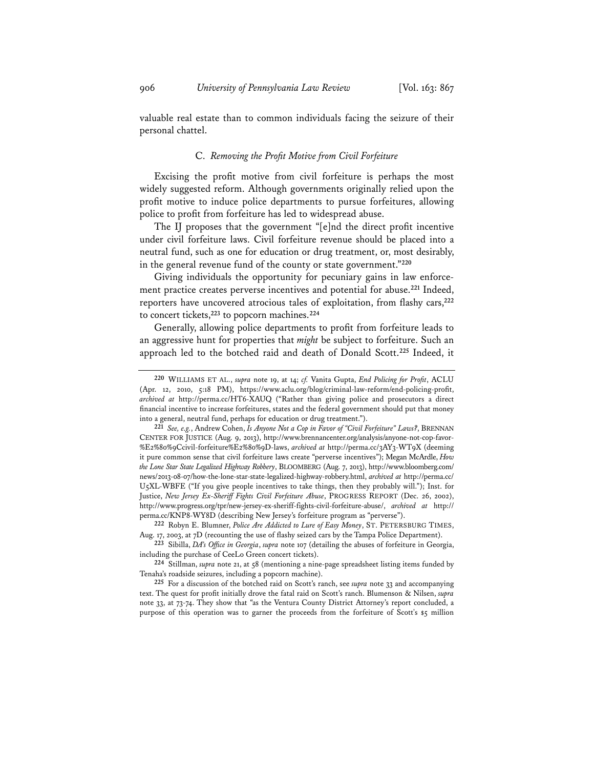valuable real estate than to common individuals facing the seizure of their personal chattel.

### C. *Removing the Profit Motive from Civil Forfeiture*

Excising the profit motive from civil forfeiture is perhaps the most widely suggested reform. Although governments originally relied upon the profit motive to induce police departments to pursue forfeitures, allowing police to profit from forfeiture has led to widespread abuse.

The IJ proposes that the government "[e]nd the direct profit incentive under civil forfeiture laws. Civil forfeiture revenue should be placed into a neutral fund, such as one for education or drug treatment, or, most desirably, in the general revenue fund of the county or state government."[220]

Giving individuals the opportunity for pecuniary gains in law enforcement practice creates perverse incentives and potential for abuse.[221] Indeed, reporters have uncovered atrocious tales of exploitation, from flashy cars,[222] to concert tickets,[223] to popcorn machines.[224]

Generally, allowing police departments to profit from forfeiture leads to an aggressive hunt for properties that *might* be subject to forfeiture. Such an approach led to the botched raid and death of Donald Scott.[225] Indeed, it

---

[220] WILLIAMS ET AL., *supra* note 19, at 14; *cf.* Vanita Gupta, *End Policing for Profit*, ACLU (Apr. 12, 2010, 5:18 PM), https://www.aclu.org/blog/criminal-law-reform/end-policing-profit, *archived at* http://perma.cc/HT6-XAUQ ("Rather than giving police and prosecutors a direct financial incentive to increase forfeitures, states and the federal government should put that money into a general, neutral fund, perhaps for education or drug treatment.").

[221] *See, e.g.*, Andrew Cohen, *Is Anyone Not a Cop in Favor of "Civil Forfeiture" Laws?*, BRENNAN CENTER FOR JUSTICE (Aug. 9, 2013), http://www.brennancenter.org/analysis/anyone-not-cop-favor-%E2%80%9Ccivil-forfeiture%E2%80%9D-laws, *archived at* http://perma.cc/3AY3-WT9X (deeming it pure common sense that civil forfeiture laws create "perverse incentives"); Megan McArdle, *How the Lone Star State Legalized Highway Robbery*, BLOOMBERG (Aug. 7, 2013), http://www.bloomberg.com/news/2013-08-07/how-the-lone-star-state-legalized-highway-robbery.html, *archived at* http://perma.cc/U5XL-WBFE ("If you give people incentives to take things, then they probably will."); Inst. for Justice, *New Jersey Ex-Sheriff Fights Civil Forfeiture Abuse*, PROGRESS REPORT (Dec. 26, 2002), http://www.progress.org/tpr/new-jersey-ex-sheriff-fights-civil-forfeiture-abuse/, *archived at* http://perma.cc/KNP8-WY8D (describing New Jersey's forfeiture program as "perverse").

[222] Robyn E. Blumner, *Police Are Addicted to Lure of Easy Money*, ST. PETERSBURG TIMES, Aug. 17, 2003, at 7D (recounting the use of flashy seized cars by the Tampa Police Department).

[223] Sibilla, *DA's Office in Georgia*, *supra* note 107 (detailing the abuses of forfeiture in Georgia, including the purchase of CeeLo Green concert tickets).

[224] Stillman, *supra* note 21, at 58 (mentioning a nine-page spreadsheet listing items funded by Tenaha's roadside seizures, including a popcorn machine).

[225] For a discussion of the botched raid on Scott's ranch, see *supra* note 33 and accompanying text. The quest for profit initially drove the fatal raid on Scott's ranch. Blumenson & Nilsen, *supra* note 33, at 73-74. They show that "as the Ventura County District Attorney's report concluded, a purpose of this operation was to garner the proceeds from the forfeiture of Scott's $5 million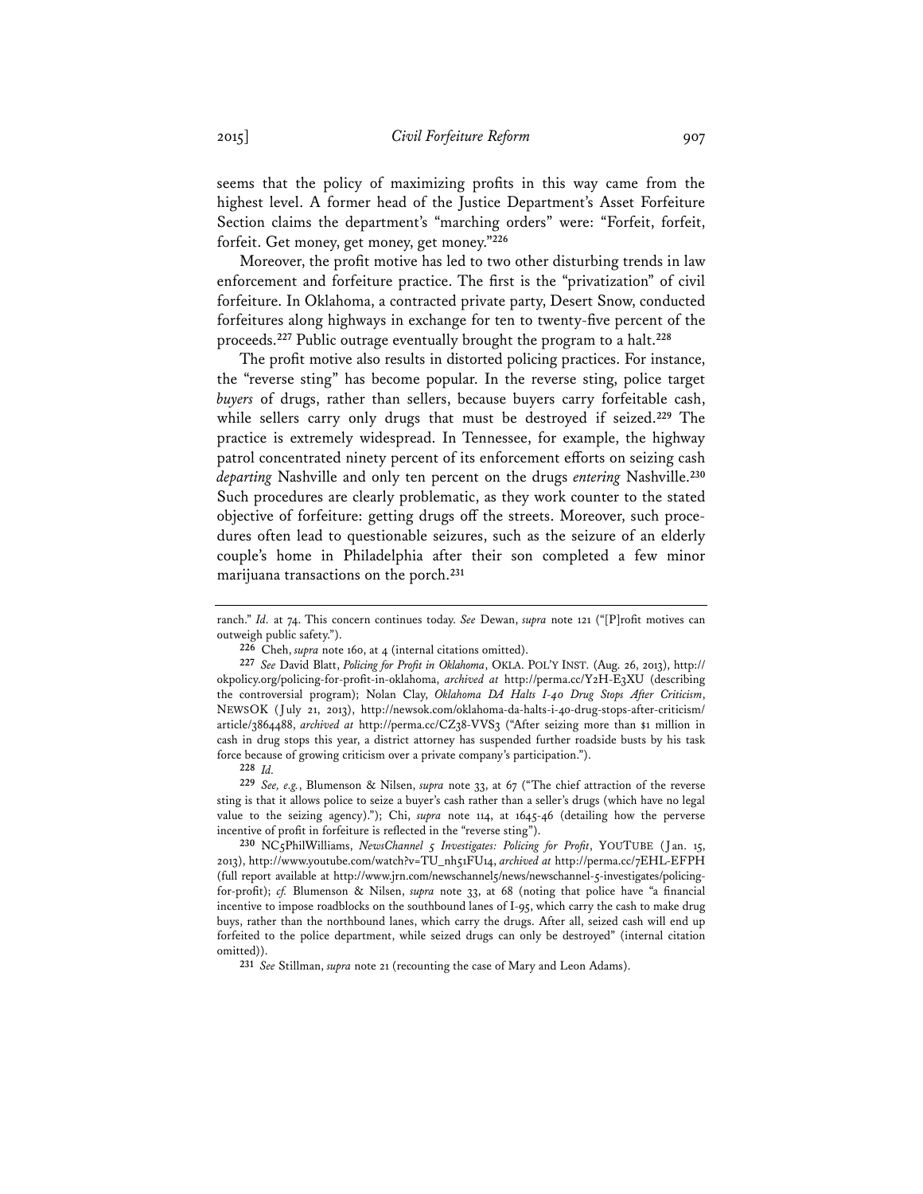seems that the policy of maximizing profits in this way came from the highest level. A former head of the Justice Department's Asset Forfeiture Section claims the department's "marching orders" were: "Forfeit, forfeit, forfeit. Get money, get money, get money."[226]

Moreover, the profit motive has led to two other disturbing trends in law enforcement and forfeiture practice. The first is the "privatization" of civil forfeiture. In Oklahoma, a contracted private party, Desert Snow, conducted forfeitures along highways in exchange for ten to twenty-five percent of the proceeds.[227] Public outrage eventually brought the program to a halt.[228]

The profit motive also results in distorted policing practices. For instance, the "reverse sting" has become popular. In the reverse sting, police target *buyers* of drugs, rather than sellers, because buyers carry forfeitable cash, while sellers carry only drugs that must be destroyed if seized.[229] The practice is extremely widespread. In Tennessee, for example, the highway patrol concentrated ninety percent of its enforcement efforts on seizing cash *departing* Nashville and only ten percent on the drugs *entering* Nashville.[230] Such procedures are clearly problematic, as they work counter to the stated objective of forfeiture: getting drugs off the streets. Moreover, such procedures often lead to questionable seizures, such as the seizure of an elderly couple's home in Philadelphia after their son completed a few minor marijuana transactions on the porch.[231]

---

ranch." *Id.* at 74. This concern continues today. *See* Dewan, *supra* note 121 ("[P]rofit motives can outweigh public safety.").

[226] Cheh, *supra* note 160, at 4 (internal citations omitted).

[227] *See* David Blatt, *Policing for Profit in Oklahoma*, OKLA. POL'Y INST. (Aug. 26, 2013), http://okpolicy.org/policing-for-profit-in-oklahoma, *archived at* http://perma.cc/Y2H-E3XU (describing the controversial program); Nolan Clay, *Oklahoma DA Halts I-40 Drug Stops After Criticism*, NEWSOK (July 21, 2013), http://newsok.com/oklahoma-da-halts-i-40-drug-stops-after-criticism/article/3864488, *archived at* http://perma.cc/CZ38-VVS3 ("After seizing more than $1 million in cash in drug stops this year, a district attorney has suspended further roadside busts by his task force because of growing criticism over a private company's participation.").

[228] *Id.*

[229] *See, e.g.*, Blumenson & Nilsen, *supra* note 33, at 67 ("The chief attraction of the reverse sting is that it allows police to seize a buyer's cash rather than a seller's drugs (which have no legal value to the seizing agency)."); Chi, *supra* note 114, at 1645-46 (detailing how the perverse incentive of profit in forfeiture is reflected in the "reverse sting").

[230] NC5PhilWilliams, *NewsChannel 5 Investigates: Policing for Profit*, YOUTUBE (Jan. 15, 2013), http://www.youtube.com/watch?v=TU_nh51FU14, *archived at* http://perma.cc/7EHL-EFPH (full report available at http://www.jrn.com/newschannel5/news/newschannel-5-investigates/policing-for-profit); *cf.* Blumenson & Nilsen, *supra* note 33, at 68 (noting that police have "a financial incentive to impose roadblocks on the southbound lanes of I-95, which carry the cash to make drug buys, rather than the northbound lanes, which carry the drugs. After all, seized cash will end up forfeited to the police department, while seized drugs can only be destroyed" (internal citation omitted)).

[231] *See* Stillman, *supra* note 21 (recounting the case of Mary and Leon Adams).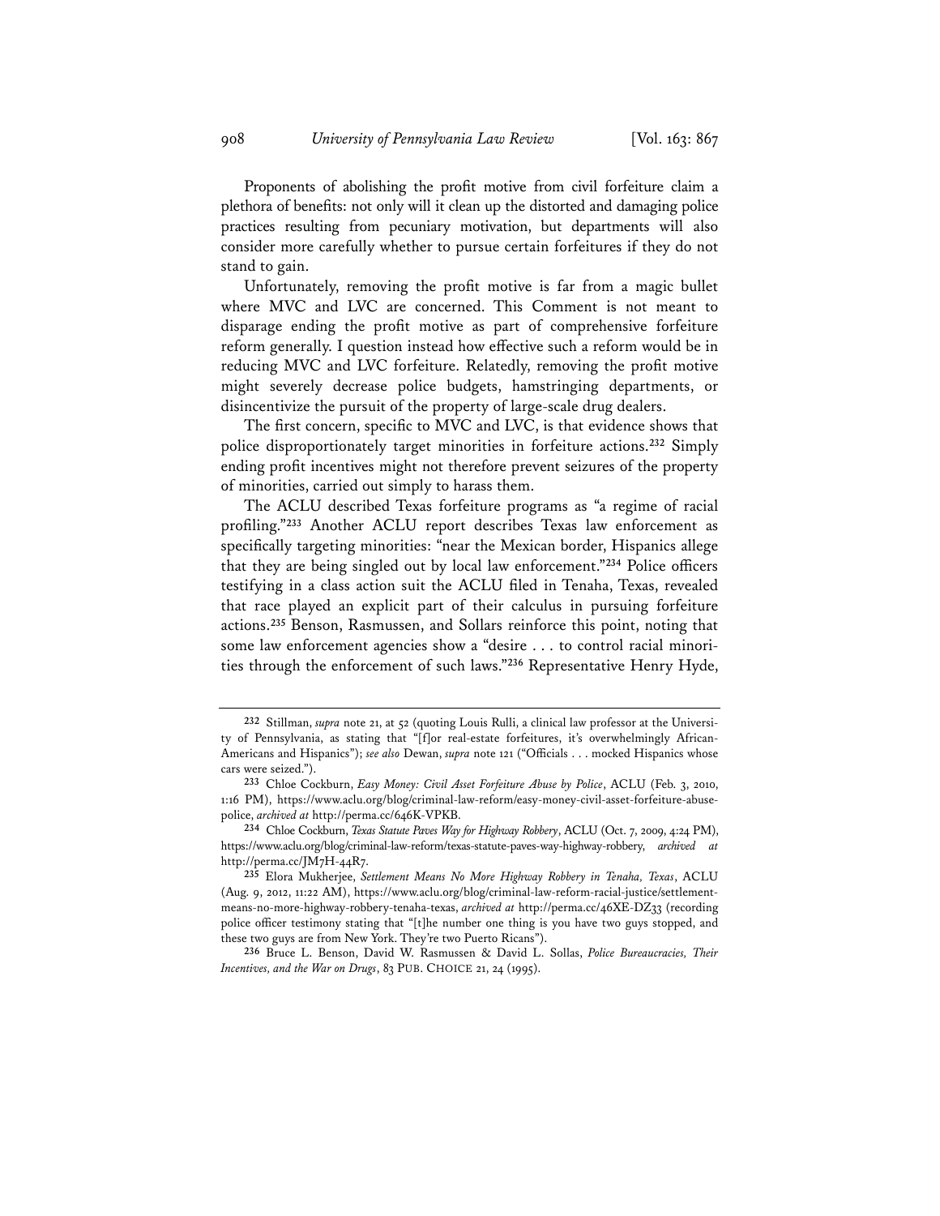Proponents of abolishing the profit motive from civil forfeiture claim a plethora of benefits: not only will it clean up the distorted and damaging police practices resulting from pecuniary motivation, but departments will also consider more carefully whether to pursue certain forfeitures if they do not stand to gain.

Unfortunately, removing the profit motive is far from a magic bullet where MVC and LVC are concerned. This Comment is not meant to disparage ending the profit motive as part of comprehensive forfeiture reform generally. I question instead how effective such a reform would be in reducing MVC and LVC forfeiture. Relatedly, removing the profit motive might severely decrease police budgets, hamstringing departments, or disincentivize the pursuit of the property of large-scale drug dealers.

The first concern, specific to MVC and LVC, is that evidence shows that police disproportionately target minorities in forfeiture actions.[232] Simply ending profit incentives might not therefore prevent seizures of the property of minorities, carried out simply to harass them.

The ACLU described Texas forfeiture programs as "a regime of racial profiling."[233] Another ACLU report describes Texas law enforcement as specifically targeting minorities: "near the Mexican border, Hispanics allege that they are being singled out by local law enforcement."[234] Police officers testifying in a class action suit the ACLU filed in Tenaha, Texas, revealed that race played an explicit part of their calculus in pursuing forfeiture actions.[235] Benson, Rasmussen, and Sollars reinforce this point, noting that some law enforcement agencies show a "desire . . . to control racial minorities through the enforcement of such laws."[236] Representative Henry Hyde,

---

[232] Stillman, *supra* note 21, at 52 (quoting Louis Rulli, a clinical law professor at the University of Pennsylvania, as stating that "[f]or real-estate forfeitures, it's overwhelmingly African-Americans and Hispanics"); *see also* Dewan, *supra* note 121 ("Officials . . . mocked Hispanics whose cars were seized.").

[233] Chloe Cockburn, *Easy Money: Civil Asset Forfeiture Abuse by Police*, ACLU (Feb. 3, 2010, 1:16 PM), https://www.aclu.org/blog/criminal-law-reform/easy-money-civil-asset-forfeiture-abuse-police, *archived at* http://perma.cc/646K-VPKB.

[234] Chloe Cockburn, *Texas Statute Paves Way for Highway Robbery*, ACLU (Oct. 7, 2009, 4:24 PM), https://www.aclu.org/blog/criminal-law-reform/texas-statute-paves-way-highway-robbery, *archived at* http://perma.cc/JM7H-44R7.

[235] Elora Mukherjee, *Settlement Means No More Highway Robbery in Tenaha, Texas*, ACLU (Aug. 9, 2012, 11:22 AM), https://www.aclu.org/blog/criminal-law-reform-racial-justice/settlement-means-no-more-highway-robbery-tenaha-texas, *archived at* http://perma.cc/46XE-DZ33 (recording police officer testimony stating that "[t]he number one thing is you have two guys stopped, and these two guys are from New York. They're two Puerto Ricans").

[236] Bruce L. Benson, David W. Rasmussen & David L. Sollas, *Police Bureaucracies, Their Incentives, and the War on Drugs*, 83 PUB. CHOICE 21, 24 (1995).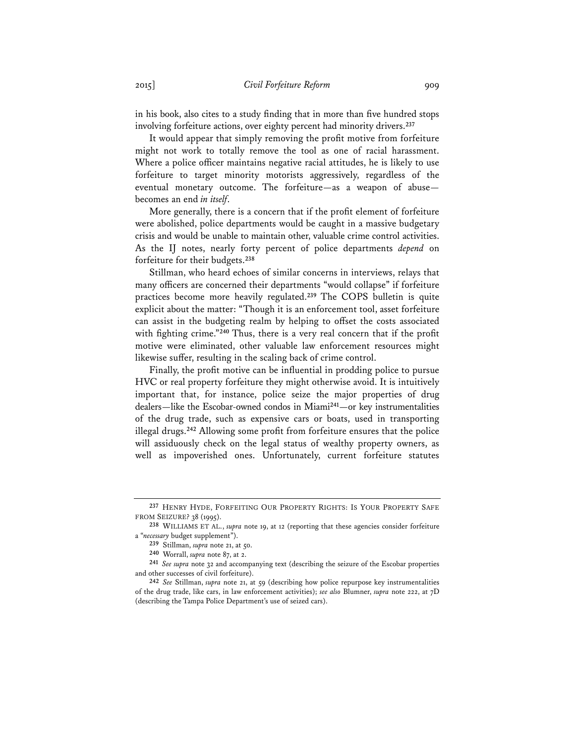in his book, also cites to a study finding that in more than five hundred stops involving forfeiture actions, over eighty percent had minority drivers.[237]

It would appear that simply removing the profit motive from forfeiture might not work to totally remove the tool as one of racial harassment. Where a police officer maintains negative racial attitudes, he is likely to use forfeiture to target minority motorists aggressively, regardless of the eventual monetary outcome. The forfeiture—as a weapon of abuse—becomes an end *in itself*.

More generally, there is a concern that if the profit element of forfeiture were abolished, police departments would be caught in a massive budgetary crisis and would be unable to maintain other, valuable crime control activities. As the IJ notes, nearly forty percent of police departments *depend* on forfeiture for their budgets.[238]

Stillman, who heard echoes of similar concerns in interviews, relays that many officers are concerned their departments "would collapse" if forfeiture practices become more heavily regulated.[239] The COPS bulletin is quite explicit about the matter: "Though it is an enforcement tool, asset forfeiture can assist in the budgeting realm by helping to offset the costs associated with fighting crime."[240] Thus, there is a very real concern that if the profit motive were eliminated, other valuable law enforcement resources might likewise suffer, resulting in the scaling back of crime control.

Finally, the profit motive can be influential in prodding police to pursue HVC or real property forfeiture they might otherwise avoid. It is intuitively important that, for instance, police seize the major properties of drug dealers—like the Escobar-owned condos in Miami[241]—or key instrumentalities of the drug trade, such as expensive cars or boats, used in transporting illegal drugs.[242] Allowing some profit from forfeiture ensures that the police will assiduously check on the legal status of wealthy property owners, as well as impoverished ones. Unfortunately, current forfeiture statutes

---

[237] HENRY HYDE, FORFEITING OUR PROPERTY RIGHTS: IS YOUR PROPERTY SAFE FROM SEIZURE? 38 (1995).

[238] WILLIAMS ET AL., *supra* note 19, at 12 (reporting that these agencies consider forfeiture a "*necessary* budget supplement").

[239] Stillman, *supra* note 21, at 50.

[240] Worrall, *supra* note 87, at 2.

[241] *See supra* note 32 and accompanying text (describing the seizure of the Escobar properties and other successes of civil forfeiture).

[242] *See* Stillman, *supra* note 21, at 59 (describing how police repurpose key instrumentalities of the drug trade, like cars, in law enforcement activities); *see also* Blumner, *supra* note 222, at 7D (describing the Tampa Police Department's use of seized cars).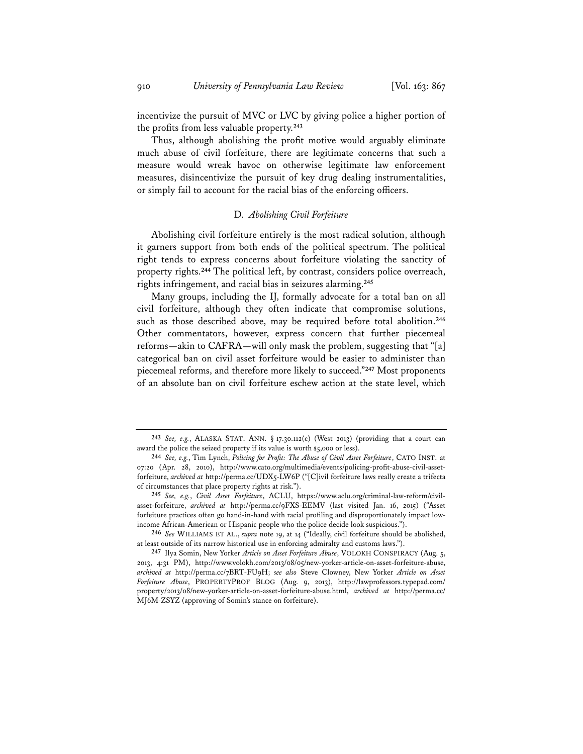incentivize the pursuit of MVC or LVC by giving police a higher portion of the profits from less valuable property.[243]

Thus, although abolishing the profit motive would arguably eliminate much abuse of civil forfeiture, there are legitimate concerns that such a measure would wreak havoc on otherwise legitimate law enforcement measures, disincentivize the pursuit of key drug dealing instrumentalities, or simply fail to account for the racial bias of the enforcing officers.

### D. *Abolishing Civil Forfeiture*

Abolishing civil forfeiture entirely is the most radical solution, although it garners support from both ends of the political spectrum. The political right tends to express concerns about forfeiture violating the sanctity of property rights.[244] The political left, by contrast, considers police overreach, rights infringement, and racial bias in seizures alarming.[245]

Many groups, including the IJ, formally advocate for a total ban on all civil forfeiture, although they often indicate that compromise solutions, such as those described above, may be required before total abolition.[246] Other commentators, however, express concern that further piecemeal reforms—akin to CAFRA—will only mask the problem, suggesting that "[a] categorical ban on civil asset forfeiture would be easier to administer than piecemeal reforms, and therefore more likely to succeed."[247] Most proponents of an absolute ban on civil forfeiture eschew action at the state level, which

---

[243] *See, e.g.*, ALASKA STAT. ANN. § 17.30.112(c) (West 2013) (providing that a court can award the police the seized property if its value is worth $5,000 or less).

[244] *See, e.g.*, Tim Lynch, *Policing for Profit: The Abuse of Civil Asset Forfeiture*, CATO INST. at 07:20 (Apr. 28, 2010), http://www.cato.org/multimedia/events/policing-profit-abuse-civil-asset-forfeiture, *archived at* http://perma.cc/UDX5-LW6P ("[C]ivil forfeiture laws really create a trifecta of circumstances that place property rights at risk.").

[245] *See, e.g.*, *Civil Asset Forfeiture*, ACLU, https://www.aclu.org/criminal-law-reform/civil-asset-forfeiture, *archived at* http://perma.cc/9FXS-EEMV (last visited Jan. 16, 2015) ("Asset forfeiture practices often go hand-in-hand with racial profiling and disproportionately impact low-income African-American or Hispanic people who the police decide look suspicious.").

[246] *See* WILLIAMS ET AL., *supra* note 19, at 14 ("Ideally, civil forfeiture should be abolished, at least outside of its narrow historical use in enforcing admiralty and customs laws.").

[247] Ilya Somin, New Yorker *Article on Asset Forfeiture Abuse*, VOLOKH CONSPIRACY (Aug. 5, 2013, 4:31 PM), http://www.volokh.com/2013/08/05/new-yorker-article-on-asset-forfeiture-abuse, *archived at* http://perma.cc/7BRT-FU9H; *see also* Steve Clowney, New Yorker *Article on Asset Forfeiture Abuse*, PROPERTYPROF BLOG (Aug. 9, 2013), http://lawprofessors.typepad.com/property/2013/08/new-yorker-article-on-asset-forfeiture-abuse.html, *archived at* http://perma.cc/MJ6M-ZSYZ (approving of Somin's stance on forfeiture).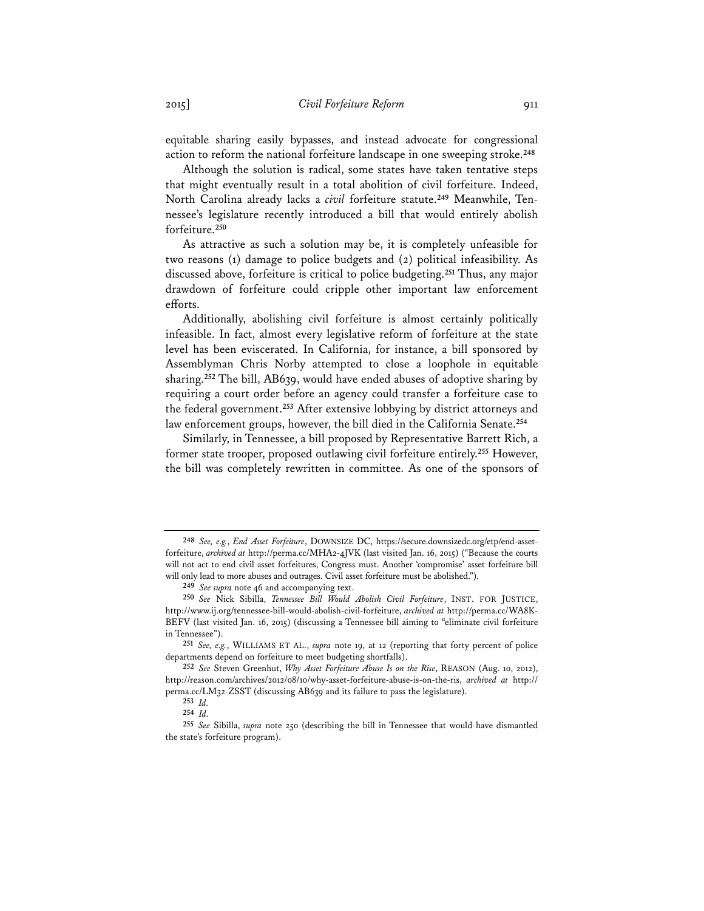equitable sharing easily bypasses, and instead advocate for congressional action to reform the national forfeiture landscape in one sweeping stroke.[248]

Although the solution is radical, some states have taken tentative steps that might eventually result in a total abolition of civil forfeiture. Indeed, North Carolina already lacks a *civil* forfeiture statute.[249] Meanwhile, Tennessee's legislature recently introduced a bill that would entirely abolish forfeiture.[250]

As attractive as such a solution may be, it is completely unfeasible for two reasons (1) damage to police budgets and (2) political infeasibility. As discussed above, forfeiture is critical to police budgeting.[251] Thus, any major drawdown of forfeiture could cripple other important law enforcement efforts.

Additionally, abolishing civil forfeiture is almost certainly politically infeasible. In fact, almost every legislative reform of forfeiture at the state level has been eviscerated. In California, for instance, a bill sponsored by Assemblyman Chris Norby attempted to close a loophole in equitable sharing.[252] The bill, AB639, would have ended abuses of adoptive sharing by requiring a court order before an agency could transfer a forfeiture case to the federal government.[253] After extensive lobbying by district attorneys and law enforcement groups, however, the bill died in the California Senate.[254]

Similarly, in Tennessee, a bill proposed by Representative Barrett Rich, a former state trooper, proposed outlawing civil forfeiture entirely.[255] However, the bill was completely rewritten in committee. As one of the sponsors of

---

[248] *See, e.g.*, *End Asset Forfeiture*, DOWNSIZE DC, https://secure.downsizedc.org/etp/end-asset-forfeiture, *archived at* http://perma.cc/MHA2-4JVK (last visited Jan. 16, 2015) ("Because the courts will not act to end civil asset forfeitures, Congress must. Another 'compromise' asset forfeiture bill will only lead to more abuses and outrages. Civil asset forfeiture must be abolished.").

[249] *See supra* note 46 and accompanying text.

[250] *See* Nick Sibilla, *Tennessee Bill Would Abolish Civil Forfeiture*, INST. FOR JUSTICE, http://www.ij.org/tennessee-bill-would-abolish-civil-forfeiture, *archived at* http://perma.cc/WA8K-BEFV (last visited Jan. 16, 2015) (discussing a Tennessee bill aiming to "eliminate civil forfeiture in Tennessee").

[251] *See, e.g.*, WILLIAMS ET AL., *supra* note 19, at 12 (reporting that forty percent of police departments depend on forfeiture to meet budgeting shortfalls).

[252] *See* Steven Greenhut, *Why Asset Forfeiture Abuse Is on the Rise*, REASON (Aug. 10, 2012), http://reason.com/archives/2012/08/10/why-asset-forfeiture-abuse-is-on-the-ris, *archived at* http://perma.cc/LM32-ZSST (discussing AB639 and its failure to pass the legislature).

[253] *Id.*

[254] *Id.*

[255] *See* Sibilla, *supra* note 250 (describing the bill in Tennessee that would have dismantled the state's forfeiture program).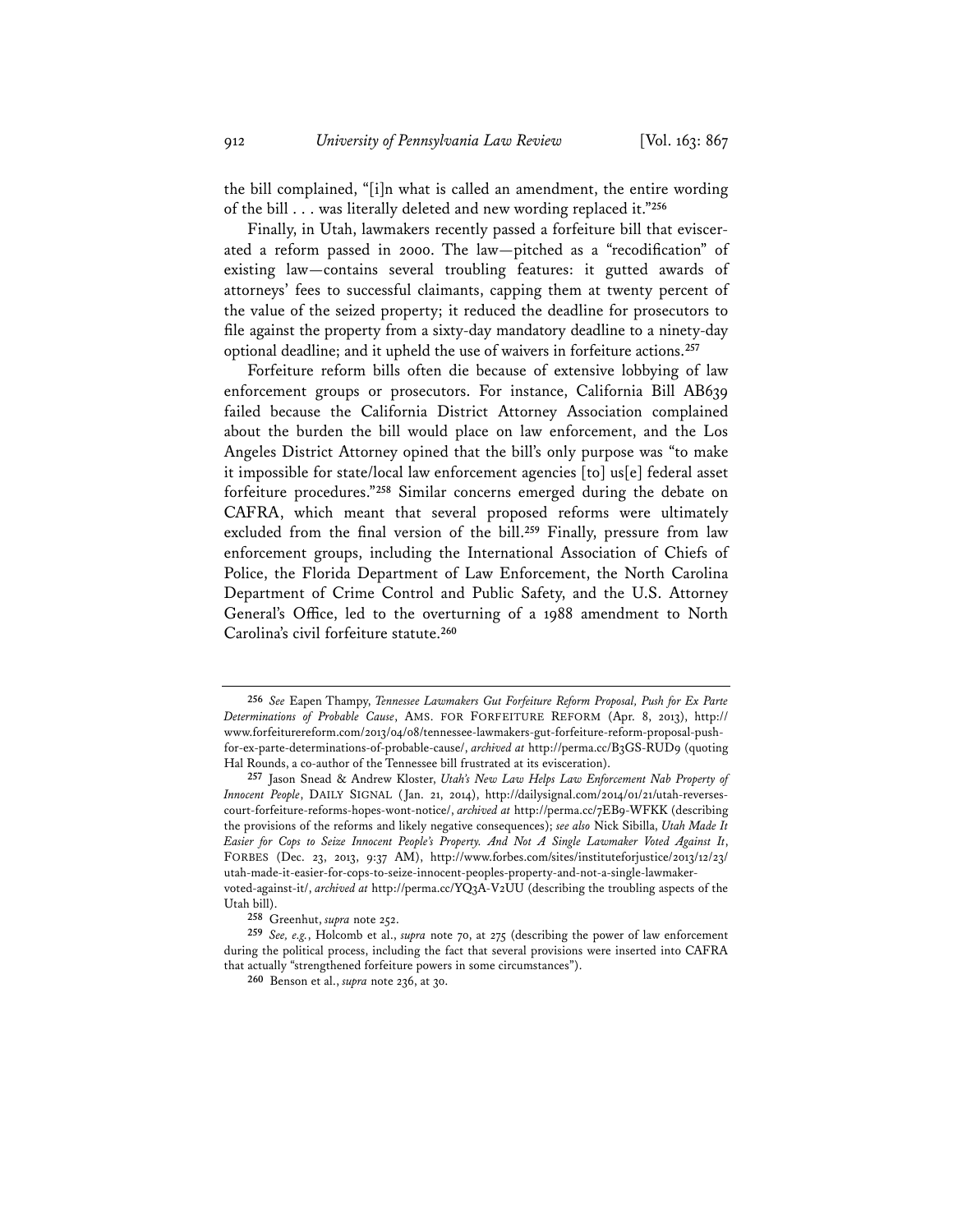the bill complained, "[i]n what is called an amendment, the entire wording of the bill . . . was literally deleted and new wording replaced it."[256]

Finally, in Utah, lawmakers recently passed a forfeiture bill that eviscerated a reform passed in 2000. The law—pitched as a "recodification" of existing law—contains several troubling features: it gutted awards of attorneys' fees to successful claimants, capping them at twenty percent of the value of the seized property; it reduced the deadline for prosecutors to file against the property from a sixty-day mandatory deadline to a ninety-day optional deadline; and it upheld the use of waivers in forfeiture actions.[257]

Forfeiture reform bills often die because of extensive lobbying of law enforcement groups or prosecutors. For instance, California Bill AB639 failed because the California District Attorney Association complained about the burden the bill would place on law enforcement, and the Los Angeles District Attorney opined that the bill's only purpose was "to make it impossible for state/local law enforcement agencies [to] us[e] federal asset forfeiture procedures."[258] Similar concerns emerged during the debate on CAFRA, which meant that several proposed reforms were ultimately excluded from the final version of the bill.[259] Finally, pressure from law enforcement groups, including the International Association of Chiefs of Police, the Florida Department of Law Enforcement, the North Carolina Department of Crime Control and Public Safety, and the U.S. Attorney General's Office, led to the overturning of a 1988 amendment to North Carolina's civil forfeiture statute.[260]

---

[256] *See* Eapen Thampy, *Tennessee Lawmakers Gut Forfeiture Reform Proposal, Push for Ex Parte Determinations of Probable Cause*, AMS. FOR FORFEITURE REFORM (Apr. 8, 2013), http://www.forfeiturereform.com/2013/04/08/tennessee-lawmakers-gut-forfeiture-reform-proposal-push-for-ex-parte-determinations-of-probable-cause/, *archived at* http://perma.cc/B3GS-RUD9 (quoting Hal Rounds, a co-author of the Tennessee bill frustrated at its evisceration).

[257] Jason Snead & Andrew Kloster, *Utah's New Law Helps Law Enforcement Nab Property of Innocent People*, DAILY SIGNAL (Jan. 21, 2014), http://dailysignal.com/2014/01/21/utah-reverses-court-forfeiture-reforms-hopes-wont-notice/, *archived at* http://perma.cc/7EB9-WFKK (describing the provisions of the reforms and likely negative consequences); *see also* Nick Sibilla, *Utah Made It Easier for Cops to Seize Innocent People's Property. And Not A Single Lawmaker Voted Against It*, FORBES (Dec. 23, 2013, 9:37 AM), http://www.forbes.com/sites/instituteforjustice/2013/12/23/utah-made-it-easier-for-cops-to-seize-innocent-peoples-property-and-not-a-single-lawmaker-voted-against-it/, *archived at* http://perma.cc/YQ3A-V2UU (describing the troubling aspects of the Utah bill).

[258] Greenhut, *supra* note 252.

[259] *See, e.g.*, Holcomb et al., *supra* note 70, at 275 (describing the power of law enforcement during the political process, including the fact that several provisions were inserted into CAFRA that actually "strengthened forfeiture powers in some circumstances").

[260] Benson et al., *supra* note 236, at 30.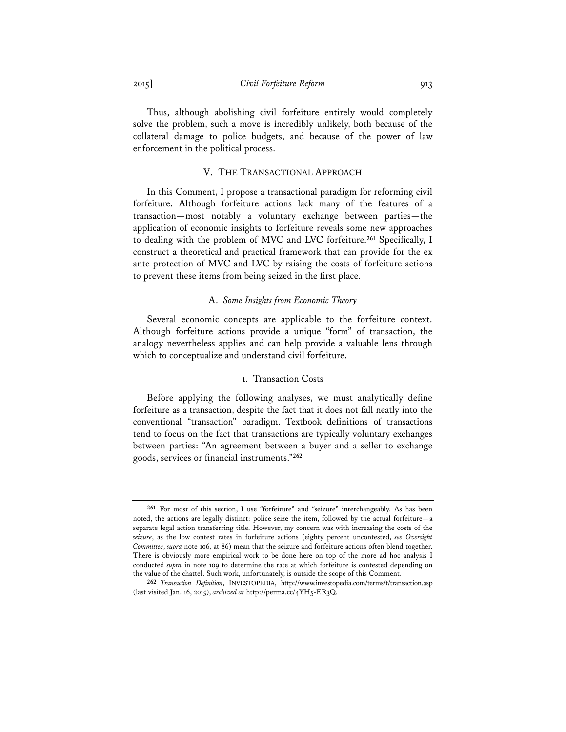Thus, although abolishing civil forfeiture entirely would completely solve the problem, such a move is incredibly unlikely, both because of the collateral damage to police budgets, and because of the power of law enforcement in the political process.

## V. THE TRANSACTIONAL APPROACH

In this Comment, I propose a transactional paradigm for reforming civil forfeiture. Although forfeiture actions lack many of the features of a transaction—most notably a voluntary exchange between parties—the application of economic insights to forfeiture reveals some new approaches to dealing with the problem of MVC and LVC forfeiture.[261] Specifically, I construct a theoretical and practical framework that can provide for the ex ante protection of MVC and LVC by raising the costs of forfeiture actions to prevent these items from being seized in the first place.

### A. *Some Insights from Economic Theory*

Several economic concepts are applicable to the forfeiture context. Although forfeiture actions provide a unique "form" of transaction, the analogy nevertheless applies and can help provide a valuable lens through which to conceptualize and understand civil forfeiture.

#### 1. Transaction Costs

Before applying the following analyses, we must analytically define forfeiture as a transaction, despite the fact that it does not fall neatly into the conventional "transaction" paradigm. Textbook definitions of transactions tend to focus on the fact that transactions are typically voluntary exchanges between parties: "An agreement between a buyer and a seller to exchange goods, services or financial instruments."[262]

---

[261] For most of this section, I use "forfeiture" and "seizure" interchangeably. As has been noted, the actions are legally distinct: police seize the item, followed by the actual forfeiture—a separate legal action transferring title. However, my concern was with increasing the costs of the *seizure*, as the low contest rates in forfeiture actions (eighty percent uncontested, *see Oversight Committee*, *supra* note 106, at 86) mean that the seizure and forfeiture actions often blend together. There is obviously more empirical work to be done here on top of the more ad hoc analysis I conducted *supra* in note 109 to determine the rate at which forfeiture is contested depending on the value of the chattel. Such work, unfortunately, is outside the scope of this Comment.

[262] *Transaction Definition*, INVESTOPEDIA, http://www.investopedia.com/terms/t/transaction.asp (last visited Jan. 16, 2015), *archived at* http://perma.cc/4YH5-ER3Q.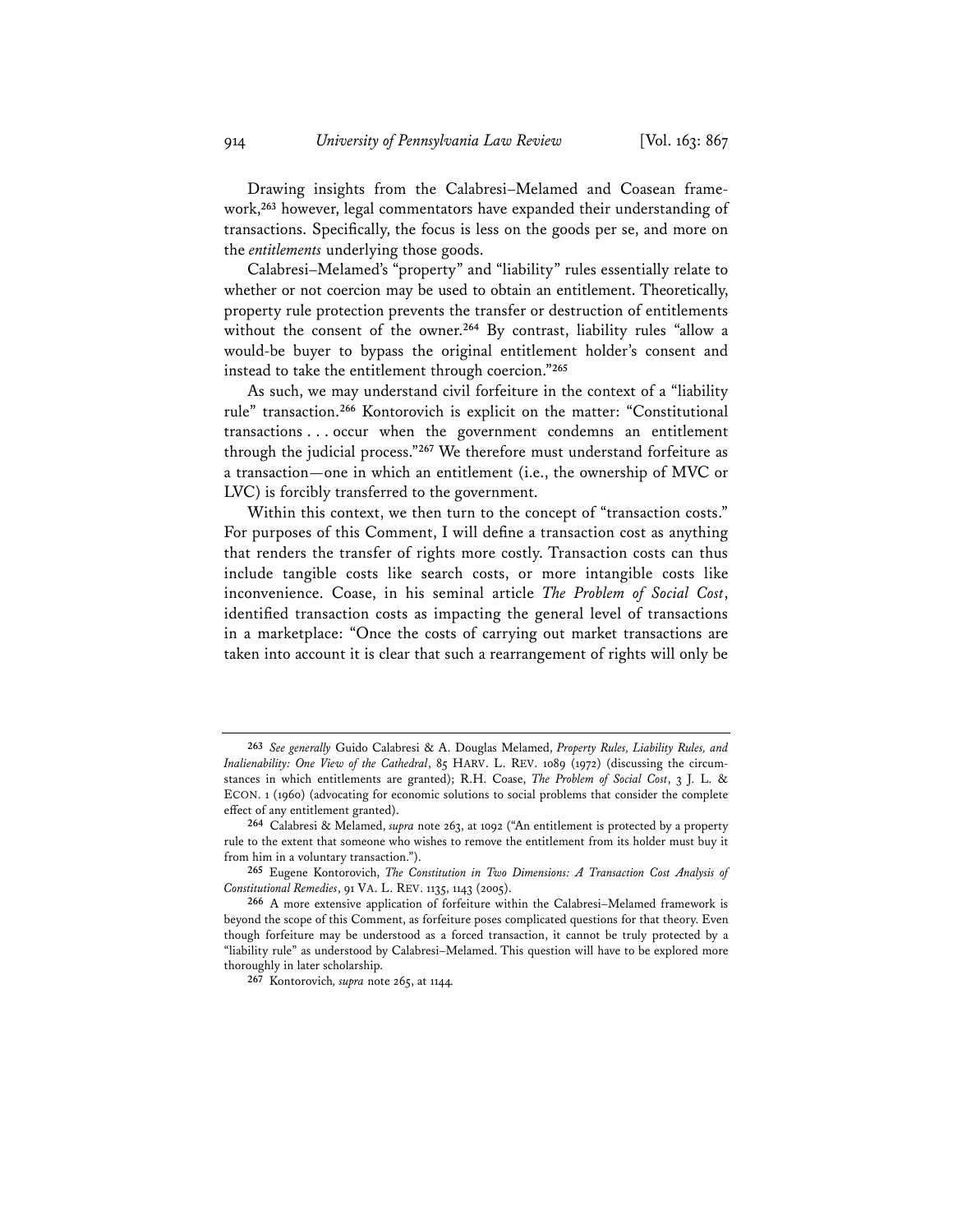Drawing insights from the Calabresi–Melamed and Coasean framework,[263] however, legal commentators have expanded their understanding of transactions. Specifically, the focus is less on the goods per se, and more on the *entitlements* underlying those goods.

Calabresi–Melamed's "property" and "liability" rules essentially relate to whether or not coercion may be used to obtain an entitlement. Theoretically, property rule protection prevents the transfer or destruction of entitlements without the consent of the owner.[264] By contrast, liability rules "allow a would-be buyer to bypass the original entitlement holder's consent and instead to take the entitlement through coercion."[265]

As such, we may understand civil forfeiture in the context of a "liability rule" transaction.[266] Kontorovich is explicit on the matter: "Constitutional transactions . . . occur when the government condemns an entitlement through the judicial process."[267] We therefore must understand forfeiture as a transaction—one in which an entitlement (i.e., the ownership of MVC or LVC) is forcibly transferred to the government.

Within this context, we then turn to the concept of "transaction costs." For purposes of this Comment, I will define a transaction cost as anything that renders the transfer of rights more costly. Transaction costs can thus include tangible costs like search costs, or more intangible costs like inconvenience. Coase, in his seminal article *The Problem of Social Cost*, identified transaction costs as impacting the general level of transactions in a marketplace: "Once the costs of carrying out market transactions are taken into account it is clear that such a rearrangement of rights will only be

---

[263] *See generally* Guido Calabresi & A. Douglas Melamed, *Property Rules, Liability Rules, and Inalienability: One View of the Cathedral*, 85 HARV. L. REV. 1089 (1972) (discussing the circumstances in which entitlements are granted); R.H. Coase, *The Problem of Social Cost*, 3 J. L. & ECON. 1 (1960) (advocating for economic solutions to social problems that consider the complete effect of any entitlement granted).

[264] Calabresi & Melamed, *supra* note 263, at 1092 ("An entitlement is protected by a property rule to the extent that someone who wishes to remove the entitlement from its holder must buy it from him in a voluntary transaction.").

[265] Eugene Kontorovich, *The Constitution in Two Dimensions: A Transaction Cost Analysis of Constitutional Remedies*, 91 VA. L. REV. 1135, 1143 (2005).

[266] A more extensive application of forfeiture within the Calabresi–Melamed framework is beyond the scope of this Comment, as forfeiture poses complicated questions for that theory. Even though forfeiture may be understood as a forced transaction, it cannot be truly protected by a "liability rule" as understood by Calabresi–Melamed. This question will have to be explored more thoroughly in later scholarship.

[267] Kontorovich, *supra* note 265, at 1144.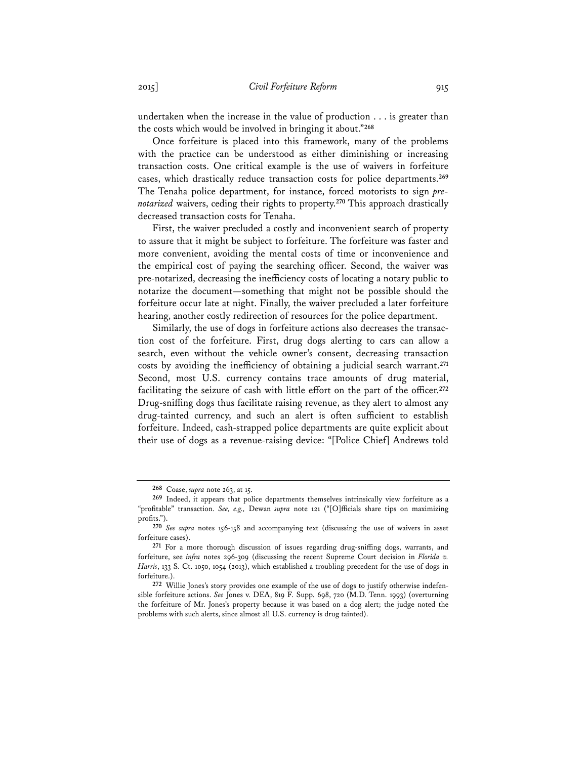undertaken when the increase in the value of production . . . is greater than the costs which would be involved in bringing it about."[268]

Once forfeiture is placed into this framework, many of the problems with the practice can be understood as either diminishing or increasing transaction costs. One critical example is the use of waivers in forfeiture cases, which drastically reduce transaction costs for police departments.[269] The Tenaha police department, for instance, forced motorists to sign *pre-notarized* waivers, ceding their rights to property.[270] This approach drastically decreased transaction costs for Tenaha.

First, the waiver precluded a costly and inconvenient search of property to assure that it might be subject to forfeiture. The forfeiture was faster and more convenient, avoiding the mental costs of time or inconvenience and the empirical cost of paying the searching officer. Second, the waiver was pre-notarized, decreasing the inefficiency costs of locating a notary public to notarize the document—something that might not be possible should the forfeiture occur late at night. Finally, the waiver precluded a later forfeiture hearing, another costly redirection of resources for the police department.

Similarly, the use of dogs in forfeiture actions also decreases the transaction cost of the forfeiture. First, drug dogs alerting to cars can allow a search, even without the vehicle owner's consent, decreasing transaction costs by avoiding the inefficiency of obtaining a judicial search warrant.[271] Second, most U.S. currency contains trace amounts of drug material, facilitating the seizure of cash with little effort on the part of the officer.[272] Drug-sniffing dogs thus facilitate raising revenue, as they alert to almost any drug-tainted currency, and such an alert is often sufficient to establish forfeiture. Indeed, cash-strapped police departments are quite explicit about their use of dogs as a revenue-raising device: "[Police Chief] Andrews told

---

[268] Coase, *supra* note 263, at 15.

[269] Indeed, it appears that police departments themselves intrinsically view forfeiture as a "profitable" transaction. *See, e.g.,* Dewan *supra* note 121 ("[O]fficials share tips on maximizing profits.").

[270] *See supra* notes 156-158 and accompanying text (discussing the use of waivers in asset forfeiture cases).

[271] For a more thorough discussion of issues regarding drug-sniffing dogs, warrants, and forfeiture, see *infra* notes 296-309 (discussing the recent Supreme Court decision in *Florida v. Harris*, 133 S. Ct. 1050, 1054 (2013), which established a troubling precedent for the use of dogs in forfeiture.).

[272] Willie Jones's story provides one example of the use of dogs to justify otherwise indefensible forfeiture actions. *See* Jones v. DEA, 819 F. Supp. 698, 720 (M.D. Tenn. 1993) (overturning the forfeiture of Mr. Jones's property because it was based on a dog alert; the judge noted the problems with such alerts, since almost all U.S. currency is drug tainted).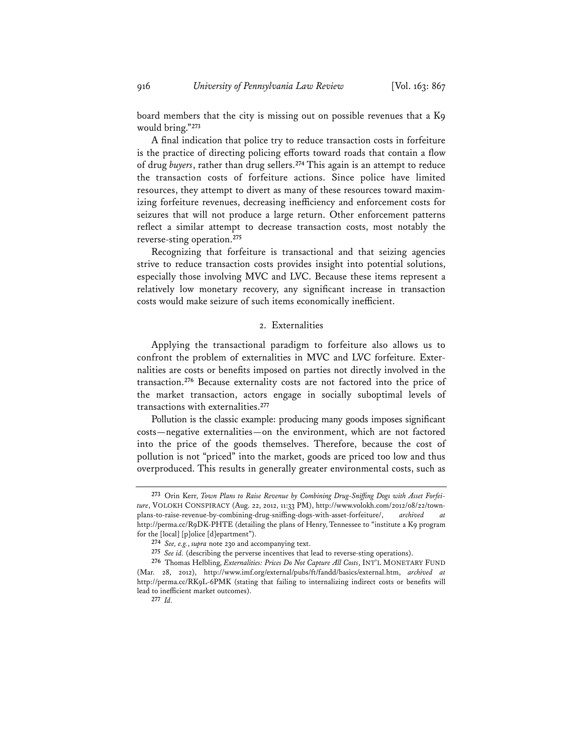board members that the city is missing out on possible revenues that a K9 would bring."[273]

A final indication that police try to reduce transaction costs in forfeiture is the practice of directing policing efforts toward roads that contain a flow of drug *buyers*, rather than drug sellers.[274] This again is an attempt to reduce the transaction costs of forfeiture actions. Since police have limited resources, they attempt to divert as many of these resources toward maximizing forfeiture revenues, decreasing inefficiency and enforcement costs for seizures that will not produce a large return. Other enforcement patterns reflect a similar attempt to decrease transaction costs, most notably the reverse-sting operation.[275]

Recognizing that forfeiture is transactional and that seizing agencies strive to reduce transaction costs provides insight into potential solutions, especially those involving MVC and LVC. Because these items represent a relatively low monetary recovery, any significant increase in transaction costs would make seizure of such items economically inefficient.

### 2. Externalities

Applying the transactional paradigm to forfeiture also allows us to confront the problem of externalities in MVC and LVC forfeiture. Externalities are costs or benefits imposed on parties not directly involved in the transaction.[276] Because externality costs are not factored into the price of the market transaction, actors engage in socially suboptimal levels of transactions with externalities.[277]

Pollution is the classic example: producing many goods imposes significant costs—negative externalities—on the environment, which are not factored into the price of the goods themselves. Therefore, because the cost of pollution is not "priced" into the market, goods are priced too low and thus overproduced. This results in generally greater environmental costs, such as

---

[273] Orin Kerr, *Town Plans to Raise Revenue by Combining Drug-Sniffing Dogs with Asset Forfeiture*, VOLOKH CONSPIRACY (Aug. 22, 2012, 11:33 PM), http://www.volokh.com/2012/08/22/town-plans-to-raise-revenue-by-combining-drug-sniffing-dogs-with-asset-forfeiture/, *archived at* http://perma.cc/R9DK-PHTE (detailing the plans of Henry, Tennessee to "institute a K9 program for the [local] [p]olice [d]epartment").

[274] *See, e.g.*, *supra* note 230 and accompanying text.

[275] *See id.* (describing the perverse incentives that lead to reverse-sting operations).

[276] Thomas Helbling, *Externalities: Prices Do Not Capture All Costs*, INT'L MONETARY FUND (Mar. 28, 2012), http://www.imf.org/external/pubs/ft/fandd/basics/external.htm, *archived at* http://perma.cc/RK9L-6PMK (stating that failing to internalizing indirect costs or benefits will lead to inefficient market outcomes).

[277] *Id.*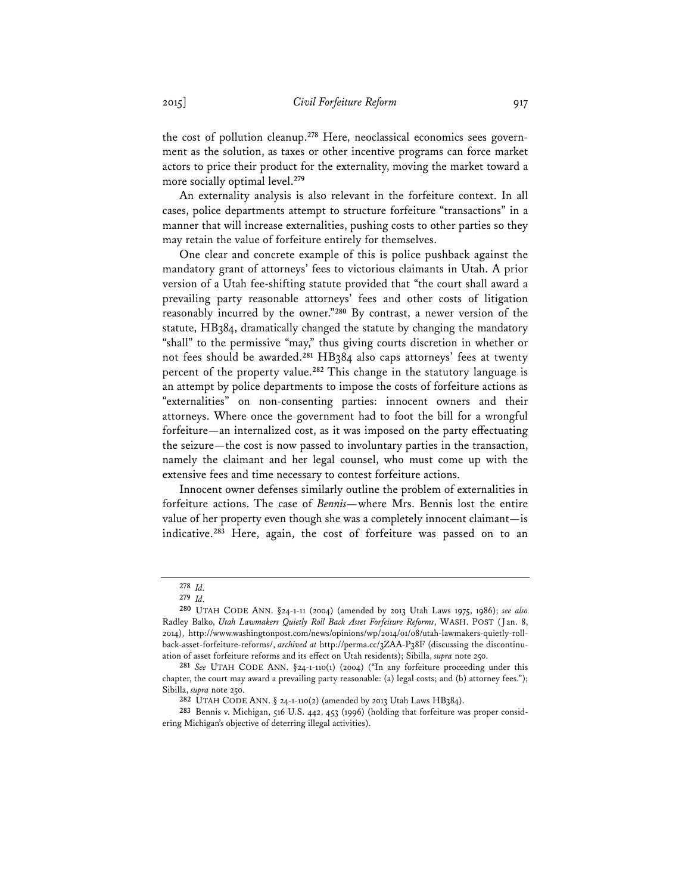the cost of pollution cleanup.[278] Here, neoclassical economics sees government as the solution, as taxes or other incentive programs can force market actors to price their product for the externality, moving the market toward a more socially optimal level.[279]

An externality analysis is also relevant in the forfeiture context. In all cases, police departments attempt to structure forfeiture "transactions" in a manner that will increase externalities, pushing costs to other parties so they may retain the value of forfeiture entirely for themselves.

One clear and concrete example of this is police pushback against the mandatory grant of attorneys' fees to victorious claimants in Utah. A prior version of a Utah fee-shifting statute provided that "the court shall award a prevailing party reasonable attorneys' fees and other costs of litigation reasonably incurred by the owner."[280] By contrast, a newer version of the statute, HB384, dramatically changed the statute by changing the mandatory "shall" to the permissive "may," thus giving courts discretion in whether or not fees should be awarded.[281] HB384 also caps attorneys' fees at twenty percent of the property value.[282] This change in the statutory language is an attempt by police departments to impose the costs of forfeiture actions as "externalities" on non-consenting parties: innocent owners and their attorneys. Where once the government had to foot the bill for a wrongful forfeiture—an internalized cost, as it was imposed on the party effectuating the seizure—the cost is now passed to involuntary parties in the transaction, namely the claimant and her legal counsel, who must come up with the extensive fees and time necessary to contest forfeiture actions.

Innocent owner defenses similarly outline the problem of externalities in forfeiture actions. The case of *Bennis*—where Mrs. Bennis lost the entire value of her property even though she was a completely innocent claimant—is indicative.[283] Here, again, the cost of forfeiture was passed on to an

---

[278] *Id.*

[279] *Id.*

[280] UTAH CODE ANN. §24-1-11 (2004) (amended by 2013 Utah Laws 1975, 1986); *see also* Radley Balko, *Utah Lawmakers Quietly Roll Back Asset Forfeiture Reforms*, WASH. POST (Jan. 8, 2014), http://www.washingtonpost.com/news/opinions/wp/2014/01/08/utah-lawmakers-quietly-roll-back-asset-forfeiture-reforms/, *archived at* http://perma.cc/3ZAA-P38F (discussing the discontinuation of asset forfeiture reforms and its effect on Utah residents); Sibilla, *supra* note 250.

[281] *See* UTAH CODE ANN. §24-1-110(1) (2004) ("In any forfeiture proceeding under this chapter, the court may award a prevailing party reasonable: (a) legal costs; and (b) attorney fees."); Sibilla, *supra* note 250.

[282] UTAH CODE ANN. § 24-1-110(2) (amended by 2013 Utah Laws HB384).

[283] Bennis v. Michigan, 516 U.S. 442, 453 (1996) (holding that forfeiture was proper considering Michigan's objective of deterring illegal activities).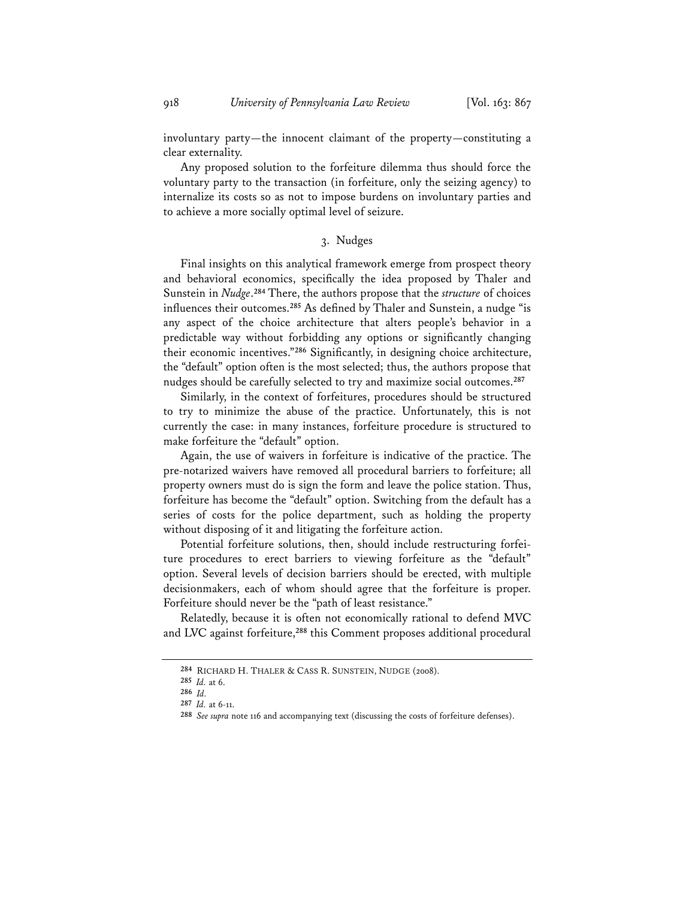involuntary party—the innocent claimant of the property—constituting a clear externality.

Any proposed solution to the forfeiture dilemma thus should force the voluntary party to the transaction (in forfeiture, only the seizing agency) to internalize its costs so as not to impose burdens on involuntary parties and to achieve a more socially optimal level of seizure.

### 3. Nudges

Final insights on this analytical framework emerge from prospect theory and behavioral economics, specifically the idea proposed by Thaler and Sunstein in *Nudge*.[284] There, the authors propose that the *structure* of choices influences their outcomes.[285] As defined by Thaler and Sunstein, a nudge "is any aspect of the choice architecture that alters people's behavior in a predictable way without forbidding any options or significantly changing their economic incentives."[286] Significantly, in designing choice architecture, the "default" option often is the most selected; thus, the authors propose that nudges should be carefully selected to try and maximize social outcomes.[287]

Similarly, in the context of forfeitures, procedures should be structured to try to minimize the abuse of the practice. Unfortunately, this is not currently the case: in many instances, forfeiture procedure is structured to make forfeiture the "default" option.

Again, the use of waivers in forfeiture is indicative of the practice. The pre-notarized waivers have removed all procedural barriers to forfeiture; all property owners must do is sign the form and leave the police station. Thus, forfeiture has become the "default" option. Switching from the default has a series of costs for the police department, such as holding the property without disposing of it and litigating the forfeiture action.

Potential forfeiture solutions, then, should include restructuring forfeiture procedures to erect barriers to viewing forfeiture as the "default" option. Several levels of decision barriers should be erected, with multiple decisionmakers, each of whom should agree that the forfeiture is proper. Forfeiture should never be the "path of least resistance."

Relatedly, because it is often not economically rational to defend MVC and LVC against forfeiture,[288] this Comment proposes additional procedural

---

[284] RICHARD H. THALER & CASS R. SUNSTEIN, NUDGE (2008).

[285] *Id.* at 6.

[286] *Id.*

[287] *Id.* at 6-11.

[288] *See supra* note 116 and accompanying text (discussing the costs of forfeiture defenses).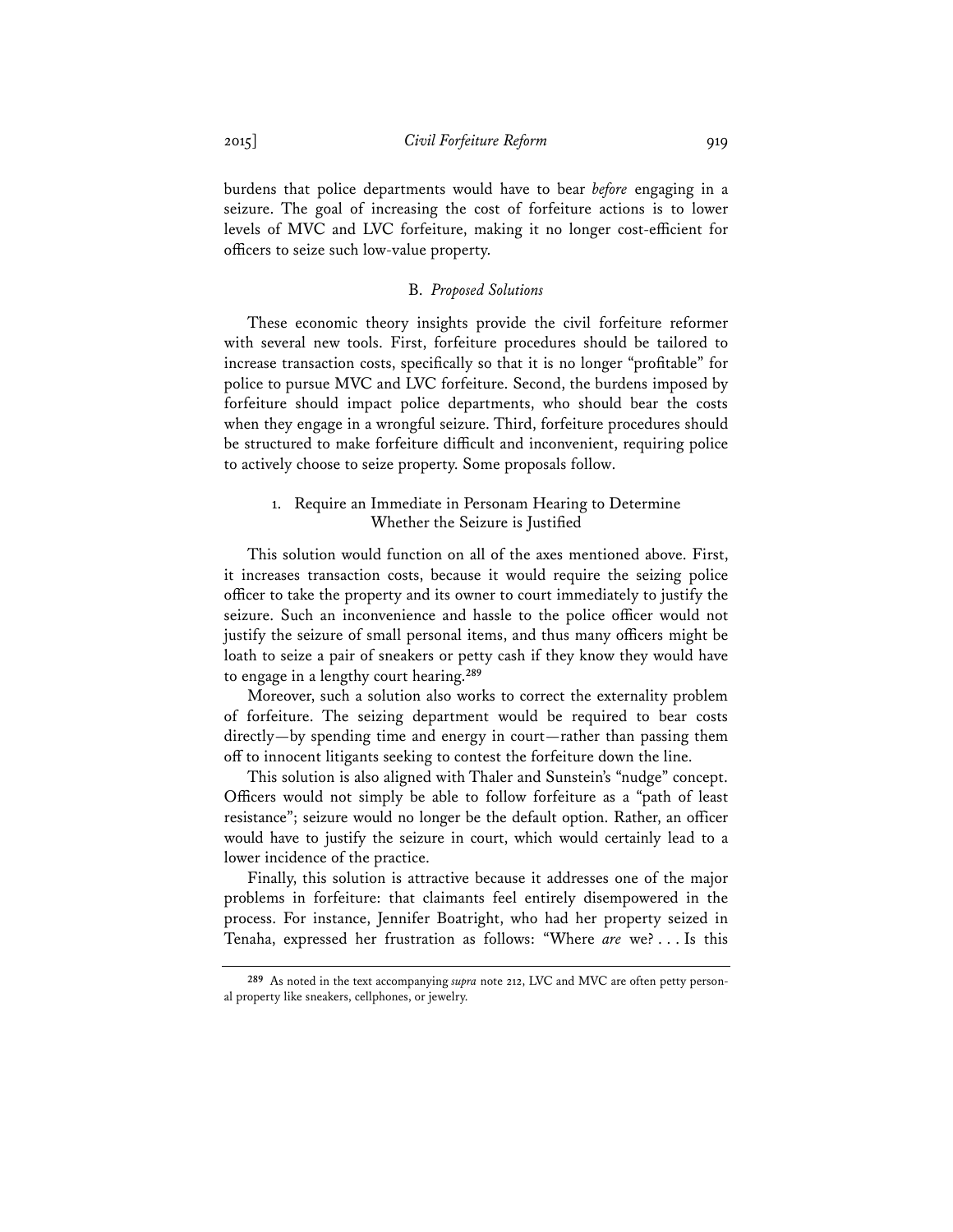burdens that police departments would have to bear *before* engaging in a seizure. The goal of increasing the cost of forfeiture actions is to lower levels of MVC and LVC forfeiture, making it no longer cost-efficient for officers to seize such low-value property.

### B. *Proposed Solutions*

These economic theory insights provide the civil forfeiture reformer with several new tools. First, forfeiture procedures should be tailored to increase transaction costs, specifically so that it is no longer "profitable" for police to pursue MVC and LVC forfeiture. Second, the burdens imposed by forfeiture should impact police departments, who should bear the costs when they engage in a wrongful seizure. Third, forfeiture procedures should be structured to make forfeiture difficult and inconvenient, requiring police to actively choose to seize property. Some proposals follow.

#### 1. Require an Immediate in Personam Hearing to Determine Whether the Seizure is Justified

This solution would function on all of the axes mentioned above. First, it increases transaction costs, because it would require the seizing police officer to take the property and its owner to court immediately to justify the seizure. Such an inconvenience and hassle to the police officer would not justify the seizure of small personal items, and thus many officers might be loath to seize a pair of sneakers or petty cash if they know they would have to engage in a lengthy court hearing.[289]

Moreover, such a solution also works to correct the externality problem of forfeiture. The seizing department would be required to bear costs directly—by spending time and energy in court—rather than passing them off to innocent litigants seeking to contest the forfeiture down the line.

This solution is also aligned with Thaler and Sunstein's "nudge" concept. Officers would not simply be able to follow forfeiture as a "path of least resistance"; seizure would no longer be the default option. Rather, an officer would have to justify the seizure in court, which would certainly lead to a lower incidence of the practice.

Finally, this solution is attractive because it addresses one of the major problems in forfeiture: that claimants feel entirely disempowered in the process. For instance, Jennifer Boatright, who had her property seized in Tenaha, expressed her frustration as follows: "Where *are* we? . . . Is this

---

[289] As noted in the text accompanying *supra* note 212, LVC and MVC are often petty personal property like sneakers, cellphones, or jewelry.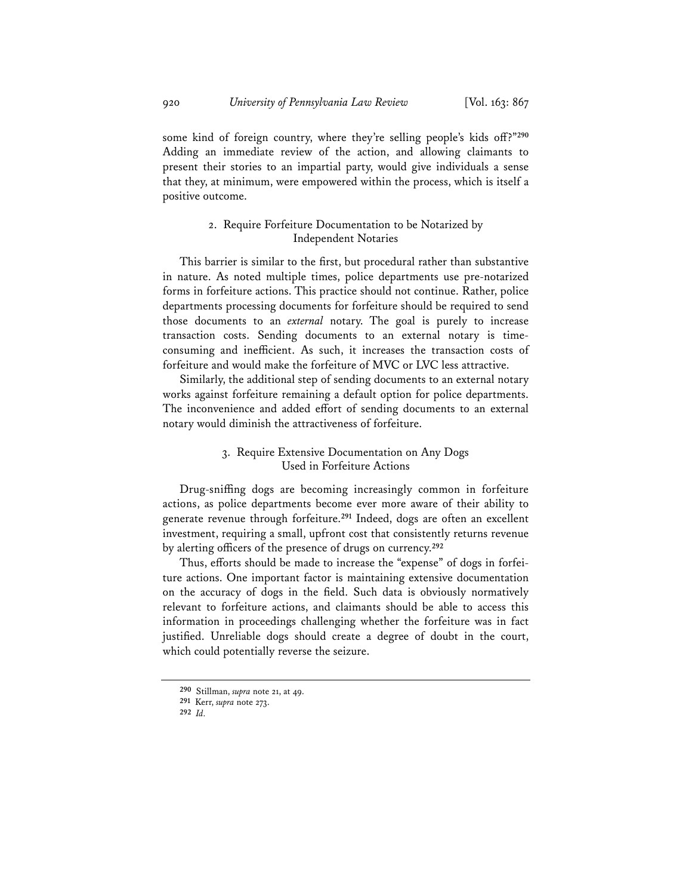some kind of foreign country, where they're selling people's kids off?"[290] Adding an immediate review of the action, and allowing claimants to present their stories to an impartial party, would give individuals a sense that they, at minimum, were empowered within the process, which is itself a positive outcome.

### 2. Require Forfeiture Documentation to be Notarized by Independent Notaries

This barrier is similar to the first, but procedural rather than substantive in nature. As noted multiple times, police departments use pre-notarized forms in forfeiture actions. This practice should not continue. Rather, police departments processing documents for forfeiture should be required to send those documents to an *external* notary. The goal is purely to increase transaction costs. Sending documents to an external notary is time-consuming and inefficient. As such, it increases the transaction costs of forfeiture and would make the forfeiture of MVC or LVC less attractive.

Similarly, the additional step of sending documents to an external notary works against forfeiture remaining a default option for police departments. The inconvenience and added effort of sending documents to an external notary would diminish the attractiveness of forfeiture.

### 3. Require Extensive Documentation on Any Dogs Used in Forfeiture Actions

Drug-sniffing dogs are becoming increasingly common in forfeiture actions, as police departments become ever more aware of their ability to generate revenue through forfeiture.[291] Indeed, dogs are often an excellent investment, requiring a small, upfront cost that consistently returns revenue by alerting officers of the presence of drugs on currency.[292]

Thus, efforts should be made to increase the "expense" of dogs in forfeiture actions. One important factor is maintaining extensive documentation on the accuracy of dogs in the field. Such data is obviously normatively relevant to forfeiture actions, and claimants should be able to access this information in proceedings challenging whether the forfeiture was in fact justified. Unreliable dogs should create a degree of doubt in the court, which could potentially reverse the seizure.

---

[290] Stillman, *supra* note 21, at 49.

[291] Kerr, *supra* note 273.

[292] *Id.*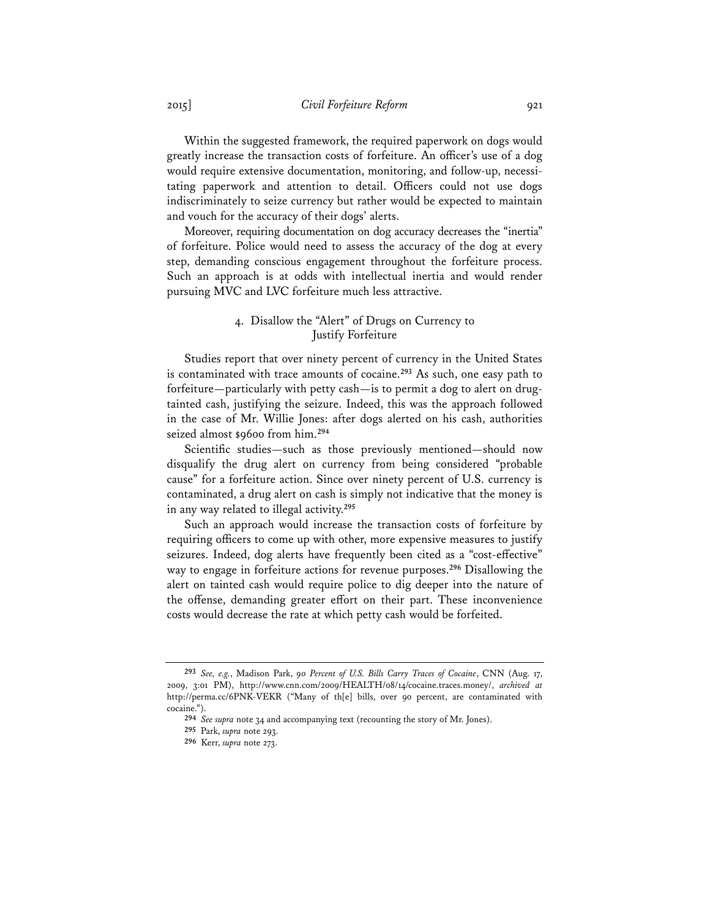Within the suggested framework, the required paperwork on dogs would greatly increase the transaction costs of forfeiture. An officer's use of a dog would require extensive documentation, monitoring, and follow-up, necessitating paperwork and attention to detail. Officers could not use dogs indiscriminately to seize currency but rather would be expected to maintain and vouch for the accuracy of their dogs' alerts.

Moreover, requiring documentation on dog accuracy decreases the "inertia" of forfeiture. Police would need to assess the accuracy of the dog at every step, demanding conscious engagement throughout the forfeiture process. Such an approach is at odds with intellectual inertia and would render pursuing MVC and LVC forfeiture much less attractive.

#### 4. Disallow the "Alert" of Drugs on Currency to Justify Forfeiture

Studies report that over ninety percent of currency in the United States is contaminated with trace amounts of cocaine.[293] As such, one easy path to forfeiture—particularly with petty cash—is to permit a dog to alert on drug-tainted cash, justifying the seizure. Indeed, this was the approach followed in the case of Mr. Willie Jones: after dogs alerted on his cash, authorities seized almost $9600 from him.[294]

Scientific studies—such as those previously mentioned—should now disqualify the drug alert on currency from being considered "probable cause" for a forfeiture action. Since over ninety percent of U.S. currency is contaminated, a drug alert on cash is simply not indicative that the money is in any way related to illegal activity.[295]

Such an approach would increase the transaction costs of forfeiture by requiring officers to come up with other, more expensive measures to justify seizures. Indeed, dog alerts have frequently been cited as a "cost-effective" way to engage in forfeiture actions for revenue purposes.[296] Disallowing the alert on tainted cash would require police to dig deeper into the nature of the offense, demanding greater effort on their part. These inconvenience costs would decrease the rate at which petty cash would be forfeited.

---

[293] *See, e.g.*, Madison Park, *90 Percent of U.S. Bills Carry Traces of Cocaine*, CNN (Aug. 17, 2009, 3:01 PM), http://www.cnn.com/2009/HEALTH/08/14/cocaine.traces.money/, *archived at* http://perma.cc/6PNK-VEKR ("Many of th[e] bills, over 90 percent, are contaminated with cocaine.").

[294] *See supra* note 34 and accompanying text (recounting the story of Mr. Jones).

[295] Park, *supra* note 293.

[296] Kerr, *supra* note 273.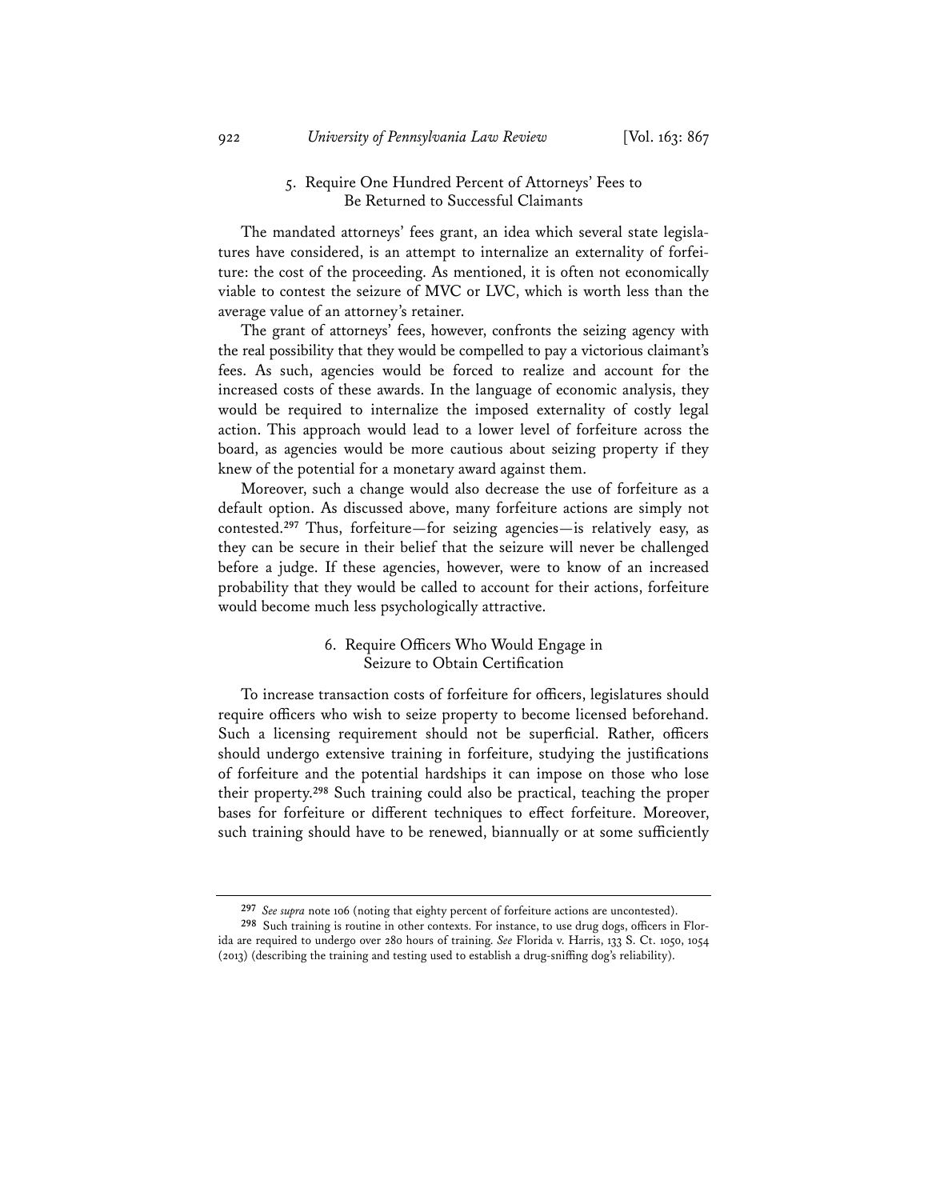### 5. Require One Hundred Percent of Attorneys' Fees to Be Returned to Successful Claimants

The mandated attorneys' fees grant, an idea which several state legislatures have considered, is an attempt to internalize an externality of forfeiture: the cost of the proceeding. As mentioned, it is often not economically viable to contest the seizure of MVC or LVC, which is worth less than the average value of an attorney's retainer.

The grant of attorneys' fees, however, confronts the seizing agency with the real possibility that they would be compelled to pay a victorious claimant's fees. As such, agencies would be forced to realize and account for the increased costs of these awards. In the language of economic analysis, they would be required to internalize the imposed externality of costly legal action. This approach would lead to a lower level of forfeiture across the board, as agencies would be more cautious about seizing property if they knew of the potential for a monetary award against them.

Moreover, such a change would also decrease the use of forfeiture as a default option. As discussed above, many forfeiture actions are simply not contested.[297] Thus, forfeiture—for seizing agencies—is relatively easy, as they can be secure in their belief that the seizure will never be challenged before a judge. If these agencies, however, were to know of an increased probability that they would be called to account for their actions, forfeiture would become much less psychologically attractive.

### 6. Require Officers Who Would Engage in Seizure to Obtain Certification

To increase transaction costs of forfeiture for officers, legislatures should require officers who wish to seize property to become licensed beforehand. Such a licensing requirement should not be superficial. Rather, officers should undergo extensive training in forfeiture, studying the justifications of forfeiture and the potential hardships it can impose on those who lose their property.[298] Such training could also be practical, teaching the proper bases for forfeiture or different techniques to effect forfeiture. Moreover, such training should have to be renewed, biannually or at some sufficiently

---

[297] *See supra* note 106 (noting that eighty percent of forfeiture actions are uncontested).

[298] Such training is routine in other contexts. For instance, to use drug dogs, officers in Florida are required to undergo over 280 hours of training. *See* Florida v. Harris, 133 S. Ct. 1050, 1054 (2013) (describing the training and testing used to establish a drug-sniffing dog's reliability).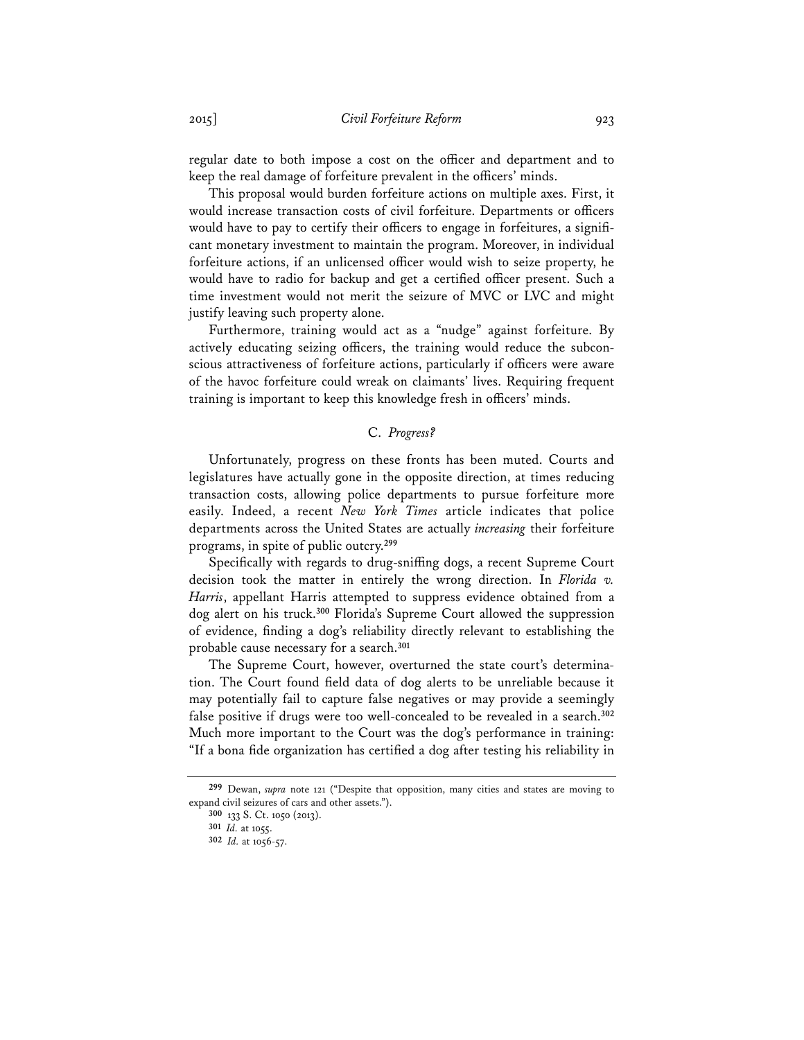regular date to both impose a cost on the officer and department and to keep the real damage of forfeiture prevalent in the officers' minds.

This proposal would burden forfeiture actions on multiple axes. First, it would increase transaction costs of civil forfeiture. Departments or officers would have to pay to certify their officers to engage in forfeitures, a significant monetary investment to maintain the program. Moreover, in individual forfeiture actions, if an unlicensed officer would wish to seize property, he would have to radio for backup and get a certified officer present. Such a time investment would not merit the seizure of MVC or LVC and might justify leaving such property alone.

Furthermore, training would act as a "nudge" against forfeiture. By actively educating seizing officers, the training would reduce the subconscious attractiveness of forfeiture actions, particularly if officers were aware of the havoc forfeiture could wreak on claimants' lives. Requiring frequent training is important to keep this knowledge fresh in officers' minds.

### C. *Progress?*

Unfortunately, progress on these fronts has been muted. Courts and legislatures have actually gone in the opposite direction, at times reducing transaction costs, allowing police departments to pursue forfeiture more easily. Indeed, a recent *New York Times* article indicates that police departments across the United States are actually *increasing* their forfeiture programs, in spite of public outcry.[299]

Specifically with regards to drug-sniffing dogs, a recent Supreme Court decision took the matter in entirely the wrong direction. In *Florida v. Harris*, appellant Harris attempted to suppress evidence obtained from a dog alert on his truck.[300] Florida's Supreme Court allowed the suppression of evidence, finding a dog's reliability directly relevant to establishing the probable cause necessary for a search.[301]

The Supreme Court, however, overturned the state court's determination. The Court found field data of dog alerts to be unreliable because it may potentially fail to capture false negatives or may provide a seemingly false positive if drugs were too well-concealed to be revealed in a search.[302] Much more important to the Court was the dog's performance in training: "If a bona fide organization has certified a dog after testing his reliability in

---

[299] Dewan, *supra* note 121 ("Despite that opposition, many cities and states are moving to expand civil seizures of cars and other assets.").

[300] 133 S. Ct. 1050 (2013).

[301] *Id.* at 1055.

[302] *Id.* at 1056-57.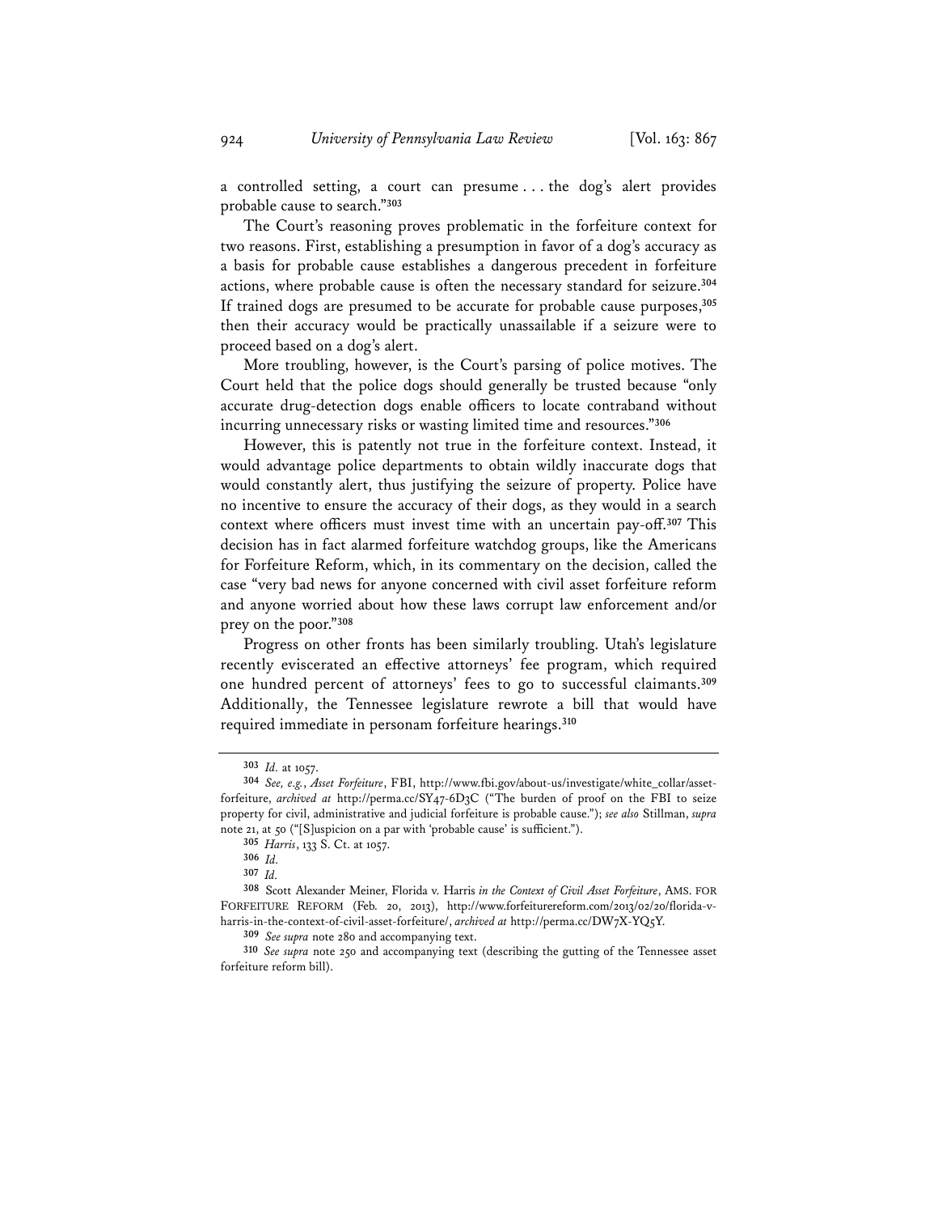a controlled setting, a court can presume . . . the dog's alert provides probable cause to search."[303]

The Court's reasoning proves problematic in the forfeiture context for two reasons. First, establishing a presumption in favor of a dog's accuracy as a basis for probable cause establishes a dangerous precedent in forfeiture actions, where probable cause is often the necessary standard for seizure.[304] If trained dogs are presumed to be accurate for probable cause purposes,[305] then their accuracy would be practically unassailable if a seizure were to proceed based on a dog's alert.

More troubling, however, is the Court's parsing of police motives. The Court held that the police dogs should generally be trusted because "only accurate drug-detection dogs enable officers to locate contraband without incurring unnecessary risks or wasting limited time and resources."[306]

However, this is patently not true in the forfeiture context. Instead, it would advantage police departments to obtain wildly inaccurate dogs that would constantly alert, thus justifying the seizure of property. Police have no incentive to ensure the accuracy of their dogs, as they would in a search context where officers must invest time with an uncertain pay-off.[307] This decision has in fact alarmed forfeiture watchdog groups, like the Americans for Forfeiture Reform, which, in its commentary on the decision, called the case "very bad news for anyone concerned with civil asset forfeiture reform and anyone worried about how these laws corrupt law enforcement and/or prey on the poor."[308]

Progress on other fronts has been similarly troubling. Utah's legislature recently eviscerated an effective attorneys' fee program, which required one hundred percent of attorneys' fees to go to successful claimants.[309] Additionally, the Tennessee legislature rewrote a bill that would have required immediate in personam forfeiture hearings.[310]

---

303 *Id.* at 1057.

304 *See, e.g.*, *Asset Forfeiture*, FBI, http://www.fbi.gov/about-us/investigate/white_collar/asset-forfeiture, *archived at* http://perma.cc/SY47-6D3C ("The burden of proof on the FBI to seize property for civil, administrative and judicial forfeiture is probable cause."); *see also* Stillman, *supra* note 21, at 50 ("[S]uspicion on a par with 'probable cause' is sufficient.").

305 *Harris*, 133 S. Ct. at 1057.

306 *Id.*

307 *Id.*

308 Scott Alexander Meiner, Florida v. Harris *in the Context of Civil Asset Forfeiture*, AMS. FOR FORFEITURE REFORM (Feb. 20, 2013), http://www.forfeiturereform.com/2013/02/20/florida-v-harris-in-the-context-of-civil-asset-forfeiture/, *archived at* http://perma.cc/DW7X-YQ5Y.

309 *See supra* note 280 and accompanying text.

310 *See supra* note 250 and accompanying text (describing the gutting of the Tennessee asset forfeiture reform bill).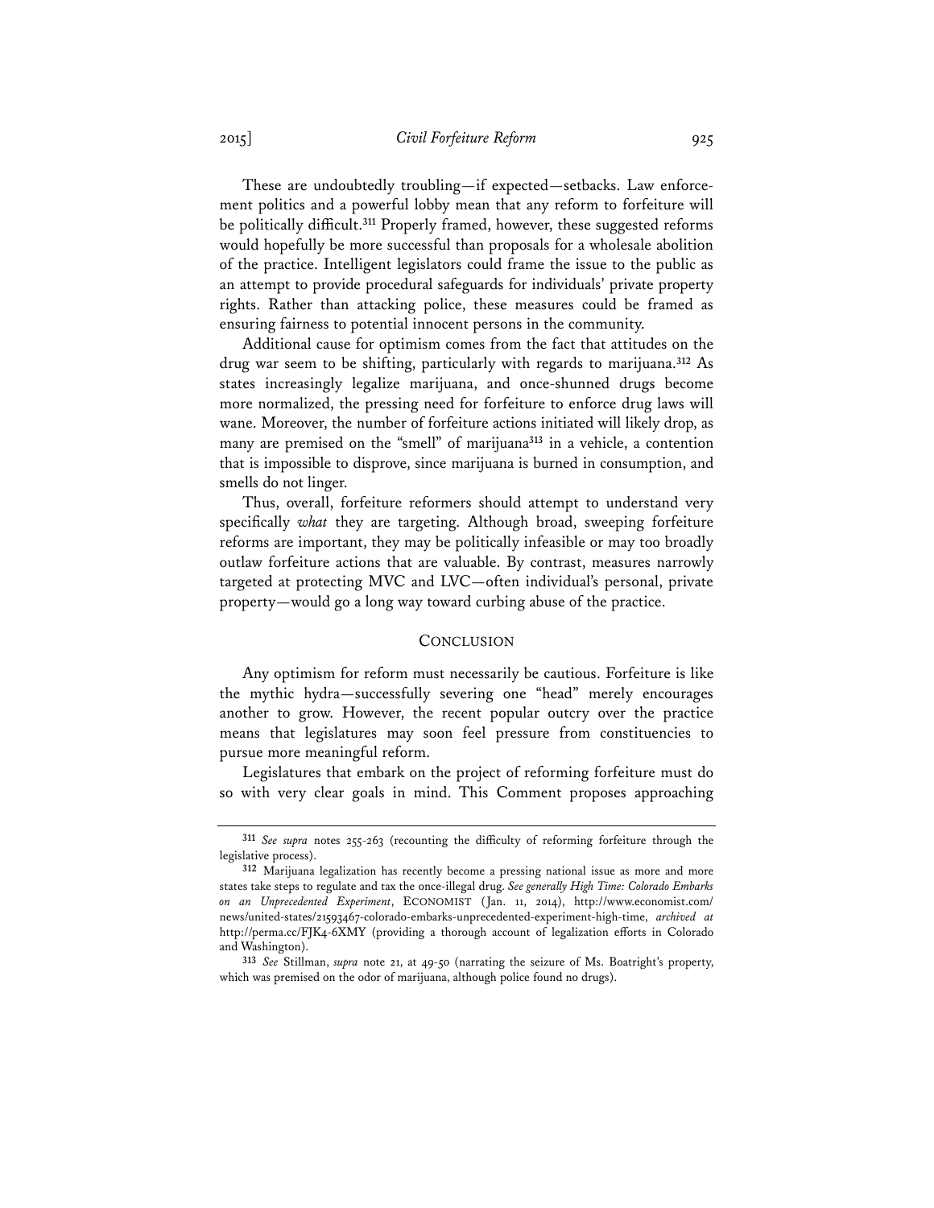These are undoubtedly troubling—if expected—setbacks. Law enforcement politics and a powerful lobby mean that any reform to forfeiture will be politically difficult.[311] Properly framed, however, these suggested reforms would hopefully be more successful than proposals for a wholesale abolition of the practice. Intelligent legislators could frame the issue to the public as an attempt to provide procedural safeguards for individuals' private property rights. Rather than attacking police, these measures could be framed as ensuring fairness to potential innocent persons in the community.

Additional cause for optimism comes from the fact that attitudes on the drug war seem to be shifting, particularly with regards to marijuana.[312] As states increasingly legalize marijuana, and once-shunned drugs become more normalized, the pressing need for forfeiture to enforce drug laws will wane. Moreover, the number of forfeiture actions initiated will likely drop, as many are premised on the "smell" of marijuana[313] in a vehicle, a contention that is impossible to disprove, since marijuana is burned in consumption, and smells do not linger.

Thus, overall, forfeiture reformers should attempt to understand very specifically *what* they are targeting. Although broad, sweeping forfeiture reforms are important, they may be politically infeasible or may too broadly outlaw forfeiture actions that are valuable. By contrast, measures narrowly targeted at protecting MVC and LVC—often individual's personal, private property—would go a long way toward curbing abuse of the practice.

## Conclusion

Any optimism for reform must necessarily be cautious. Forfeiture is like the mythic hydra—successfully severing one "head" merely encourages another to grow. However, the recent popular outcry over the practice means that legislatures may soon feel pressure from constituencies to pursue more meaningful reform.

Legislatures that embark on the project of reforming forfeiture must do so with very clear goals in mind. This Comment proposes approaching

---

[311] *See supra* notes 255-263 (recounting the difficulty of reforming forfeiture through the legislative process).

[312] Marijuana legalization has recently become a pressing national issue as more and more states take steps to regulate and tax the once-illegal drug. *See generally High Time: Colorado Embarks on an Unprecedented Experiment*, ECONOMIST (Jan. 11, 2014), http://www.economist.com/news/united-states/21593467-colorado-embarks-unprecedented-experiment-high-time, *archived at* http://perma.cc/FJK4-6XMY (providing a thorough account of legalization efforts in Colorado and Washington).

[313] *See* Stillman, *supra* note 21, at 49-50 (narrating the seizure of Ms. Boatright's property, which was premised on the odor of marijuana, although police found no drugs).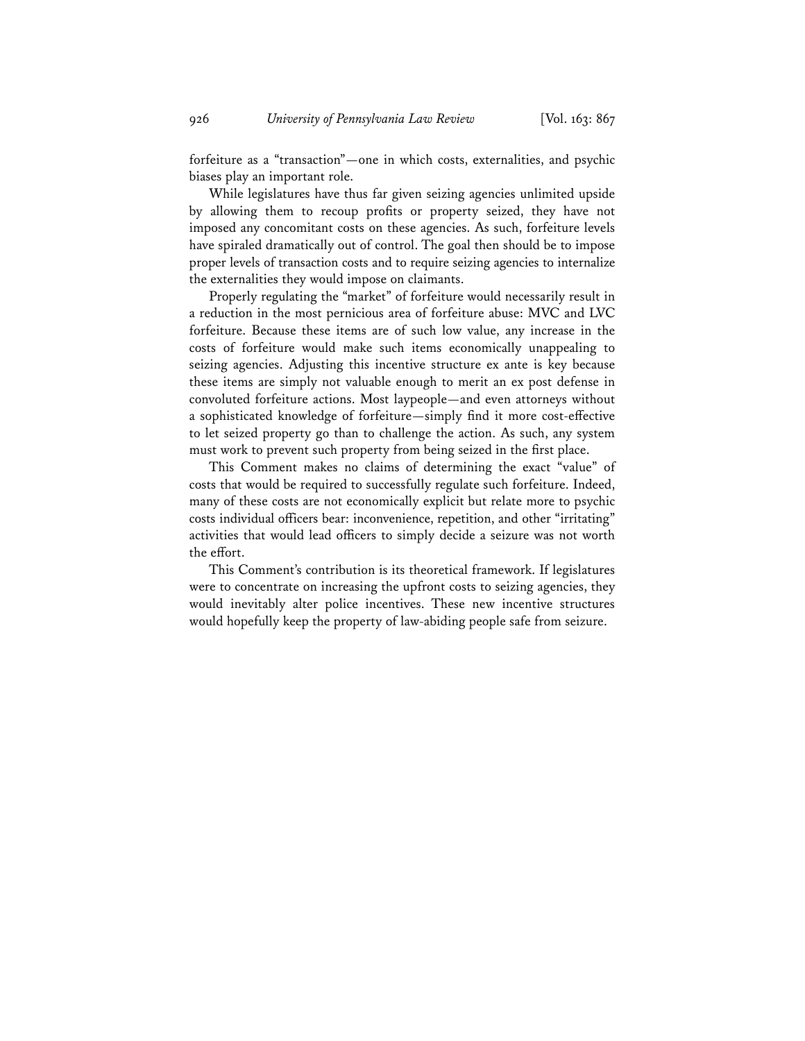forfeiture as a "transaction"—one in which costs, externalities, and psychic biases play an important role.

While legislatures have thus far given seizing agencies unlimited upside by allowing them to recoup profits or property seized, they have not imposed any concomitant costs on these agencies. As such, forfeiture levels have spiraled dramatically out of control. The goal then should be to impose proper levels of transaction costs and to require seizing agencies to internalize the externalities they would impose on claimants.

Properly regulating the "market" of forfeiture would necessarily result in a reduction in the most pernicious area of forfeiture abuse: MVC and LVC forfeiture. Because these items are of such low value, any increase in the costs of forfeiture would make such items economically unappealing to seizing agencies. Adjusting this incentive structure ex ante is key because these items are simply not valuable enough to merit an ex post defense in convoluted forfeiture actions. Most laypeople—and even attorneys without a sophisticated knowledge of forfeiture—simply find it more cost-effective to let seized property go than to challenge the action. As such, any system must work to prevent such property from being seized in the first place.

This Comment makes no claims of determining the exact "value" of costs that would be required to successfully regulate such forfeiture. Indeed, many of these costs are not economically explicit but relate more to psychic costs individual officers bear: inconvenience, repetition, and other "irritating" activities that would lead officers to simply decide a seizure was not worth the effort.

This Comment's contribution is its theoretical framework. If legislatures were to concentrate on increasing the upfront costs to seizing agencies, they would inevitably alter police incentives. These new incentive structures would hopefully keep the property of law-abiding people safe from seizure.